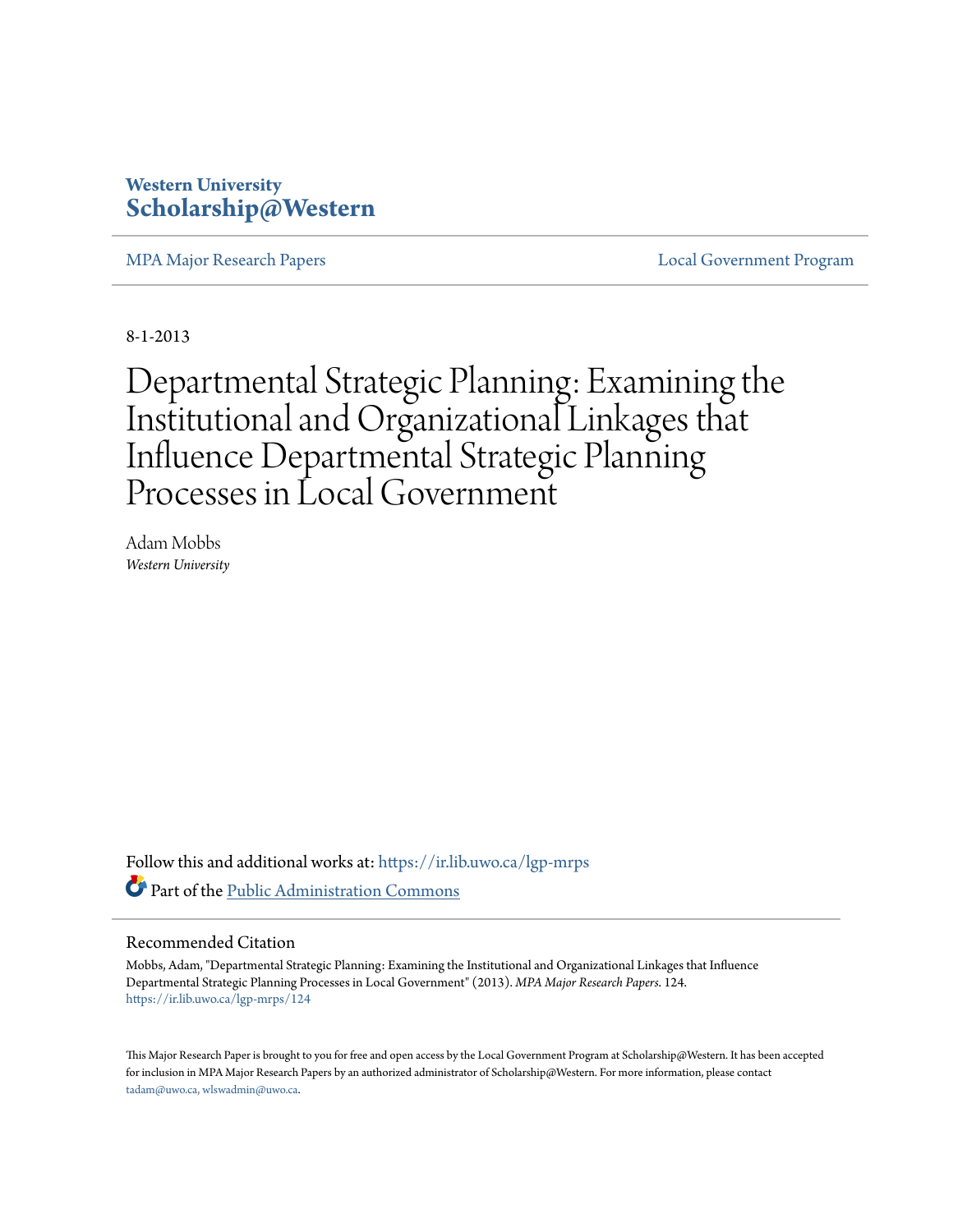Western University
**Scholarship@Western**

MPA Major Research Papers | Local Government Program

8-1-2013

# Departmental Strategic Planning: Examining the Institutional and Organizational Linkages that Influence Departmental Strategic Planning Processes in Local Government

Adam Mobbs
*Western University*

Follow this and additional works at: https://ir.lib.uwo.ca/lgp-mrps

Part of the Public Administration Commons

## Recommended Citation

Mobbs, Adam, "Departmental Strategic Planning: Examining the Institutional and Organizational Linkages that Influence Departmental Strategic Planning Processes in Local Government" (2013). *MPA Major Research Papers*. 124.
https://ir.lib.uwo.ca/lgp-mrps/124

This Major Research Paper is brought to you for free and open access by the Local Government Program at Scholarship@Western. It has been accepted for inclusion in MPA Major Research Papers by an authorized administrator of Scholarship@Western. For more information, please contact tadam@uwo.ca, wlswadmin@uwo.ca.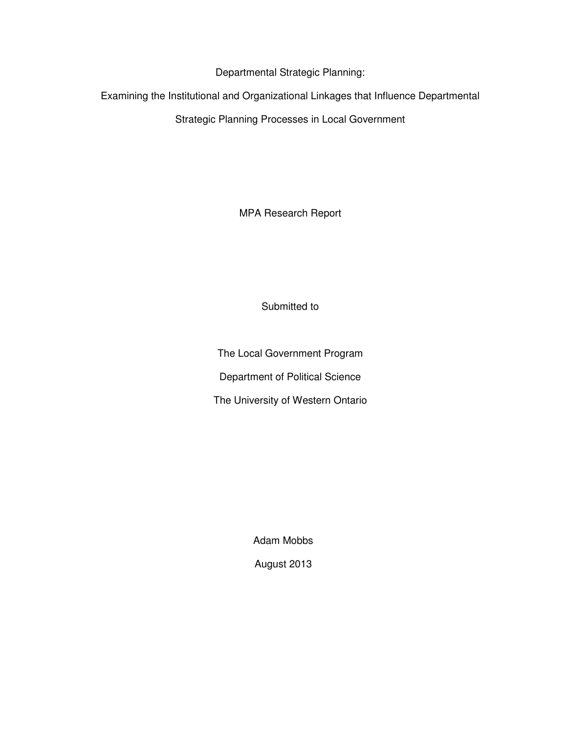# Departmental Strategic Planning:

## Examining the Institutional and Organizational Linkages that Influence Departmental Strategic Planning Processes in Local Government

MPA Research Report

Submitted to

The Local Government Program

Department of Political Science

The University of Western Ontario

Adam Mobbs

August 2013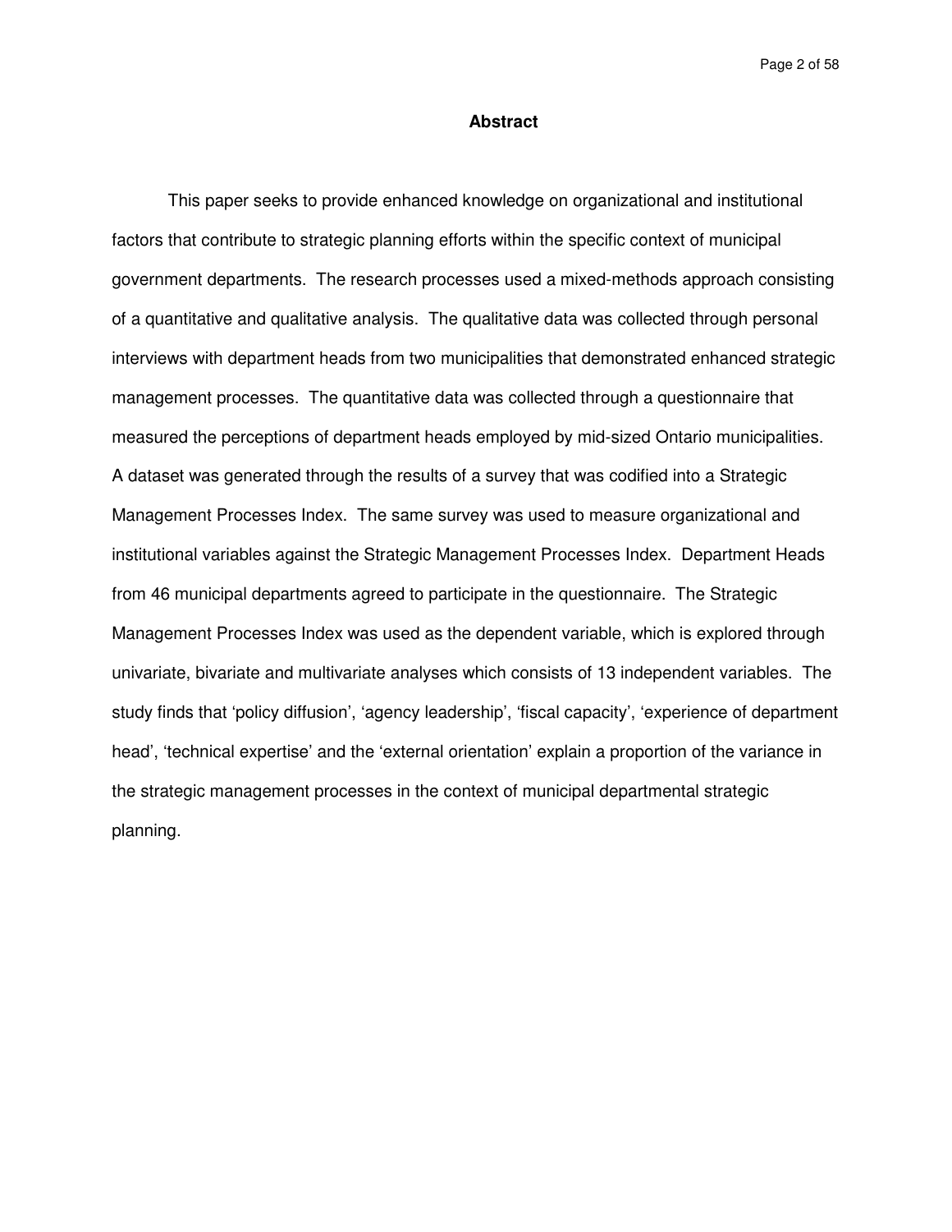## Abstract

This paper seeks to provide enhanced knowledge on organizational and institutional factors that contribute to strategic planning efforts within the specific context of municipal government departments. The research processes used a mixed-methods approach consisting of a quantitative and qualitative analysis. The qualitative data was collected through personal interviews with department heads from two municipalities that demonstrated enhanced strategic management processes. The quantitative data was collected through a questionnaire that measured the perceptions of department heads employed by mid-sized Ontario municipalities. A dataset was generated through the results of a survey that was codified into a Strategic Management Processes Index. The same survey was used to measure organizational and institutional variables against the Strategic Management Processes Index. Department Heads from 46 municipal departments agreed to participate in the questionnaire. The Strategic Management Processes Index was used as the dependent variable, which is explored through univariate, bivariate and multivariate analyses which consists of 13 independent variables. The study finds that 'policy diffusion', 'agency leadership', 'fiscal capacity', 'experience of department head', 'technical expertise' and the 'external orientation' explain a proportion of the variance in the strategic management processes in the context of municipal departmental strategic planning.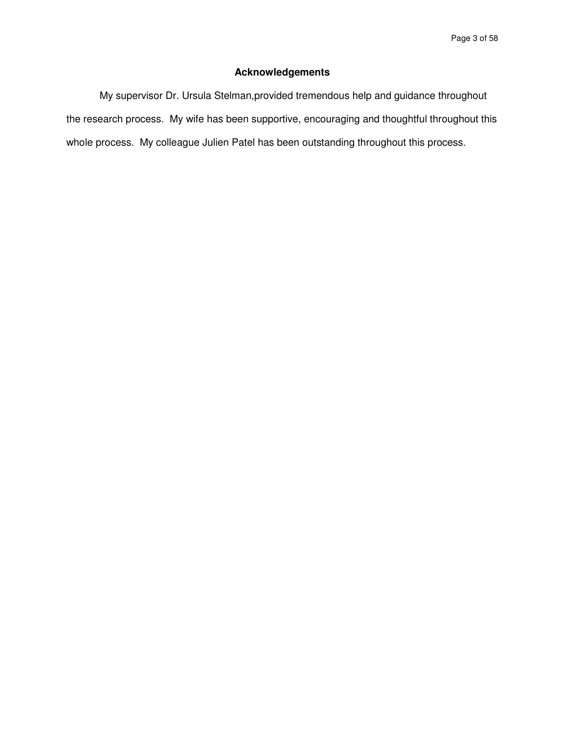## Acknowledgements

My supervisor Dr. Ursula Stelman,provided tremendous help and guidance throughout the research process. My wife has been supportive, encouraging and thoughtful throughout this whole process. My colleague Julien Patel has been outstanding throughout this process.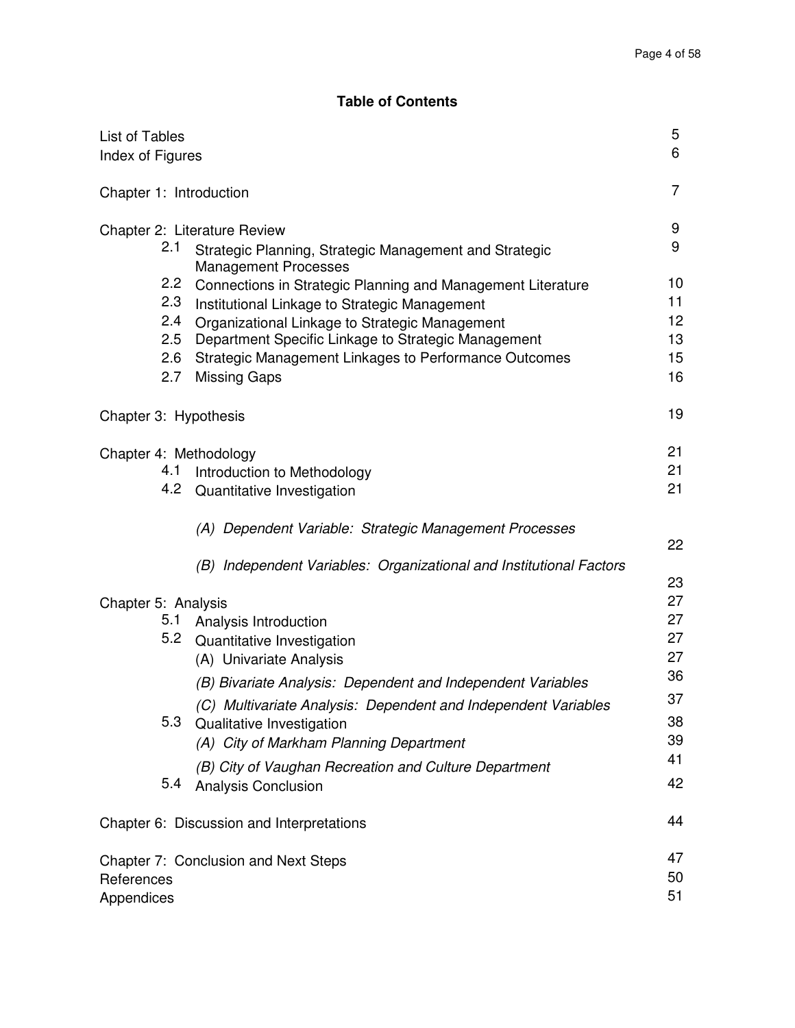## Table of Contents

| | |
|---|---|
| List of Tables | 5 |
| Index of Figures | 6 |
| Chapter 1: Introduction | 7 |
| Chapter 2: Literature Review | 9 |
| 2.1 Strategic Planning, Strategic Management and Strategic Management Processes | 9 |
| 2.2 Connections in Strategic Planning and Management Literature | 10 |
| 2.3 Institutional Linkage to Strategic Management | 11 |
| 2.4 Organizational Linkage to Strategic Management | 12 |
| 2.5 Department Specific Linkage to Strategic Management | 13 |
| 2.6 Strategic Management Linkages to Performance Outcomes | 15 |
| 2.7 Missing Gaps | 16 |
| Chapter 3: Hypothesis | 19 |
| Chapter 4: Methodology | 21 |
| 4.1 Introduction to Methodology | 21 |
| 4.2 Quantitative Investigation | 21 |
| *(A) Dependent Variable: Strategic Management Processes* | 22 |
| *(B) Independent Variables: Organizational and Institutional Factors* | 23 |
| Chapter 5: Analysis | 27 |
| 5.1 Analysis Introduction | 27 |
| 5.2 Quantitative Investigation | 27 |
| (A) Univariate Analysis | 27 |
| *(B) Bivariate Analysis: Dependent and Independent Variables* | 36 |
| *(C) Multivariate Analysis: Dependent and Independent Variables* | 37 |
| 5.3 Qualitative Investigation | 38 |
| *(A) City of Markham Planning Department* | 39 |
| *(B) City of Vaughan Recreation and Culture Department* | 41 |
| 5.4 Analysis Conclusion | 42 |
| Chapter 6: Discussion and Interpretations | 44 |
| Chapter 7: Conclusion and Next Steps | 47 |
| References | 50 |
| Appendices | 51 |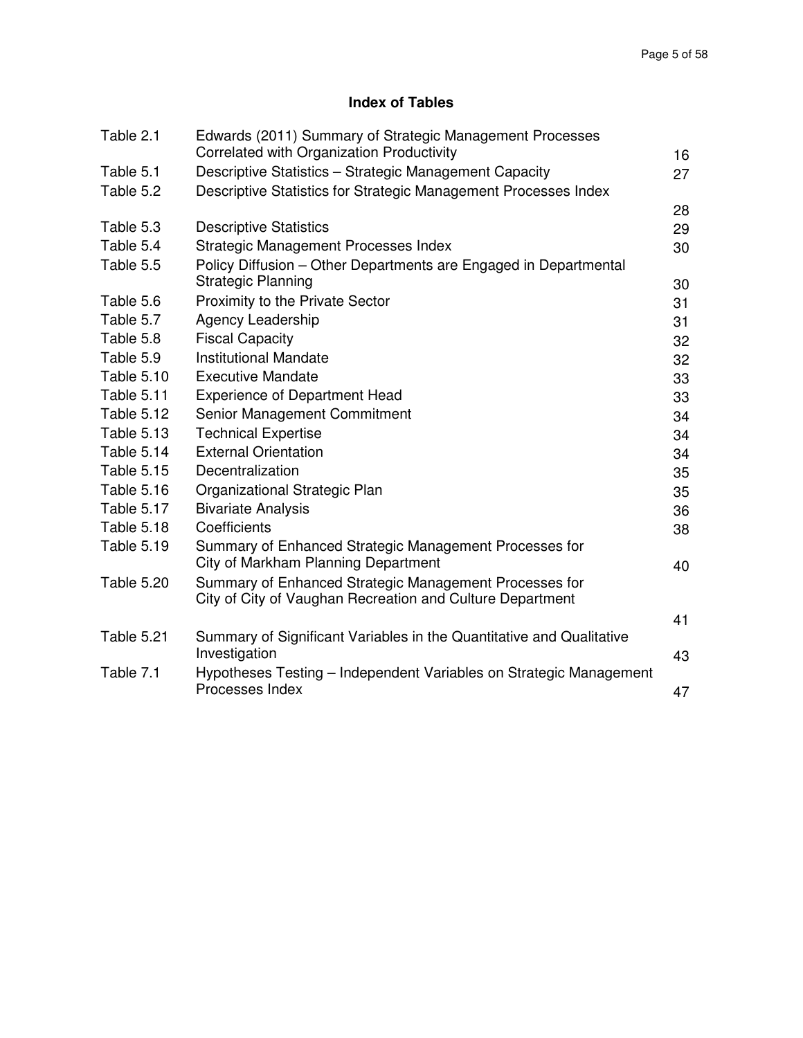# Index of Tables

| | | |
|---|---|---|
| Table 2.1 | Edwards (2011) Summary of Strategic Management Processes Correlated with Organization Productivity | 16 |
| Table 5.1 | Descriptive Statistics – Strategic Management Capacity | 27 |
| Table 5.2 | Descriptive Statistics for Strategic Management Processes Index | 28 |
| Table 5.3 | Descriptive Statistics | 29 |
| Table 5.4 | Strategic Management Processes Index | 30 |
| Table 5.5 | Policy Diffusion – Other Departments are Engaged in Departmental Strategic Planning | 30 |
| Table 5.6 | Proximity to the Private Sector | 31 |
| Table 5.7 | Agency Leadership | 31 |
| Table 5.8 | Fiscal Capacity | 32 |
| Table 5.9 | Institutional Mandate | 32 |
| Table 5.10 | Executive Mandate | 33 |
| Table 5.11 | Experience of Department Head | 33 |
| Table 5.12 | Senior Management Commitment | 34 |
| Table 5.13 | Technical Expertise | 34 |
| Table 5.14 | External Orientation | 34 |
| Table 5.15 | Decentralization | 35 |
| Table 5.16 | Organizational Strategic Plan | 35 |
| Table 5.17 | Bivariate Analysis | 36 |
| Table 5.18 | Coefficients | 38 |
| Table 5.19 | Summary of Enhanced Strategic Management Processes for City of Markham Planning Department | 40 |
| Table 5.20 | Summary of Enhanced Strategic Management Processes for City of City of Vaughan Recreation and Culture Department | 41 |
| Table 5.21 | Summary of Significant Variables in the Quantitative and Qualitative Investigation | 43 |
| Table 7.1 | Hypotheses Testing – Independent Variables on Strategic Management Processes Index | 47 |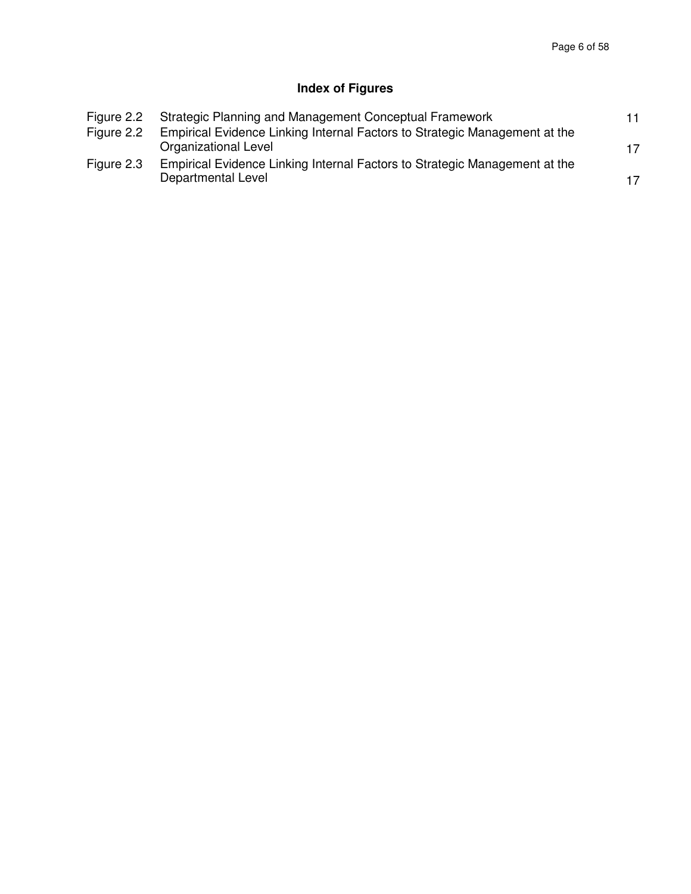## Index of Figures

| | | |
|---|---|---|
| Figure 2.2 | Strategic Planning and Management Conceptual Framework | 11 |
| Figure 2.2 | Empirical Evidence Linking Internal Factors to Strategic Management at the Organizational Level | 17 |
| Figure 2.3 | Empirical Evidence Linking Internal Factors to Strategic Management at the Departmental Level | 17 |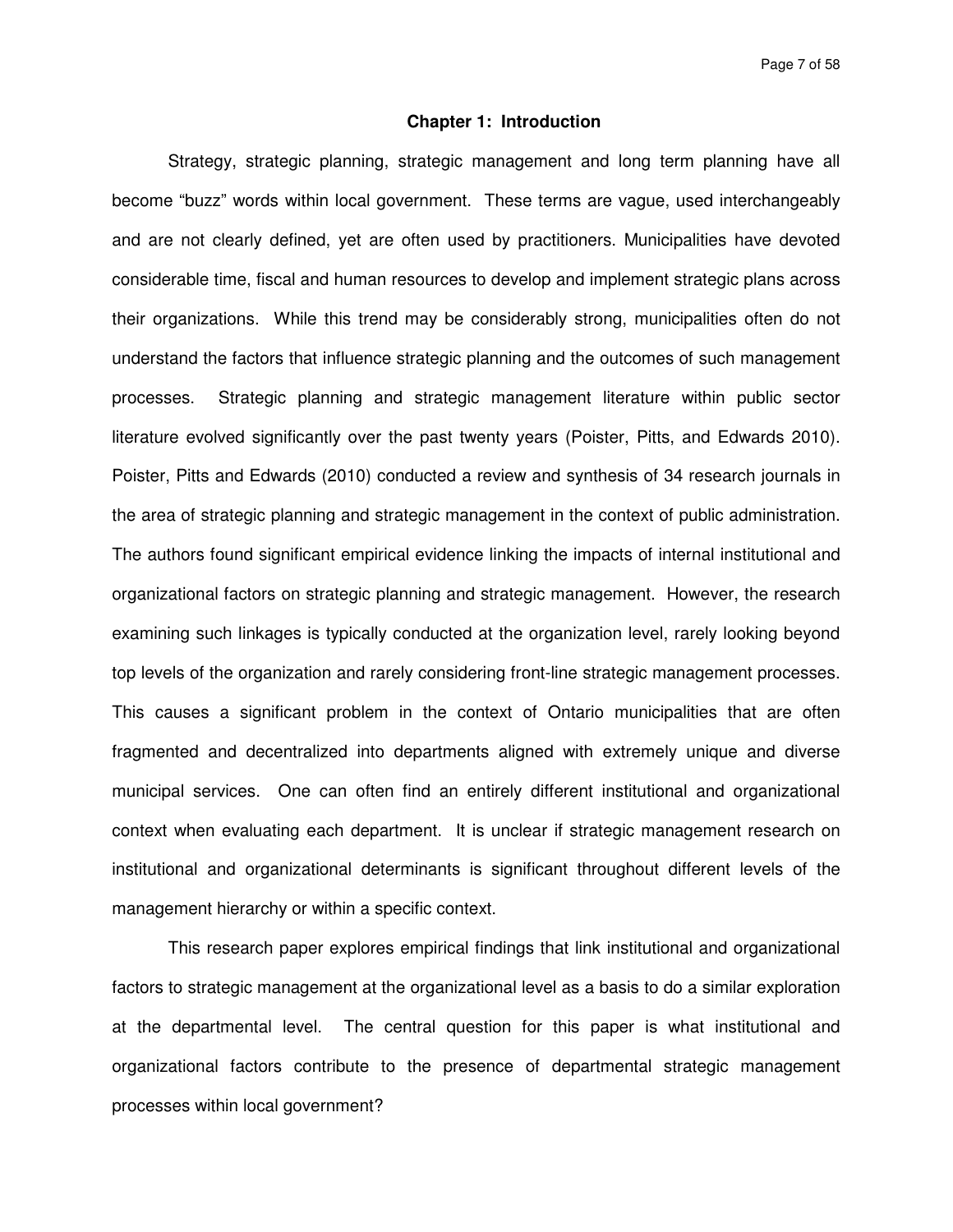# Chapter 1: Introduction

Strategy, strategic planning, strategic management and long term planning have all become "buzz" words within local government. These terms are vague, used interchangeably and are not clearly defined, yet are often used by practitioners. Municipalities have devoted considerable time, fiscal and human resources to develop and implement strategic plans across their organizations. While this trend may be considerably strong, municipalities often do not understand the factors that influence strategic planning and the outcomes of such management processes. Strategic planning and strategic management literature within public sector literature evolved significantly over the past twenty years (Poister, Pitts, and Edwards 2010). Poister, Pitts and Edwards (2010) conducted a review and synthesis of 34 research journals in the area of strategic planning and strategic management in the context of public administration. The authors found significant empirical evidence linking the impacts of internal institutional and organizational factors on strategic planning and strategic management. However, the research examining such linkages is typically conducted at the organization level, rarely looking beyond top levels of the organization and rarely considering front-line strategic management processes. This causes a significant problem in the context of Ontario municipalities that are often fragmented and decentralized into departments aligned with extremely unique and diverse municipal services. One can often find an entirely different institutional and organizational context when evaluating each department. It is unclear if strategic management research on institutional and organizational determinants is significant throughout different levels of the management hierarchy or within a specific context.

This research paper explores empirical findings that link institutional and organizational factors to strategic management at the organizational level as a basis to do a similar exploration at the departmental level. The central question for this paper is what institutional and organizational factors contribute to the presence of departmental strategic management processes within local government?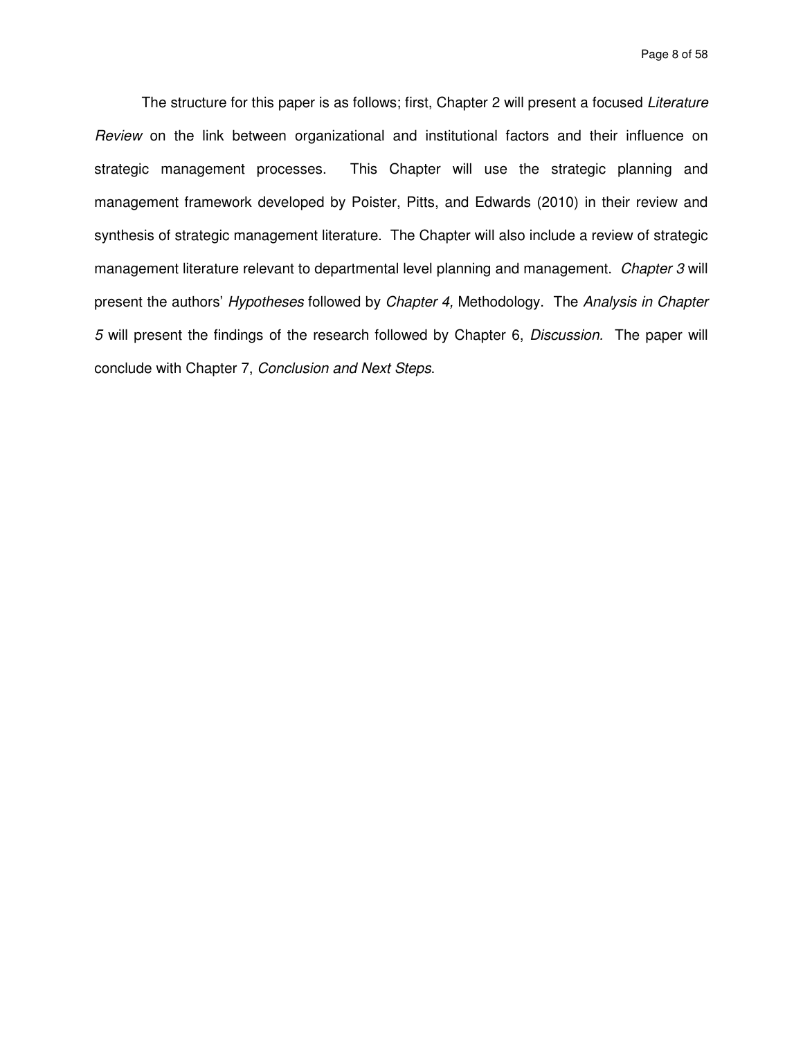The structure for this paper is as follows; first, Chapter 2 will present a focused *Literature Review* on the link between organizational and institutional factors and their influence on strategic management processes. This Chapter will use the strategic planning and management framework developed by Poister, Pitts, and Edwards (2010) in their review and synthesis of strategic management literature. The Chapter will also include a review of strategic management literature relevant to departmental level planning and management. *Chapter 3* will present the authors' *Hypotheses* followed by *Chapter 4,* Methodology. The *Analysis in Chapter 5* will present the findings of the research followed by Chapter 6, *Discussion.* The paper will conclude with Chapter 7, *Conclusion and Next Steps*.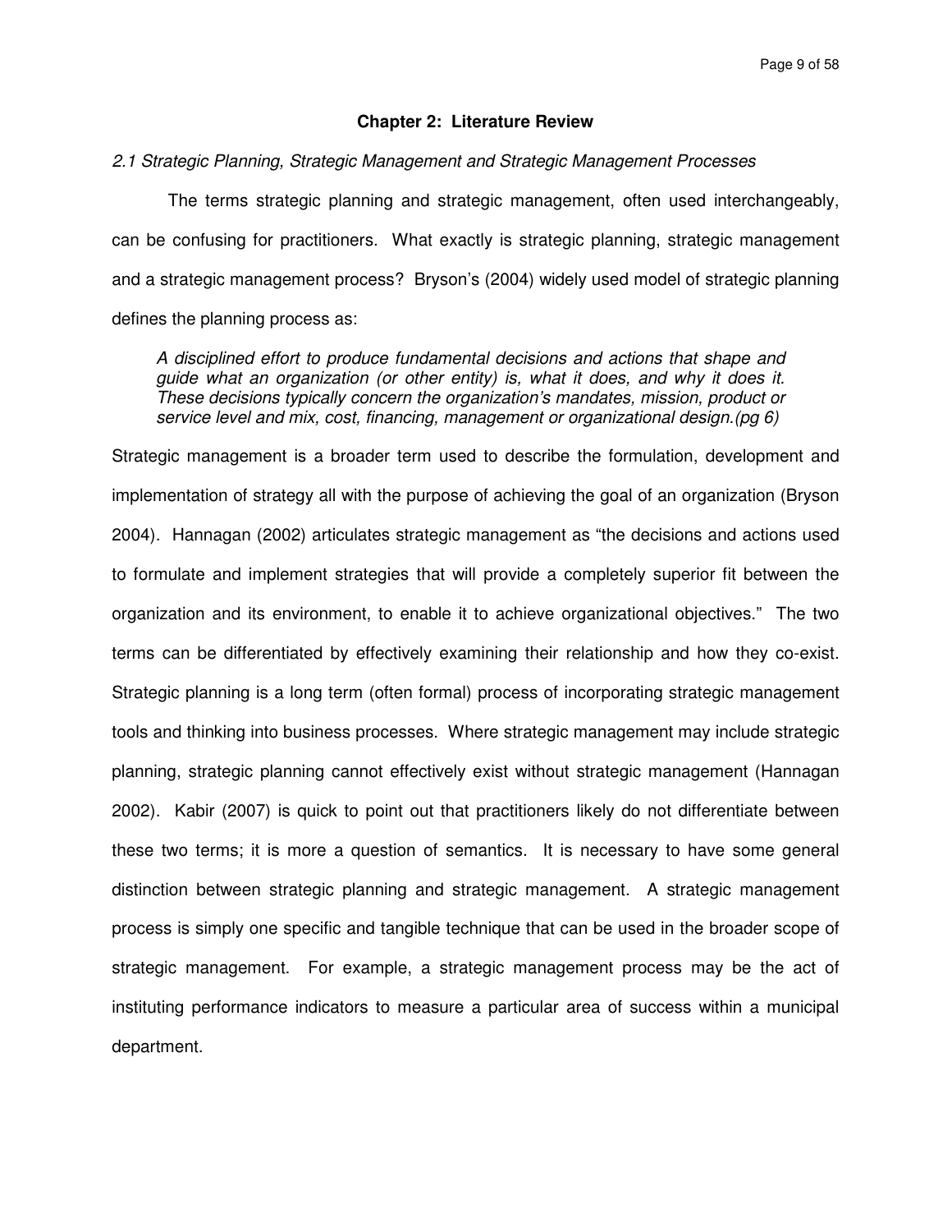# Chapter 2: Literature Review

*2.1 Strategic Planning, Strategic Management and Strategic Management Processes*

The terms strategic planning and strategic management, often used interchangeably, can be confusing for practitioners. What exactly is strategic planning, strategic management and a strategic management process? Bryson's (2004) widely used model of strategic planning defines the planning process as:

> *A disciplined effort to produce fundamental decisions and actions that shape and guide what an organization (or other entity) is, what it does, and why it does it. These decisions typically concern the organization's mandates, mission, product or service level and mix, cost, financing, management or organizational design.(pg 6)*

Strategic management is a broader term used to describe the formulation, development and implementation of strategy all with the purpose of achieving the goal of an organization (Bryson 2004). Hannagan (2002) articulates strategic management as "the decisions and actions used to formulate and implement strategies that will provide a completely superior fit between the organization and its environment, to enable it to achieve organizational objectives." The two terms can be differentiated by effectively examining their relationship and how they co-exist. Strategic planning is a long term (often formal) process of incorporating strategic management tools and thinking into business processes. Where strategic management may include strategic planning, strategic planning cannot effectively exist without strategic management (Hannagan 2002). Kabir (2007) is quick to point out that practitioners likely do not differentiate between these two terms; it is more a question of semantics. It is necessary to have some general distinction between strategic planning and strategic management. A strategic management process is simply one specific and tangible technique that can be used in the broader scope of strategic management. For example, a strategic management process may be the act of instituting performance indicators to measure a particular area of success within a municipal department.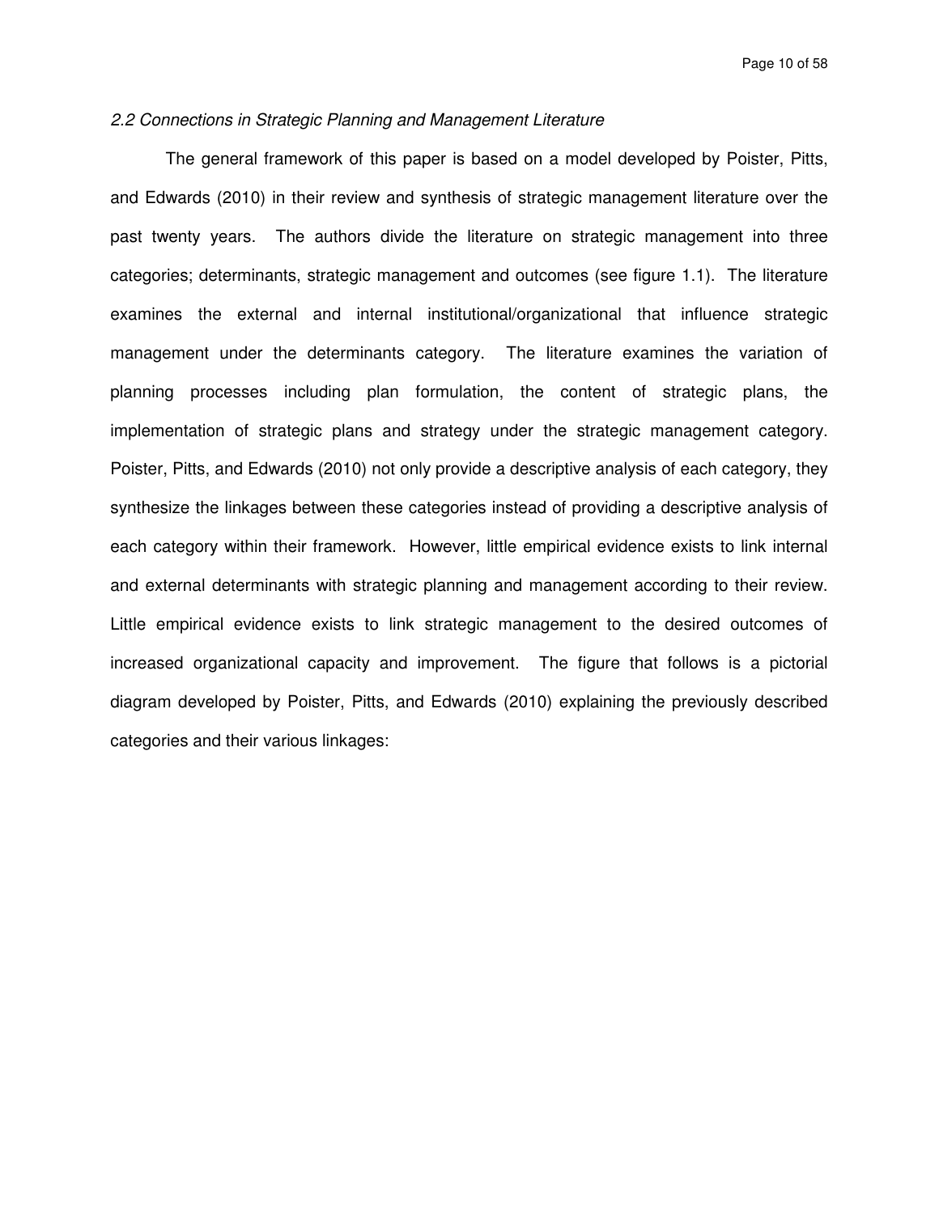*2.2 Connections in Strategic Planning and Management Literature*

The general framework of this paper is based on a model developed by Poister, Pitts, and Edwards (2010) in their review and synthesis of strategic management literature over the past twenty years. The authors divide the literature on strategic management into three categories; determinants, strategic management and outcomes (see figure 1.1). The literature examines the external and internal institutional/organizational that influence strategic management under the determinants category. The literature examines the variation of planning processes including plan formulation, the content of strategic plans, the implementation of strategic plans and strategy under the strategic management category. Poister, Pitts, and Edwards (2010) not only provide a descriptive analysis of each category, they synthesize the linkages between these categories instead of providing a descriptive analysis of each category within their framework. However, little empirical evidence exists to link internal and external determinants with strategic planning and management according to their review. Little empirical evidence exists to link strategic management to the desired outcomes of increased organizational capacity and improvement. The figure that follows is a pictorial diagram developed by Poister, Pitts, and Edwards (2010) explaining the previously described categories and their various linkages: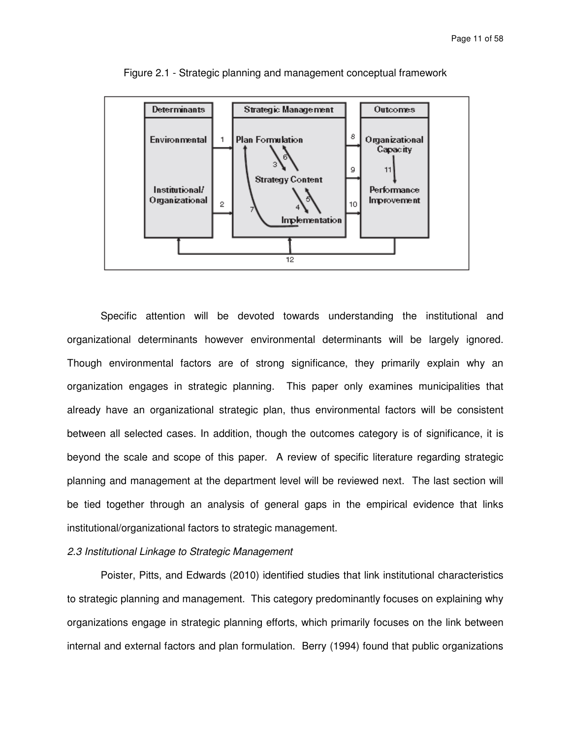Figure 2.1 - Strategic planning and management conceptual framework

Specific attention will be devoted towards understanding the institutional and organizational determinants however environmental determinants will be largely ignored. Though environmental factors are of strong significance, they primarily explain why an organization engages in strategic planning. This paper only examines municipalities that already have an organizational strategic plan, thus environmental factors will be consistent between all selected cases. In addition, though the outcomes category is of significance, it is beyond the scale and scope of this paper. A review of specific literature regarding strategic planning and management at the department level will be reviewed next. The last section will be tied together through an analysis of general gaps in the empirical evidence that links institutional/organizational factors to strategic management.

*2.3 Institutional Linkage to Strategic Management*

Poister, Pitts, and Edwards (2010) identified studies that link institutional characteristics to strategic planning and management. This category predominantly focuses on explaining why organizations engage in strategic planning efforts, which primarily focuses on the link between internal and external factors and plan formulation. Berry (1994) found that public organizations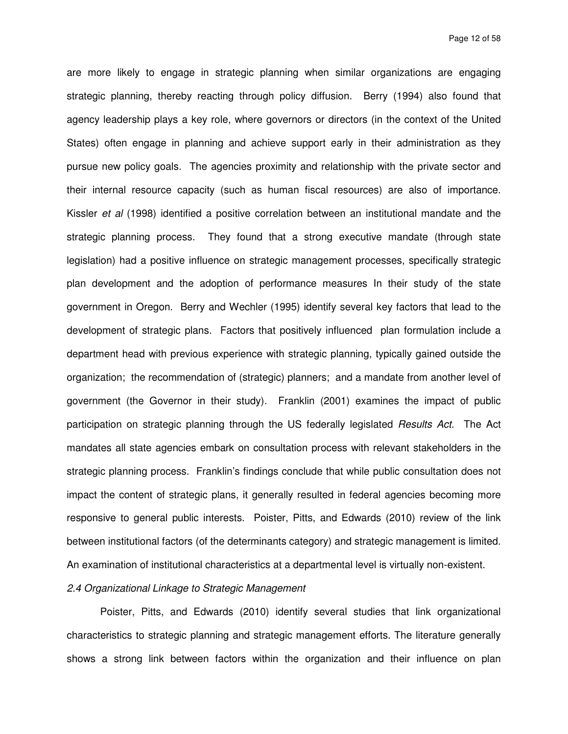are more likely to engage in strategic planning when similar organizations are engaging strategic planning, thereby reacting through policy diffusion. Berry (1994) also found that agency leadership plays a key role, where governors or directors (in the context of the United States) often engage in planning and achieve support early in their administration as they pursue new policy goals. The agencies proximity and relationship with the private sector and their internal resource capacity (such as human fiscal resources) are also of importance. Kissler *et al* (1998) identified a positive correlation between an institutional mandate and the strategic planning process. They found that a strong executive mandate (through state legislation) had a positive influence on strategic management processes, specifically strategic plan development and the adoption of performance measures In their study of the state government in Oregon. Berry and Wechler (1995) identify several key factors that lead to the development of strategic plans. Factors that positively influenced plan formulation include a department head with previous experience with strategic planning, typically gained outside the organization; the recommendation of (strategic) planners; and a mandate from another level of government (the Governor in their study). Franklin (2001) examines the impact of public participation on strategic planning through the US federally legislated *Results Act.* The Act mandates all state agencies embark on consultation process with relevant stakeholders in the strategic planning process. Franklin's findings conclude that while public consultation does not impact the content of strategic plans, it generally resulted in federal agencies becoming more responsive to general public interests. Poister, Pitts, and Edwards (2010) review of the link between institutional factors (of the determinants category) and strategic management is limited. An examination of institutional characteristics at a departmental level is virtually non-existent.

### *2.4 Organizational Linkage to Strategic Management*

Poister, Pitts, and Edwards (2010) identify several studies that link organizational characteristics to strategic planning and strategic management efforts. The literature generally shows a strong link between factors within the organization and their influence on plan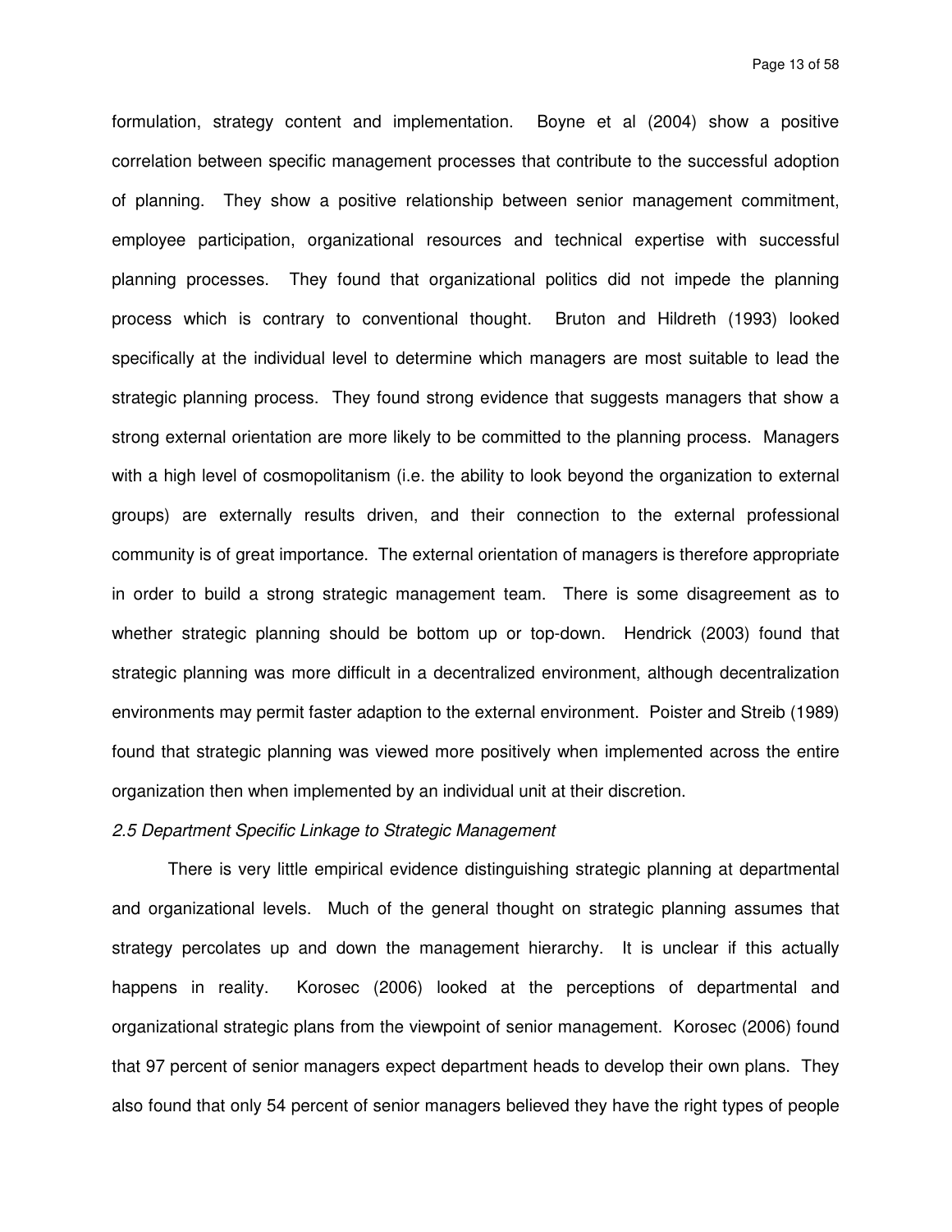formulation, strategy content and implementation. Boyne et al (2004) show a positive correlation between specific management processes that contribute to the successful adoption of planning. They show a positive relationship between senior management commitment, employee participation, organizational resources and technical expertise with successful planning processes. They found that organizational politics did not impede the planning process which is contrary to conventional thought. Bruton and Hildreth (1993) looked specifically at the individual level to determine which managers are most suitable to lead the strategic planning process. They found strong evidence that suggests managers that show a strong external orientation are more likely to be committed to the planning process. Managers with a high level of cosmopolitanism (i.e. the ability to look beyond the organization to external groups) are externally results driven, and their connection to the external professional community is of great importance. The external orientation of managers is therefore appropriate in order to build a strong strategic management team. There is some disagreement as to whether strategic planning should be bottom up or top-down. Hendrick (2003) found that strategic planning was more difficult in a decentralized environment, although decentralization environments may permit faster adaption to the external environment. Poister and Streib (1989) found that strategic planning was viewed more positively when implemented across the entire organization then when implemented by an individual unit at their discretion.

*2.5 Department Specific Linkage to Strategic Management*

There is very little empirical evidence distinguishing strategic planning at departmental and organizational levels. Much of the general thought on strategic planning assumes that strategy percolates up and down the management hierarchy. It is unclear if this actually happens in reality. Korosec (2006) looked at the perceptions of departmental and organizational strategic plans from the viewpoint of senior management. Korosec (2006) found that 97 percent of senior managers expect department heads to develop their own plans. They also found that only 54 percent of senior managers believed they have the right types of people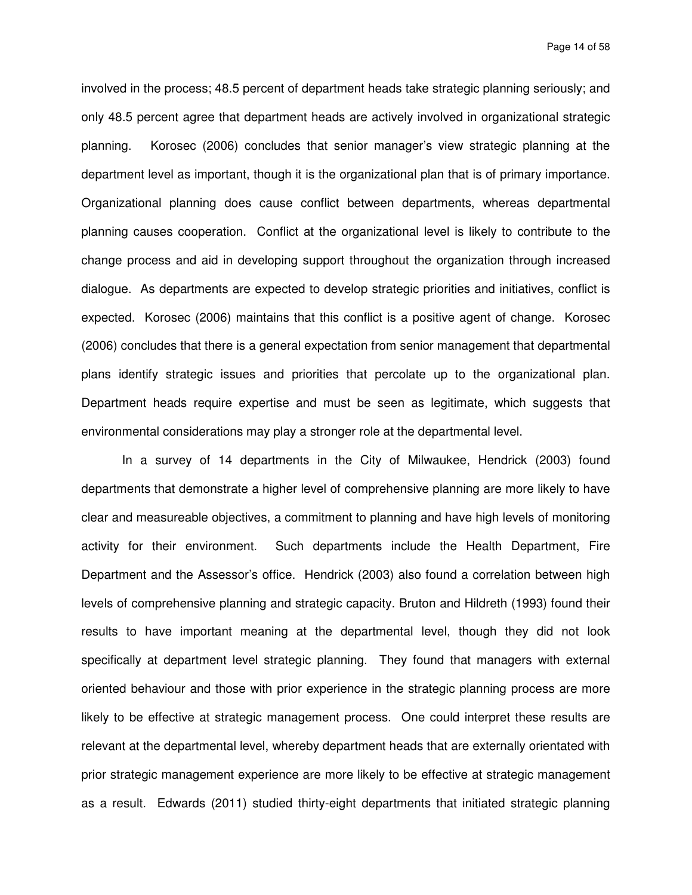involved in the process; 48.5 percent of department heads take strategic planning seriously; and only 48.5 percent agree that department heads are actively involved in organizational strategic planning. Korosec (2006) concludes that senior manager's view strategic planning at the department level as important, though it is the organizational plan that is of primary importance. Organizational planning does cause conflict between departments, whereas departmental planning causes cooperation. Conflict at the organizational level is likely to contribute to the change process and aid in developing support throughout the organization through increased dialogue. As departments are expected to develop strategic priorities and initiatives, conflict is expected. Korosec (2006) maintains that this conflict is a positive agent of change. Korosec (2006) concludes that there is a general expectation from senior management that departmental plans identify strategic issues and priorities that percolate up to the organizational plan. Department heads require expertise and must be seen as legitimate, which suggests that environmental considerations may play a stronger role at the departmental level.

In a survey of 14 departments in the City of Milwaukee, Hendrick (2003) found departments that demonstrate a higher level of comprehensive planning are more likely to have clear and measureable objectives, a commitment to planning and have high levels of monitoring activity for their environment. Such departments include the Health Department, Fire Department and the Assessor's office. Hendrick (2003) also found a correlation between high levels of comprehensive planning and strategic capacity. Bruton and Hildreth (1993) found their results to have important meaning at the departmental level, though they did not look specifically at department level strategic planning. They found that managers with external oriented behaviour and those with prior experience in the strategic planning process are more likely to be effective at strategic management process. One could interpret these results are relevant at the departmental level, whereby department heads that are externally orientated with prior strategic management experience are more likely to be effective at strategic management as a result. Edwards (2011) studied thirty-eight departments that initiated strategic planning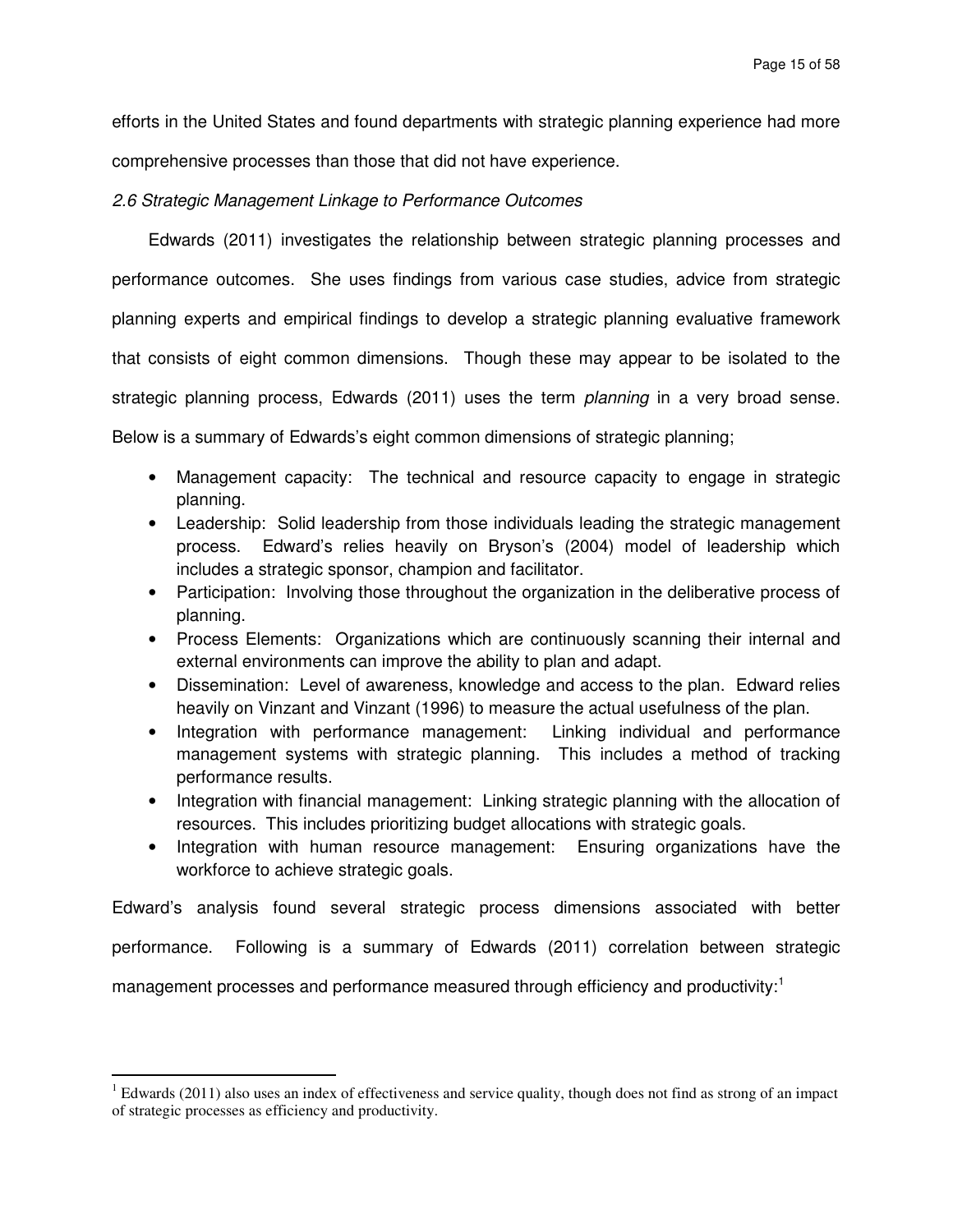efforts in the United States and found departments with strategic planning experience had more comprehensive processes than those that did not have experience.

*2.6 Strategic Management Linkage to Performance Outcomes*

Edwards (2011) investigates the relationship between strategic planning processes and performance outcomes. She uses findings from various case studies, advice from strategic planning experts and empirical findings to develop a strategic planning evaluative framework that consists of eight common dimensions. Though these may appear to be isolated to the strategic planning process, Edwards (2011) uses the term *planning* in a very broad sense. Below is a summary of Edwards's eight common dimensions of strategic planning;

- Management capacity: The technical and resource capacity to engage in strategic planning.
- Leadership: Solid leadership from those individuals leading the strategic management process. Edward's relies heavily on Bryson's (2004) model of leadership which includes a strategic sponsor, champion and facilitator.
- Participation: Involving those throughout the organization in the deliberative process of planning.
- Process Elements: Organizations which are continuously scanning their internal and external environments can improve the ability to plan and adapt.
- Dissemination: Level of awareness, knowledge and access to the plan. Edward relies heavily on Vinzant and Vinzant (1996) to measure the actual usefulness of the plan.
- Integration with performance management: Linking individual and performance management systems with strategic planning. This includes a method of tracking performance results.
- Integration with financial management: Linking strategic planning with the allocation of resources. This includes prioritizing budget allocations with strategic goals.
- Integration with human resource management: Ensuring organizations have the workforce to achieve strategic goals.

Edward's analysis found several strategic process dimensions associated with better performance. Following is a summary of Edwards (2011) correlation between strategic management processes and performance measured through efficiency and productivity:[1]

[1] Edwards (2011) also uses an index of effectiveness and service quality, though does not find as strong of an impact of strategic processes as efficiency and productivity.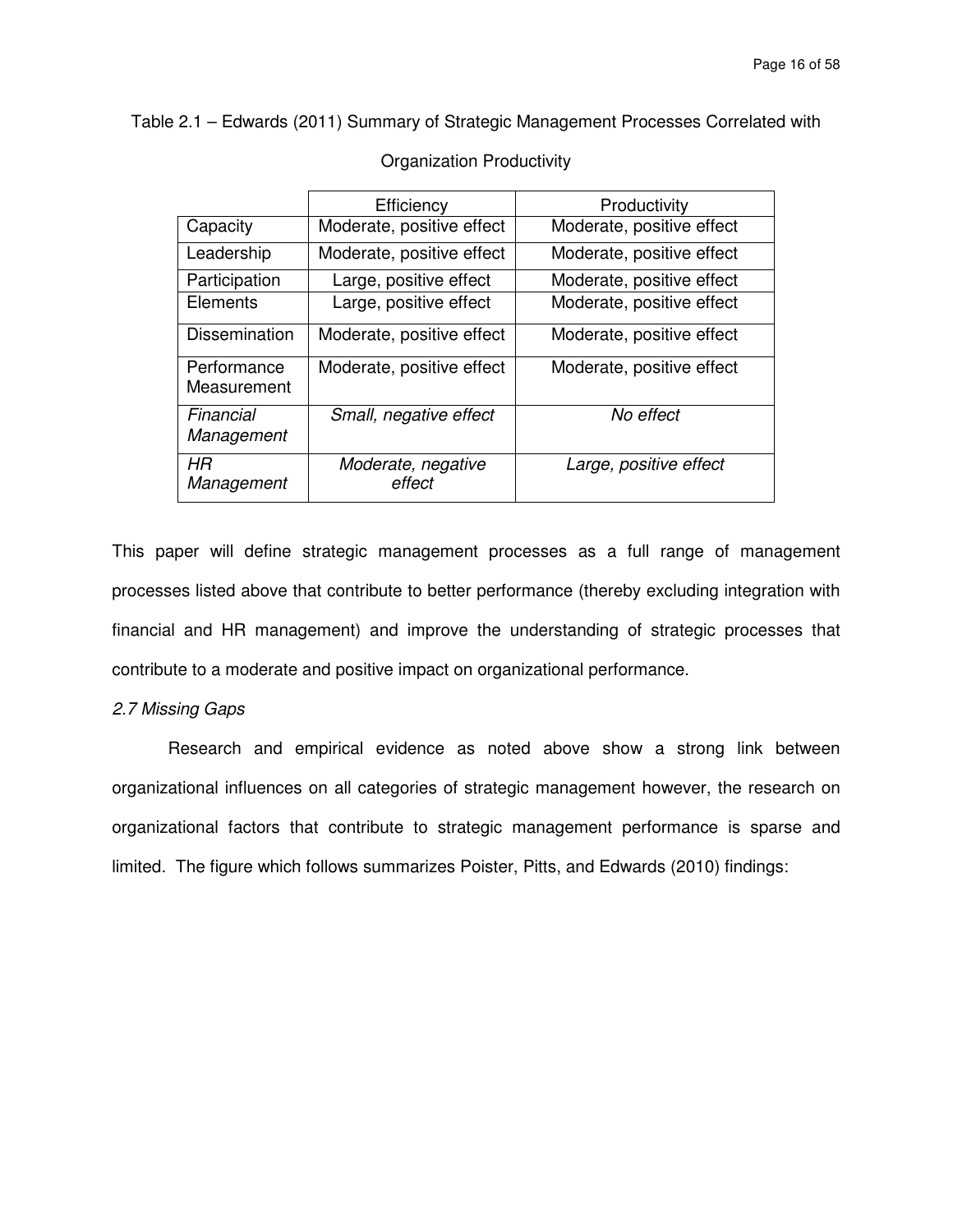Table 2.1 – Edwards (2011) Summary of Strategic Management Processes Correlated with Organization Productivity

| | Efficiency | Productivity |
|---|---|---|
| Capacity | Moderate, positive effect | Moderate, positive effect |
| Leadership | Moderate, positive effect | Moderate, positive effect |
| Participation | Large, positive effect | Moderate, positive effect |
| Elements | Large, positive effect | Moderate, positive effect |
| Dissemination | Moderate, positive effect | Moderate, positive effect |
| Performance Measurement | Moderate, positive effect | Moderate, positive effect |
| *Financial Management* | *Small, negative effect* | *No effect* |
| *HR Management* | *Moderate, negative effect* | *Large, positive effect* |

This paper will define strategic management processes as a full range of management processes listed above that contribute to better performance (thereby excluding integration with financial and HR management) and improve the understanding of strategic processes that contribute to a moderate and positive impact on organizational performance.

*2.7 Missing Gaps*

Research and empirical evidence as noted above show a strong link between organizational influences on all categories of strategic management however, the research on organizational factors that contribute to strategic management performance is sparse and limited. The figure which follows summarizes Poister, Pitts, and Edwards (2010) findings: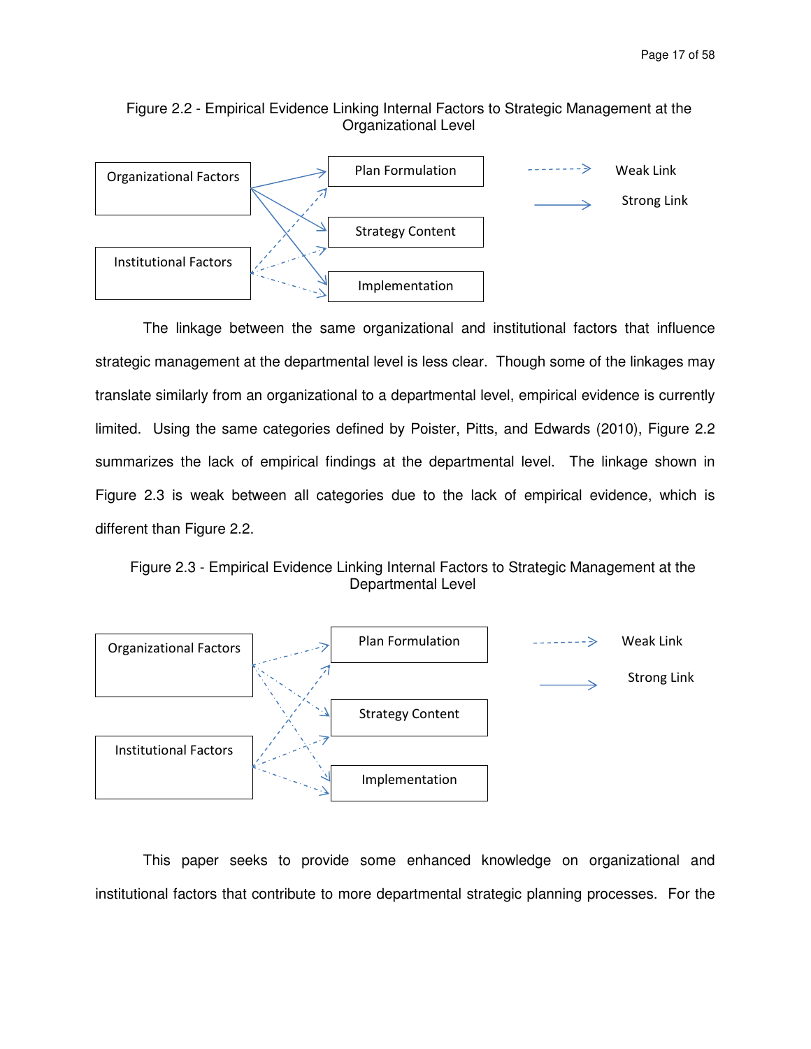Figure 2.2 - Empirical Evidence Linking Internal Factors to Strategic Management at the Organizational Level

The linkage between the same organizational and institutional factors that influence strategic management at the departmental level is less clear. Though some of the linkages may translate similarly from an organizational to a departmental level, empirical evidence is currently limited. Using the same categories defined by Poister, Pitts, and Edwards (2010), Figure 2.2 summarizes the lack of empirical findings at the departmental level. The linkage shown in Figure 2.3 is weak between all categories due to the lack of empirical evidence, which is different than Figure 2.2.

Figure 2.3 - Empirical Evidence Linking Internal Factors to Strategic Management at the Departmental Level

This paper seeks to provide some enhanced knowledge on organizational and institutional factors that contribute to more departmental strategic planning processes. For the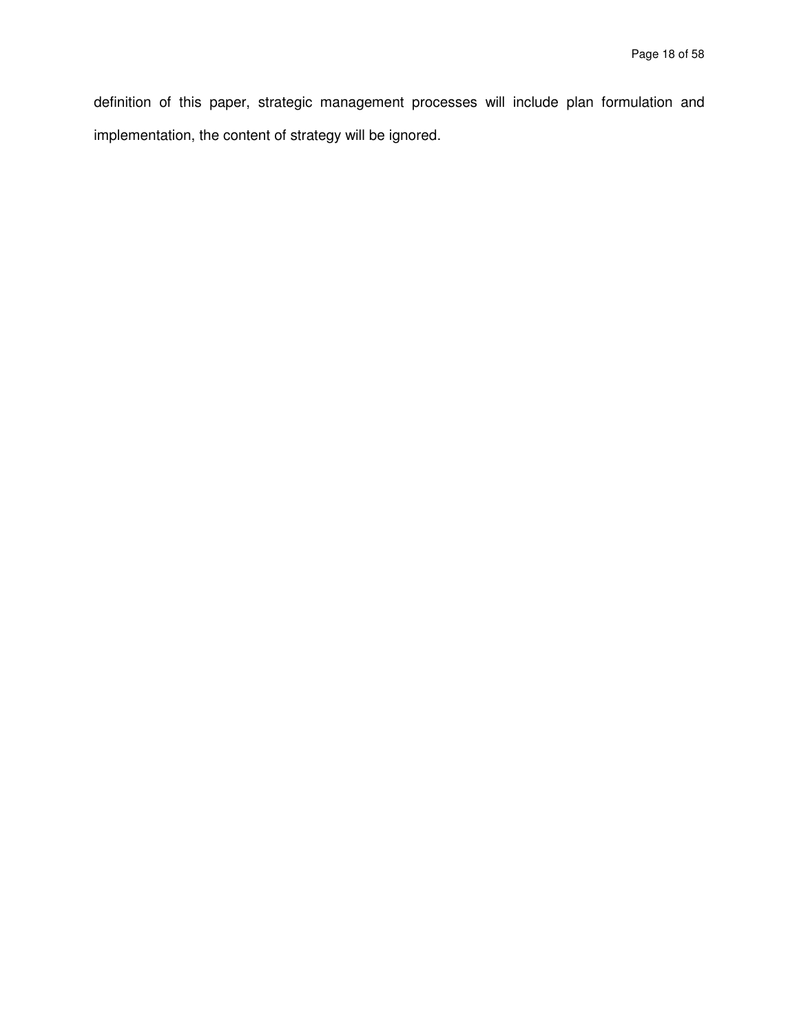definition of this paper, strategic management processes will include plan formulation and implementation, the content of strategy will be ignored.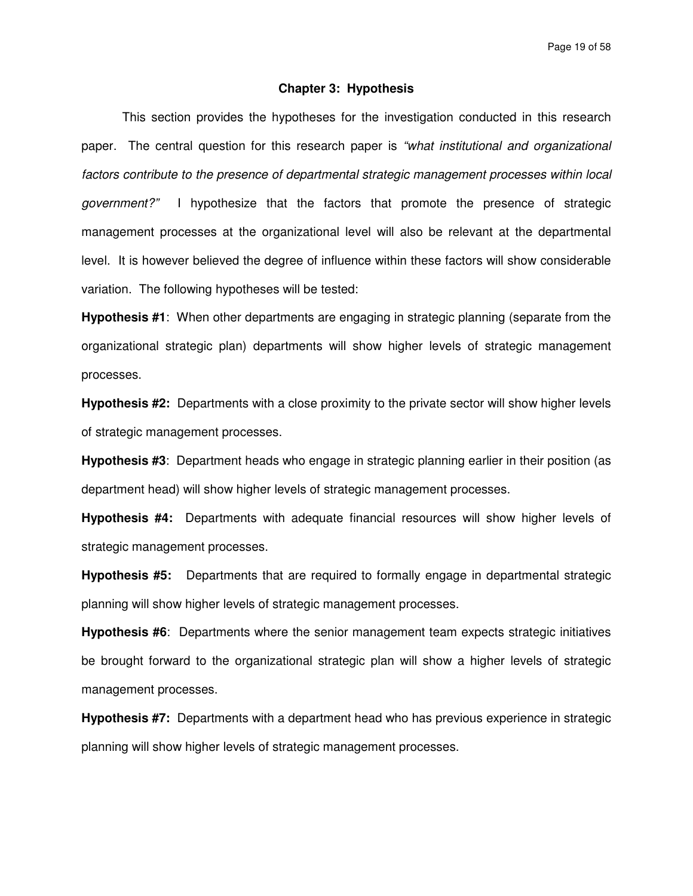## Chapter 3: Hypothesis

This section provides the hypotheses for the investigation conducted in this research paper. The central question for this research paper is *"what institutional and organizational factors contribute to the presence of departmental strategic management processes within local government?"* I hypothesize that the factors that promote the presence of strategic management processes at the organizational level will also be relevant at the departmental level. It is however believed the degree of influence within these factors will show considerable variation. The following hypotheses will be tested:

**Hypothesis #1**: When other departments are engaging in strategic planning (separate from the organizational strategic plan) departments will show higher levels of strategic management processes.

**Hypothesis #2:** Departments with a close proximity to the private sector will show higher levels of strategic management processes.

**Hypothesis #3**: Department heads who engage in strategic planning earlier in their position (as department head) will show higher levels of strategic management processes.

**Hypothesis #4:** Departments with adequate financial resources will show higher levels of strategic management processes.

**Hypothesis #5:** Departments that are required to formally engage in departmental strategic planning will show higher levels of strategic management processes.

**Hypothesis #6**: Departments where the senior management team expects strategic initiatives be brought forward to the organizational strategic plan will show a higher levels of strategic management processes.

**Hypothesis #7:** Departments with a department head who has previous experience in strategic planning will show higher levels of strategic management processes.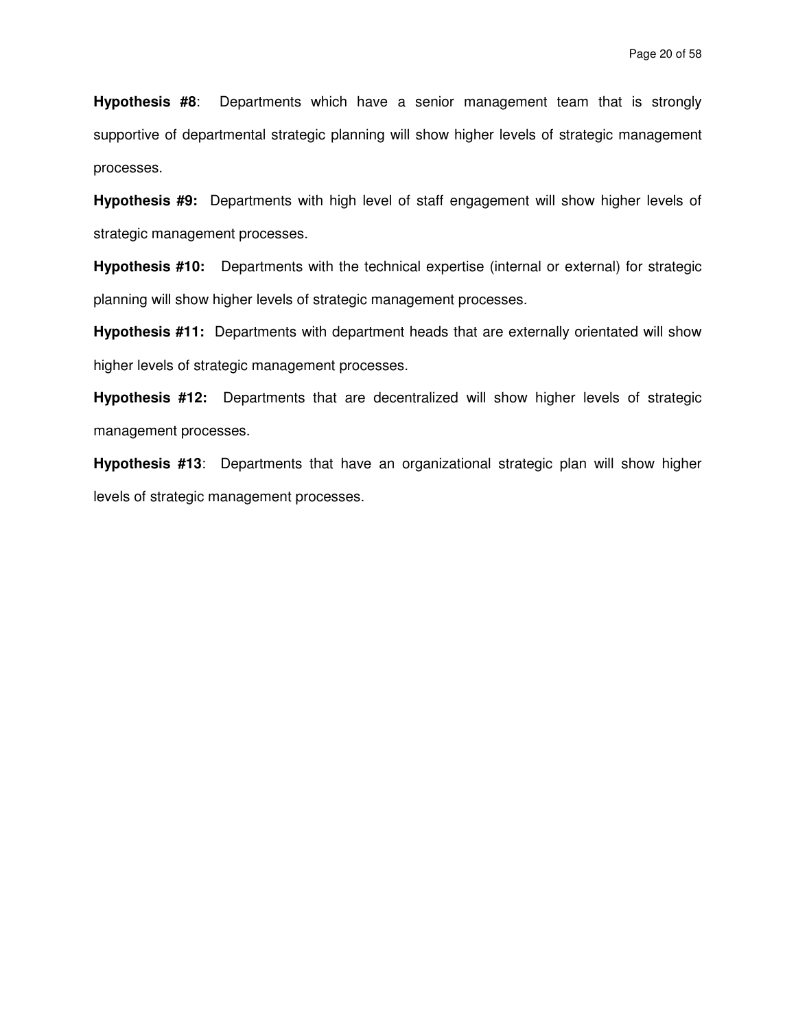**Hypothesis #8**: Departments which have a senior management team that is strongly supportive of departmental strategic planning will show higher levels of strategic management processes.

**Hypothesis #9:** Departments with high level of staff engagement will show higher levels of strategic management processes.

**Hypothesis #10:** Departments with the technical expertise (internal or external) for strategic planning will show higher levels of strategic management processes.

**Hypothesis #11:** Departments with department heads that are externally orientated will show higher levels of strategic management processes.

**Hypothesis #12:** Departments that are decentralized will show higher levels of strategic management processes.

**Hypothesis #13**: Departments that have an organizational strategic plan will show higher levels of strategic management processes.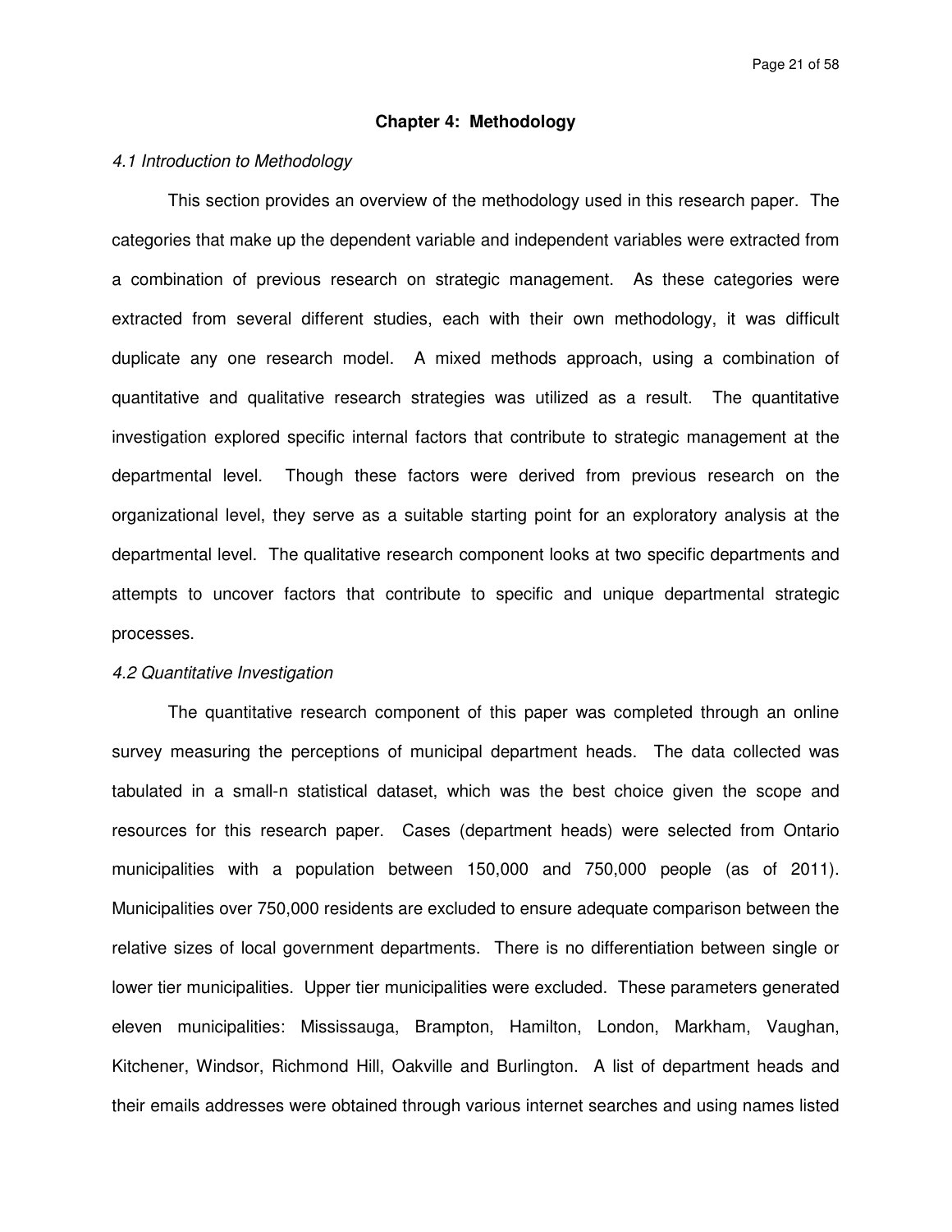## Chapter 4: Methodology

*4.1 Introduction to Methodology*

This section provides an overview of the methodology used in this research paper. The categories that make up the dependent variable and independent variables were extracted from a combination of previous research on strategic management. As these categories were extracted from several different studies, each with their own methodology, it was difficult duplicate any one research model. A mixed methods approach, using a combination of quantitative and qualitative research strategies was utilized as a result. The quantitative investigation explored specific internal factors that contribute to strategic management at the departmental level. Though these factors were derived from previous research on the organizational level, they serve as a suitable starting point for an exploratory analysis at the departmental level. The qualitative research component looks at two specific departments and attempts to uncover factors that contribute to specific and unique departmental strategic processes.

*4.2 Quantitative Investigation*

The quantitative research component of this paper was completed through an online survey measuring the perceptions of municipal department heads. The data collected was tabulated in a small-n statistical dataset, which was the best choice given the scope and resources for this research paper. Cases (department heads) were selected from Ontario municipalities with a population between 150,000 and 750,000 people (as of 2011). Municipalities over 750,000 residents are excluded to ensure adequate comparison between the relative sizes of local government departments. There is no differentiation between single or lower tier municipalities. Upper tier municipalities were excluded. These parameters generated eleven municipalities: Mississauga, Brampton, Hamilton, London, Markham, Vaughan, Kitchener, Windsor, Richmond Hill, Oakville and Burlington. A list of department heads and their emails addresses were obtained through various internet searches and using names listed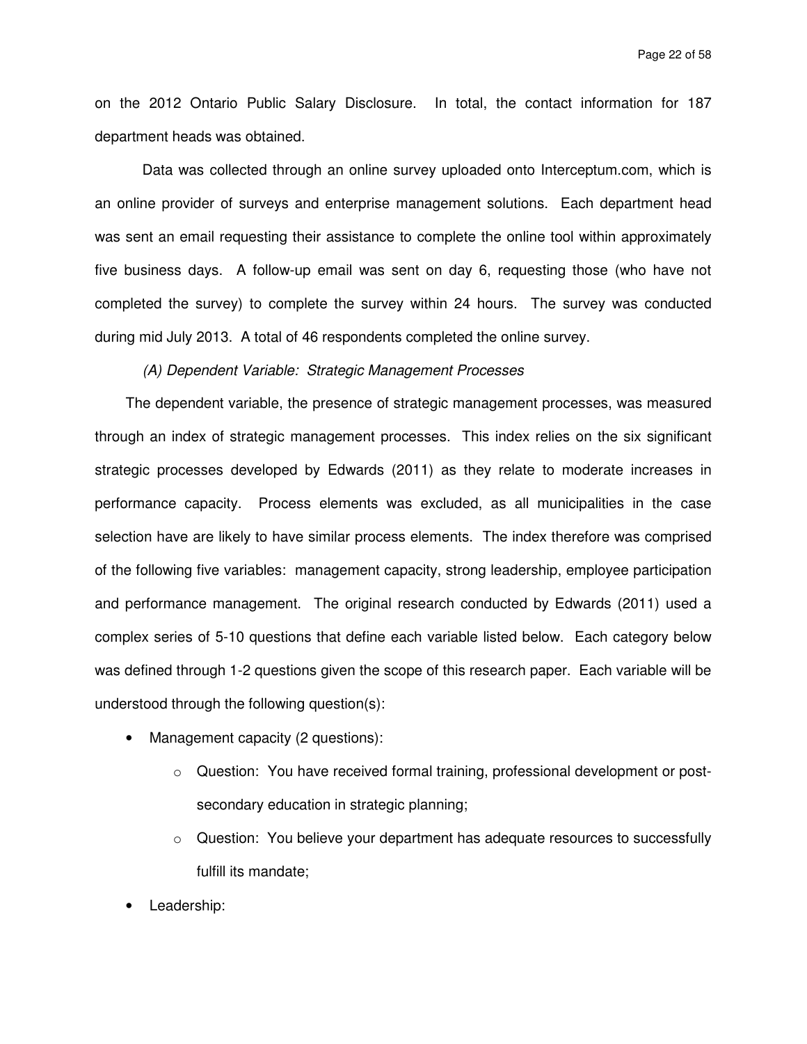on the 2012 Ontario Public Salary Disclosure. In total, the contact information for 187 department heads was obtained.

Data was collected through an online survey uploaded onto Interceptum.com, which is an online provider of surveys and enterprise management solutions. Each department head was sent an email requesting their assistance to complete the online tool within approximately five business days. A follow-up email was sent on day 6, requesting those (who have not completed the survey) to complete the survey within 24 hours. The survey was conducted during mid July 2013. A total of 46 respondents completed the online survey.

*(A) Dependent Variable: Strategic Management Processes*

The dependent variable, the presence of strategic management processes, was measured through an index of strategic management processes. This index relies on the six significant strategic processes developed by Edwards (2011) as they relate to moderate increases in performance capacity. Process elements was excluded, as all municipalities in the case selection have are likely to have similar process elements. The index therefore was comprised of the following five variables: management capacity, strong leadership, employee participation and performance management. The original research conducted by Edwards (2011) used a complex series of 5-10 questions that define each variable listed below. Each category below was defined through 1-2 questions given the scope of this research paper. Each variable will be understood through the following question(s):

- Management capacity (2 questions):
  - Question: You have received formal training, professional development or post-secondary education in strategic planning;
  - Question: You believe your department has adequate resources to successfully fulfill its mandate;
- Leadership: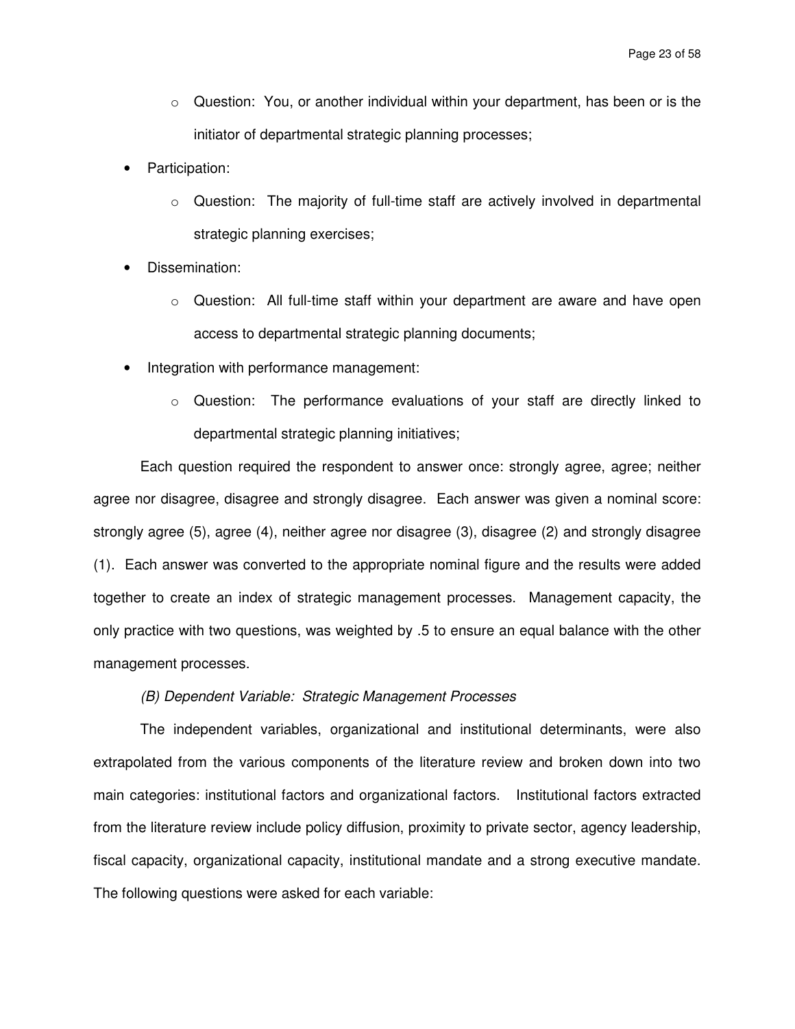- Question: You, or another individual within your department, has been or is the initiator of departmental strategic planning processes;
- Participation:
  - Question: The majority of full-time staff are actively involved in departmental strategic planning exercises;
- Dissemination:
  - Question: All full-time staff within your department are aware and have open access to departmental strategic planning documents;
- Integration with performance management:
  - Question: The performance evaluations of your staff are directly linked to departmental strategic planning initiatives;

Each question required the respondent to answer once: strongly agree, agree; neither agree nor disagree, disagree and strongly disagree. Each answer was given a nominal score: strongly agree (5), agree (4), neither agree nor disagree (3), disagree (2) and strongly disagree (1). Each answer was converted to the appropriate nominal figure and the results were added together to create an index of strategic management processes. Management capacity, the only practice with two questions, was weighted by .5 to ensure an equal balance with the other management processes.

*(B) Dependent Variable: Strategic Management Processes*

The independent variables, organizational and institutional determinants, were also extrapolated from the various components of the literature review and broken down into two main categories: institutional factors and organizational factors. Institutional factors extracted from the literature review include policy diffusion, proximity to private sector, agency leadership, fiscal capacity, organizational capacity, institutional mandate and a strong executive mandate. The following questions were asked for each variable: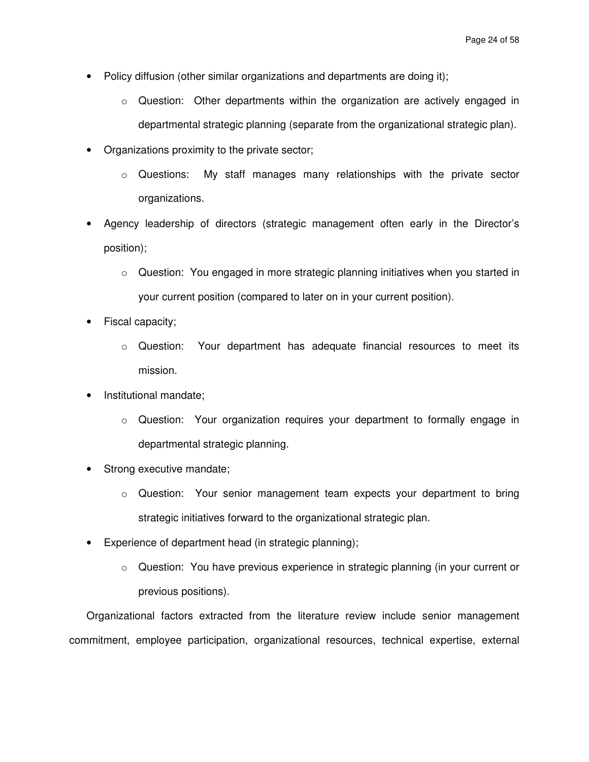- Policy diffusion (other similar organizations and departments are doing it);
    - Question: Other departments within the organization are actively engaged in departmental strategic planning (separate from the organizational strategic plan).
- Organizations proximity to the private sector;
    - Questions: My staff manages many relationships with the private sector organizations.
- Agency leadership of directors (strategic management often early in the Director's position);
    - Question: You engaged in more strategic planning initiatives when you started in your current position (compared to later on in your current position).
- Fiscal capacity;
    - Question: Your department has adequate financial resources to meet its mission.
- Institutional mandate;
    - Question: Your organization requires your department to formally engage in departmental strategic planning.
- Strong executive mandate;
    - Question: Your senior management team expects your department to bring strategic initiatives forward to the organizational strategic plan.
- Experience of department head (in strategic planning);
    - Question: You have previous experience in strategic planning (in your current or previous positions).

Organizational factors extracted from the literature review include senior management commitment, employee participation, organizational resources, technical expertise, external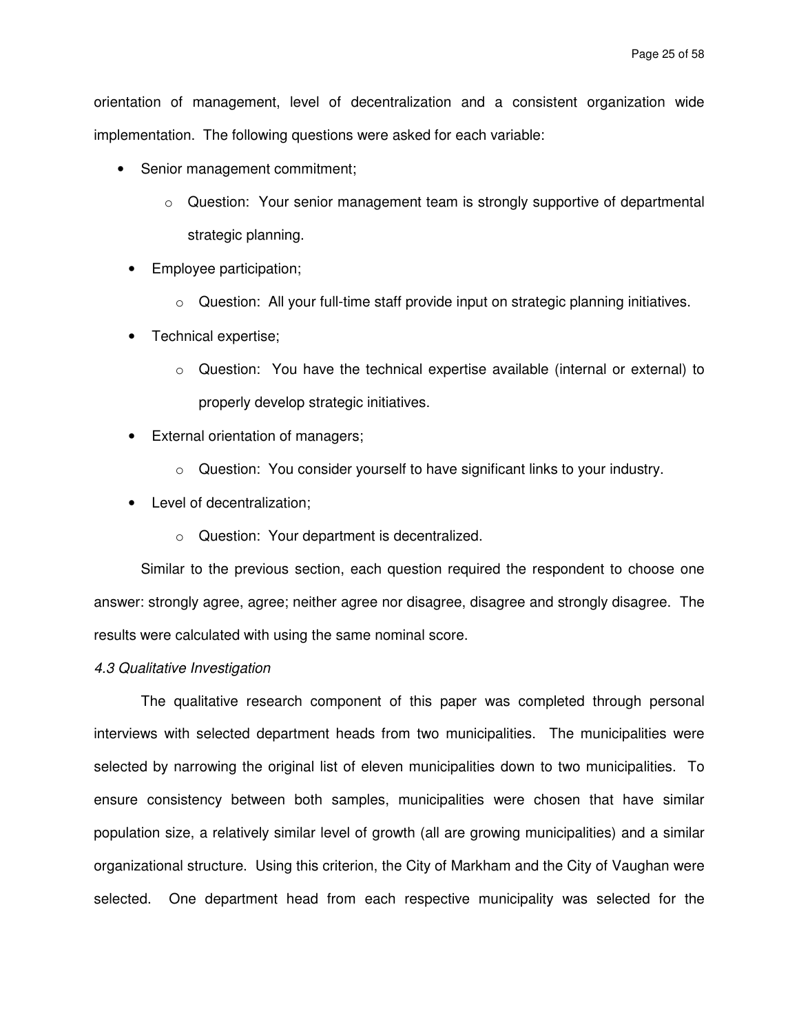orientation of management, level of decentralization and a consistent organization wide implementation. The following questions were asked for each variable:

- Senior management commitment;
  - Question: Your senior management team is strongly supportive of departmental strategic planning.
- Employee participation;
  - Question: All your full-time staff provide input on strategic planning initiatives.
- Technical expertise;
  - Question: You have the technical expertise available (internal or external) to properly develop strategic initiatives.
- External orientation of managers;
  - Question: You consider yourself to have significant links to your industry.
- Level of decentralization;
  - Question: Your department is decentralized.

Similar to the previous section, each question required the respondent to choose one answer: strongly agree, agree; neither agree nor disagree, disagree and strongly disagree. The results were calculated with using the same nominal score.

*4.3 Qualitative Investigation*

The qualitative research component of this paper was completed through personal interviews with selected department heads from two municipalities. The municipalities were selected by narrowing the original list of eleven municipalities down to two municipalities. To ensure consistency between both samples, municipalities were chosen that have similar population size, a relatively similar level of growth (all are growing municipalities) and a similar organizational structure. Using this criterion, the City of Markham and the City of Vaughan were selected. One department head from each respective municipality was selected for the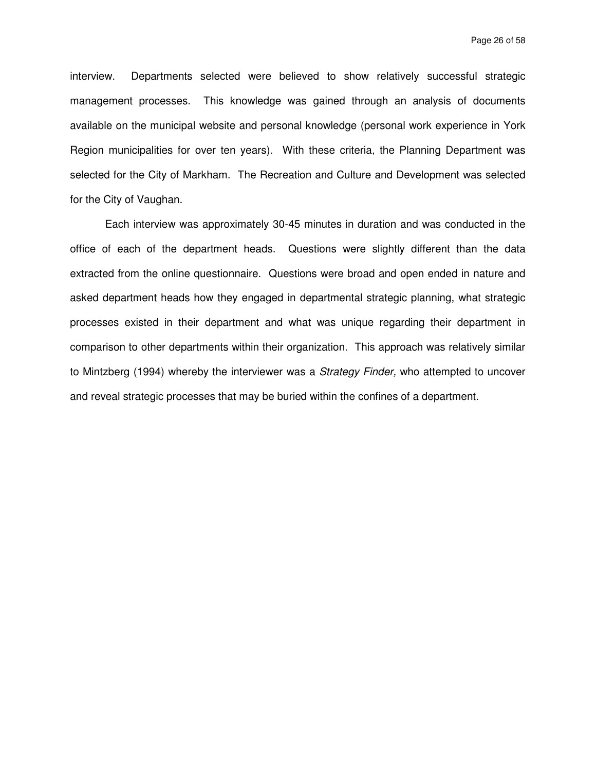interview. Departments selected were believed to show relatively successful strategic management processes. This knowledge was gained through an analysis of documents available on the municipal website and personal knowledge (personal work experience in York Region municipalities for over ten years). With these criteria, the Planning Department was selected for the City of Markham. The Recreation and Culture and Development was selected for the City of Vaughan.

Each interview was approximately 30-45 minutes in duration and was conducted in the office of each of the department heads. Questions were slightly different than the data extracted from the online questionnaire. Questions were broad and open ended in nature and asked department heads how they engaged in departmental strategic planning, what strategic processes existed in their department and what was unique regarding their department in comparison to other departments within their organization. This approach was relatively similar to Mintzberg (1994) whereby the interviewer was a *Strategy Finder,* who attempted to uncover and reveal strategic processes that may be buried within the confines of a department.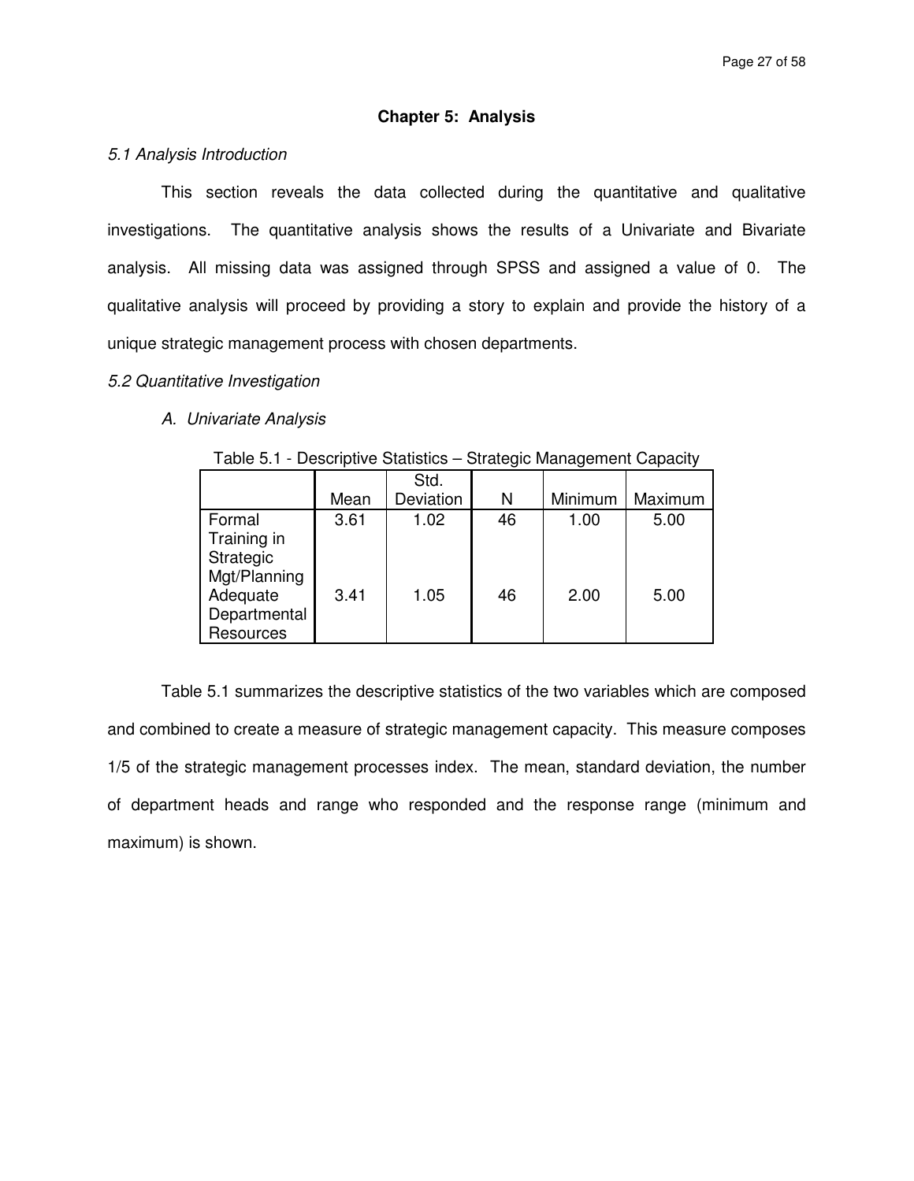# Chapter 5: Analysis

*5.1 Analysis Introduction*

This section reveals the data collected during the quantitative and qualitative investigations. The quantitative analysis shows the results of a Univariate and Bivariate analysis. All missing data was assigned through SPSS and assigned a value of 0. The qualitative analysis will proceed by providing a story to explain and provide the history of a unique strategic management process with chosen departments.

*5.2 Quantitative Investigation*

*A. Univariate Analysis*

Table 5.1 - Descriptive Statistics – Strategic Management Capacity

| | Mean | Std. Deviation | N | Minimum | Maximum |
|---|---|---|---|---|---|
| Formal Training in Strategic Mgt/Planning | 3.61 | 1.02 | 46 | 1.00 | 5.00 |
| Adequate Departmental Resources | 3.41 | 1.05 | 46 | 2.00 | 5.00 |

Table 5.1 summarizes the descriptive statistics of the two variables which are composed and combined to create a measure of strategic management capacity. This measure composes 1/5 of the strategic management processes index. The mean, standard deviation, the number of department heads and range who responded and the response range (minimum and maximum) is shown.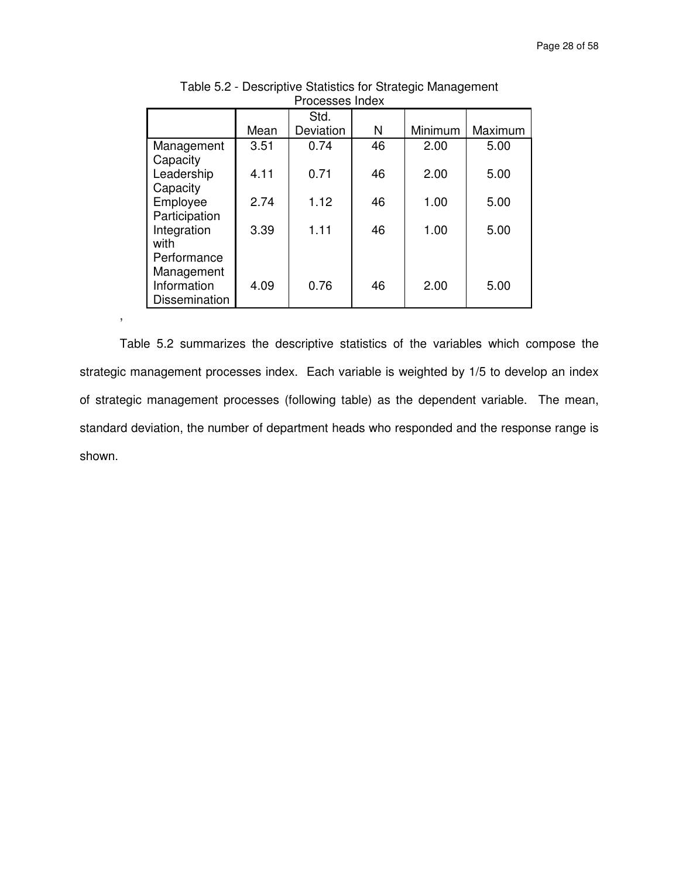Table 5.2 - Descriptive Statistics for Strategic Management Processes Index

| | Mean | Std. Deviation | N | Minimum | Maximum |
|---|---|---|---|---|---|
| Management Capacity | 3.51 | 0.74 | 46 | 2.00 | 5.00 |
| Leadership Capacity | 4.11 | 0.71 | 46 | 2.00 | 5.00 |
| Employee Participation | 2.74 | 1.12 | 46 | 1.00 | 5.00 |
| Integration with Performance Management | 3.39 | 1.11 | 46 | 1.00 | 5.00 |
| Information Dissemination | 4.09 | 0.76 | 46 | 2.00 | 5.00 |

,

Table 5.2 summarizes the descriptive statistics of the variables which compose the strategic management processes index. Each variable is weighted by 1/5 to develop an index of strategic management processes (following table) as the dependent variable. The mean, standard deviation, the number of department heads who responded and the response range is shown.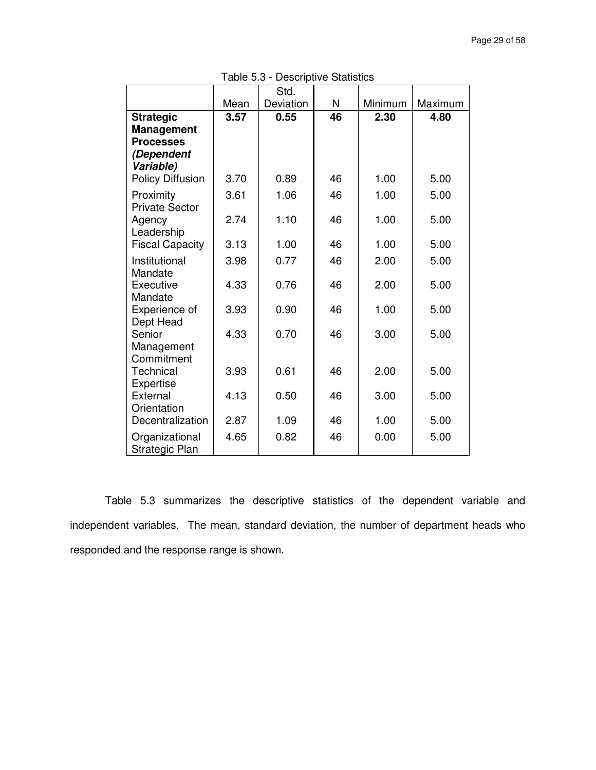Table 5.3 - Descriptive Statistics

| | Mean | Std. Deviation | N | Minimum | Maximum |
|---|---|---|---|---|---|
| **Strategic Management Processes *(Dependent Variable)*** | **3.57** | **0.55** | **46** | **2.30** | **4.80** |
| Policy Diffusion | 3.70 | 0.89 | 46 | 1.00 | 5.00 |
| Proximity | 3.61 | 1.06 | 46 | 1.00 | 5.00 |
| Private Sector Agency Leadership | 2.74 | 1.10 | 46 | 1.00 | 5.00 |
| Fiscal Capacity | 3.13 | 1.00 | 46 | 1.00 | 5.00 |
| Institutional Mandate | 3.98 | 0.77 | 46 | 2.00 | 5.00 |
| Executive Mandate | 4.33 | 0.76 | 46 | 2.00 | 5.00 |
| Experience of Dept Head | 3.93 | 0.90 | 46 | 1.00 | 5.00 |
| Senior Management Commitment | 4.33 | 0.70 | 46 | 3.00 | 5.00 |
| Technical Expertise | 3.93 | 0.61 | 46 | 2.00 | 5.00 |
| External Orientation | 4.13 | 0.50 | 46 | 3.00 | 5.00 |
| Decentralization | 2.87 | 1.09 | 46 | 1.00 | 5.00 |
| Organizational Strategic Plan | 4.65 | 0.82 | 46 | 0.00 | 5.00 |

Table 5.3 summarizes the descriptive statistics of the dependent variable and independent variables. The mean, standard deviation, the number of department heads who responded and the response range is shown.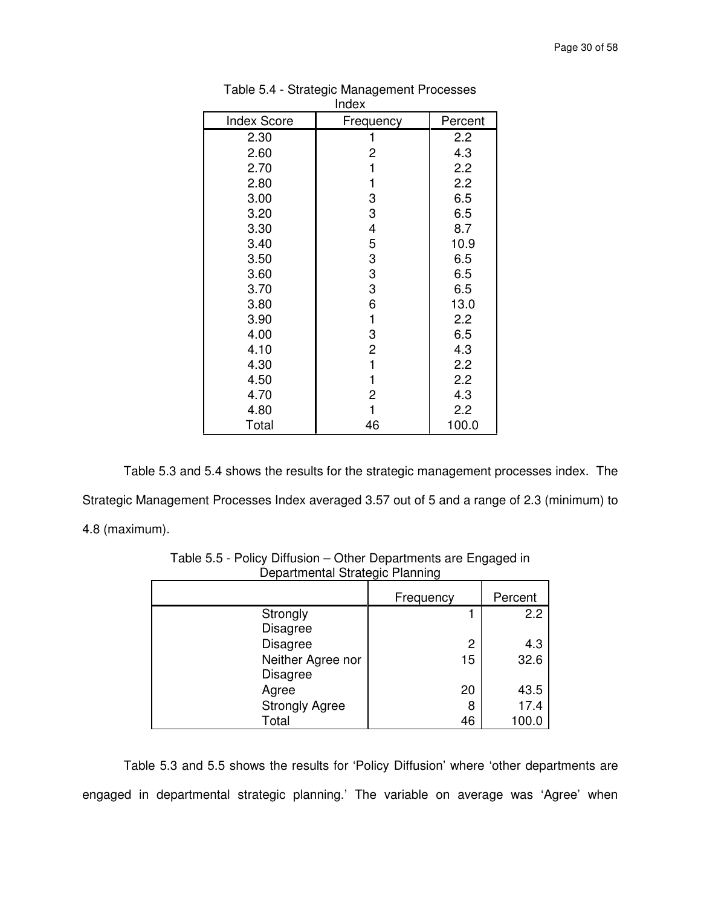Table 5.4 - Strategic Management Processes Index

| Index Score | Frequency | Percent |
| --- | --- | --- |
| 2.30 | 1 | 2.2 |
| 2.60 | 2 | 4.3 |
| 2.70 | 1 | 2.2 |
| 2.80 | 1 | 2.2 |
| 3.00 | 3 | 6.5 |
| 3.20 | 3 | 6.5 |
| 3.30 | 4 | 8.7 |
| 3.40 | 5 | 10.9 |
| 3.50 | 3 | 6.5 |
| 3.60 | 3 | 6.5 |
| 3.70 | 3 | 6.5 |
| 3.80 | 6 | 13.0 |
| 3.90 | 1 | 2.2 |
| 4.00 | 3 | 6.5 |
| 4.10 | 2 | 4.3 |
| 4.30 | 1 | 2.2 |
| 4.50 | 1 | 2.2 |
| 4.70 | 2 | 4.3 |
| 4.80 | 1 | 2.2 |
| Total | 46 | 100.0 |

Table 5.3 and 5.4 shows the results for the strategic management processes index. The Strategic Management Processes Index averaged 3.57 out of 5 and a range of 2.3 (minimum) to 4.8 (maximum).

Table 5.5 - Policy Diffusion – Other Departments are Engaged in Departmental Strategic Planning

| | Frequency | Percent |
| --- | --- | --- |
| Strongly Disagree | 1 | 2.2 |
| Disagree | 2 | 4.3 |
| Neither Agree nor Disagree | 15 | 32.6 |
| Agree | 20 | 43.5 |
| Strongly Agree | 8 | 17.4 |
| Total | 46 | 100.0 |

Table 5.3 and 5.5 shows the results for 'Policy Diffusion' where 'other departments are engaged in departmental strategic planning.' The variable on average was 'Agree' when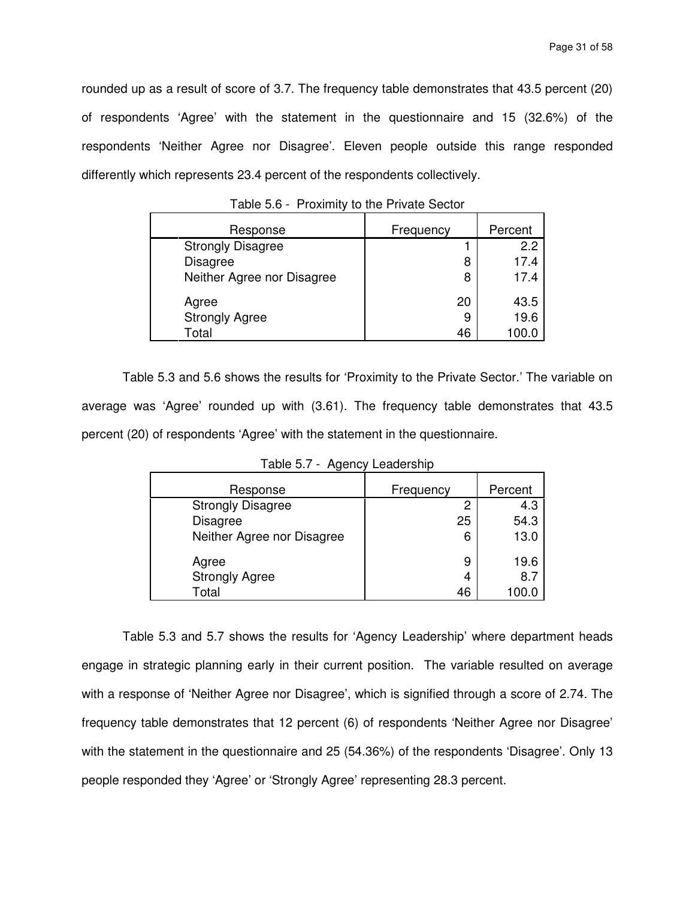rounded up as a result of score of 3.7. The frequency table demonstrates that 43.5 percent (20) of respondents 'Agree' with the statement in the questionnaire and 15 (32.6%) of the respondents 'Neither Agree nor Disagree'. Eleven people outside this range responded differently which represents 23.4 percent of the respondents collectively.

Table 5.6 - Proximity to the Private Sector

| Response | Frequency | Percent |
|---|---|---|
| Strongly Disagree | 1 | 2.2 |
| Disagree | 8 | 17.4 |
| Neither Agree nor Disagree | 8 | 17.4 |
| Agree | 20 | 43.5 |
| Strongly Agree | 9 | 19.6 |
| Total | 46 | 100.0 |

Table 5.3 and 5.6 shows the results for 'Proximity to the Private Sector.' The variable on average was 'Agree' rounded up with (3.61). The frequency table demonstrates that 43.5 percent (20) of respondents 'Agree' with the statement in the questionnaire.

Table 5.7 - Agency Leadership

| Response | Frequency | Percent |
|---|---|---|
| Strongly Disagree | 2 | 4.3 |
| Disagree | 25 | 54.3 |
| Neither Agree nor Disagree | 6 | 13.0 |
| Agree | 9 | 19.6 |
| Strongly Agree | 4 | 8.7 |
| Total | 46 | 100.0 |

Table 5.3 and 5.7 shows the results for 'Agency Leadership' where department heads engage in strategic planning early in their current position. The variable resulted on average with a response of 'Neither Agree nor Disagree', which is signified through a score of 2.74. The frequency table demonstrates that 12 percent (6) of respondents 'Neither Agree nor Disagree' with the statement in the questionnaire and 25 (54.36%) of the respondents 'Disagree'. Only 13 people responded they 'Agree' or 'Strongly Agree' representing 28.3 percent.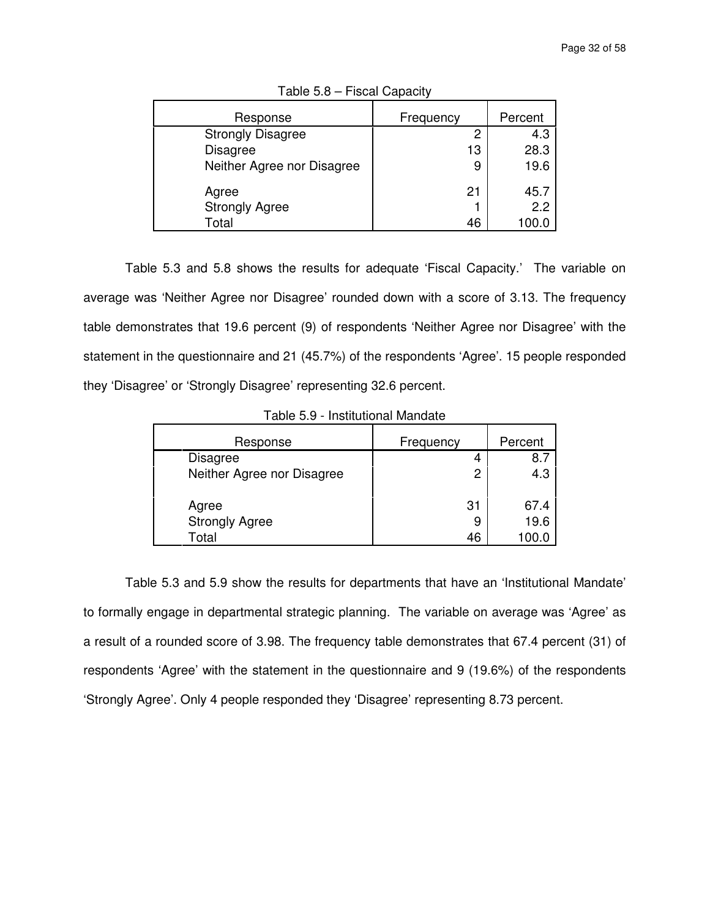Table 5.8 – Fiscal Capacity

| Response | Frequency | Percent |
|---|---|---|
| Strongly Disagree | 2 | 4.3 |
| Disagree | 13 | 28.3 |
| Neither Agree nor Disagree | 9 | 19.6 |
| Agree | 21 | 45.7 |
| Strongly Agree | 1 | 2.2 |
| Total | 46 | 100.0 |

Table 5.3 and 5.8 shows the results for adequate 'Fiscal Capacity.' The variable on average was 'Neither Agree nor Disagree' rounded down with a score of 3.13. The frequency table demonstrates that 19.6 percent (9) of respondents 'Neither Agree nor Disagree' with the statement in the questionnaire and 21 (45.7%) of the respondents 'Agree'. 15 people responded they 'Disagree' or 'Strongly Disagree' representing 32.6 percent.

Table 5.9 - Institutional Mandate

| Response | Frequency | Percent |
|---|---|---|
| Disagree | 4 | 8.7 |
| Neither Agree nor Disagree | 2 | 4.3 |
| Agree | 31 | 67.4 |
| Strongly Agree | 9 | 19.6 |
| Total | 46 | 100.0 |

Table 5.3 and 5.9 show the results for departments that have an 'Institutional Mandate' to formally engage in departmental strategic planning. The variable on average was 'Agree' as a result of a rounded score of 3.98. The frequency table demonstrates that 67.4 percent (31) of respondents 'Agree' with the statement in the questionnaire and 9 (19.6%) of the respondents 'Strongly Agree'. Only 4 people responded they 'Disagree' representing 8.73 percent.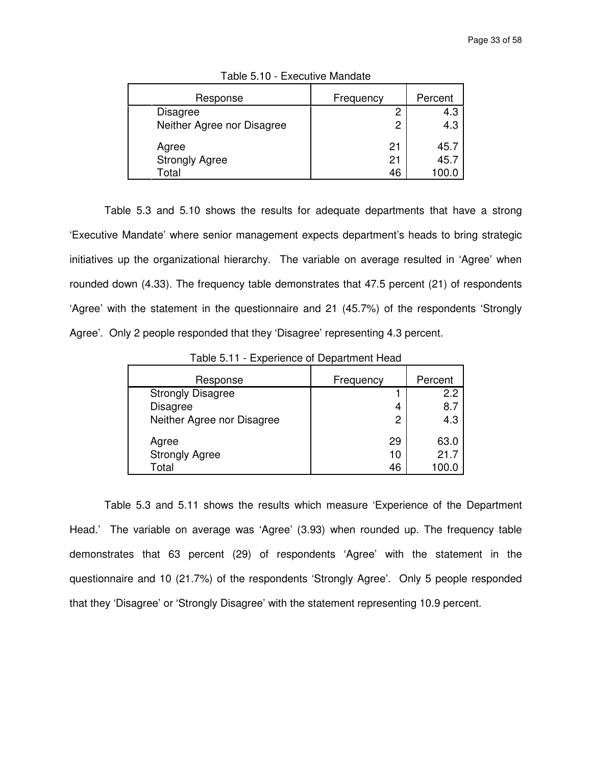Table 5.10 - Executive Mandate

| Response | Frequency | Percent |
|---|---|---|
| Disagree | 2 | 4.3 |
| Neither Agree nor Disagree | 2 | 4.3 |
| Agree | 21 | 45.7 |
| Strongly Agree | 21 | 45.7 |
| Total | 46 | 100.0 |

Table 5.3 and 5.10 shows the results for adequate departments that have a strong 'Executive Mandate' where senior management expects department's heads to bring strategic initiatives up the organizational hierarchy. The variable on average resulted in 'Agree' when rounded down (4.33). The frequency table demonstrates that 47.5 percent (21) of respondents 'Agree' with the statement in the questionnaire and 21 (45.7%) of the respondents 'Strongly Agree'. Only 2 people responded that they 'Disagree' representing 4.3 percent.

Table 5.11 - Experience of Department Head

| Response | Frequency | Percent |
|---|---|---|
| Strongly Disagree | 1 | 2.2 |
| Disagree | 4 | 8.7 |
| Neither Agree nor Disagree | 2 | 4.3 |
| Agree | 29 | 63.0 |
| Strongly Agree | 10 | 21.7 |
| Total | 46 | 100.0 |

Table 5.3 and 5.11 shows the results which measure 'Experience of the Department Head.' The variable on average was 'Agree' (3.93) when rounded up. The frequency table demonstrates that 63 percent (29) of respondents 'Agree' with the statement in the questionnaire and 10 (21.7%) of the respondents 'Strongly Agree'. Only 5 people responded that they 'Disagree' or 'Strongly Disagree' with the statement representing 10.9 percent.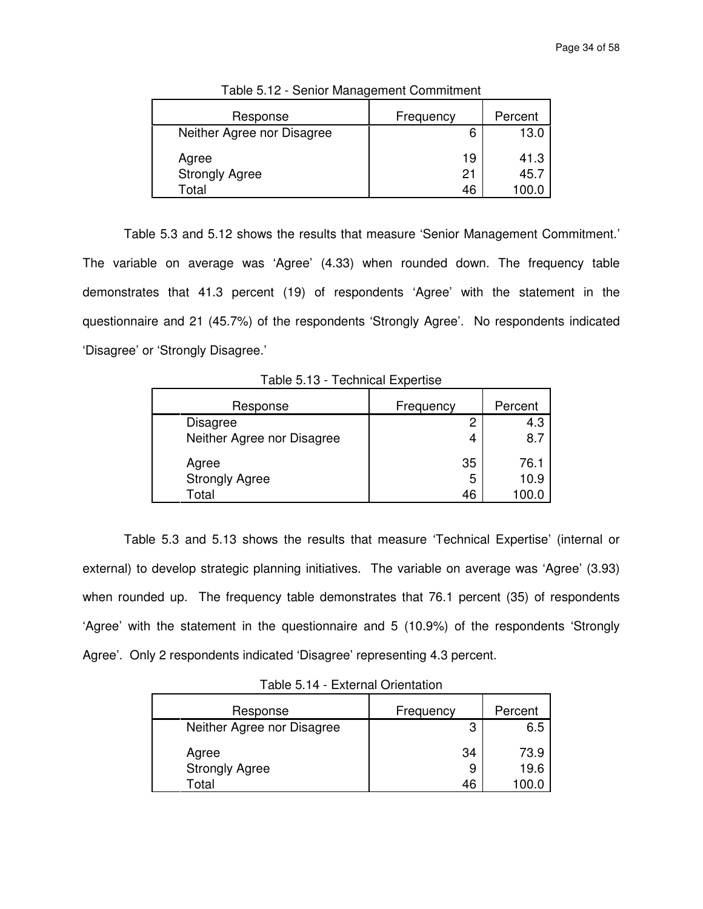Table 5.12 - Senior Management Commitment

| Response | Frequency | Percent |
|---|---|---|
| Neither Agree nor Disagree | 6 | 13.0 |
| Agree | 19 | 41.3 |
| Strongly Agree | 21 | 45.7 |
| Total | 46 | 100.0 |

Table 5.3 and 5.12 shows the results that measure ‘Senior Management Commitment.’ The variable on average was ‘Agree’ (4.33) when rounded down. The frequency table demonstrates that 41.3 percent (19) of respondents ‘Agree’ with the statement in the questionnaire and 21 (45.7%) of the respondents ‘Strongly Agree’. No respondents indicated ‘Disagree’ or ‘Strongly Disagree.’

Table 5.13 - Technical Expertise

| Response | Frequency | Percent |
|---|---|---|
| Disagree | 2 | 4.3 |
| Neither Agree nor Disagree | 4 | 8.7 |
| Agree | 35 | 76.1 |
| Strongly Agree | 5 | 10.9 |
| Total | 46 | 100.0 |

Table 5.3 and 5.13 shows the results that measure ‘Technical Expertise’ (internal or external) to develop strategic planning initiatives. The variable on average was ‘Agree’ (3.93) when rounded up. The frequency table demonstrates that 76.1 percent (35) of respondents ‘Agree’ with the statement in the questionnaire and 5 (10.9%) of the respondents ‘Strongly Agree’. Only 2 respondents indicated ‘Disagree’ representing 4.3 percent.

Table 5.14 - External Orientation

| Response | Frequency | Percent |
|---|---|---|
| Neither Agree nor Disagree | 3 | 6.5 |
| Agree | 34 | 73.9 |
| Strongly Agree | 9 | 19.6 |
| Total | 46 | 100.0 |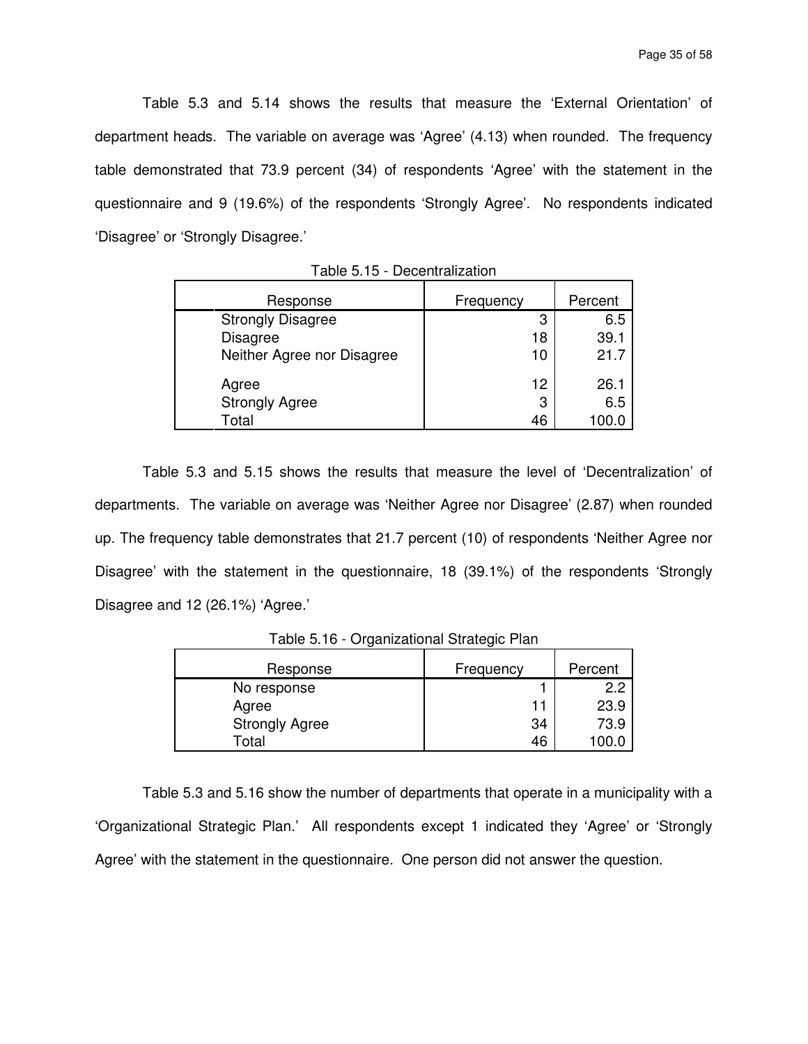Table 5.3 and 5.14 shows the results that measure the 'External Orientation' of department heads. The variable on average was 'Agree' (4.13) when rounded. The frequency table demonstrated that 73.9 percent (34) of respondents 'Agree' with the statement in the questionnaire and 9 (19.6%) of the respondents 'Strongly Agree'. No respondents indicated 'Disagree' or 'Strongly Disagree.'

Table 5.15 - Decentralization

| Response | Frequency | Percent |
|---|---|---|
| Strongly Disagree | 3 | 6.5 |
| Disagree | 18 | 39.1 |
| Neither Agree nor Disagree | 10 | 21.7 |
| Agree | 12 | 26.1 |
| Strongly Agree | 3 | 6.5 |
| Total | 46 | 100.0 |

Table 5.3 and 5.15 shows the results that measure the level of 'Decentralization' of departments. The variable on average was 'Neither Agree nor Disagree' (2.87) when rounded up. The frequency table demonstrates that 21.7 percent (10) of respondents 'Neither Agree nor Disagree' with the statement in the questionnaire, 18 (39.1%) of the respondents 'Strongly Disagree and 12 (26.1%) 'Agree.'

Table 5.16 - Organizational Strategic Plan

| Response | Frequency | Percent |
|---|---|---|
| No response | 1 | 2.2 |
| Agree | 11 | 23.9 |
| Strongly Agree | 34 | 73.9 |
| Total | 46 | 100.0 |

Table 5.3 and 5.16 show the number of departments that operate in a municipality with a 'Organizational Strategic Plan.' All respondents except 1 indicated they 'Agree' or 'Strongly Agree' with the statement in the questionnaire. One person did not answer the question.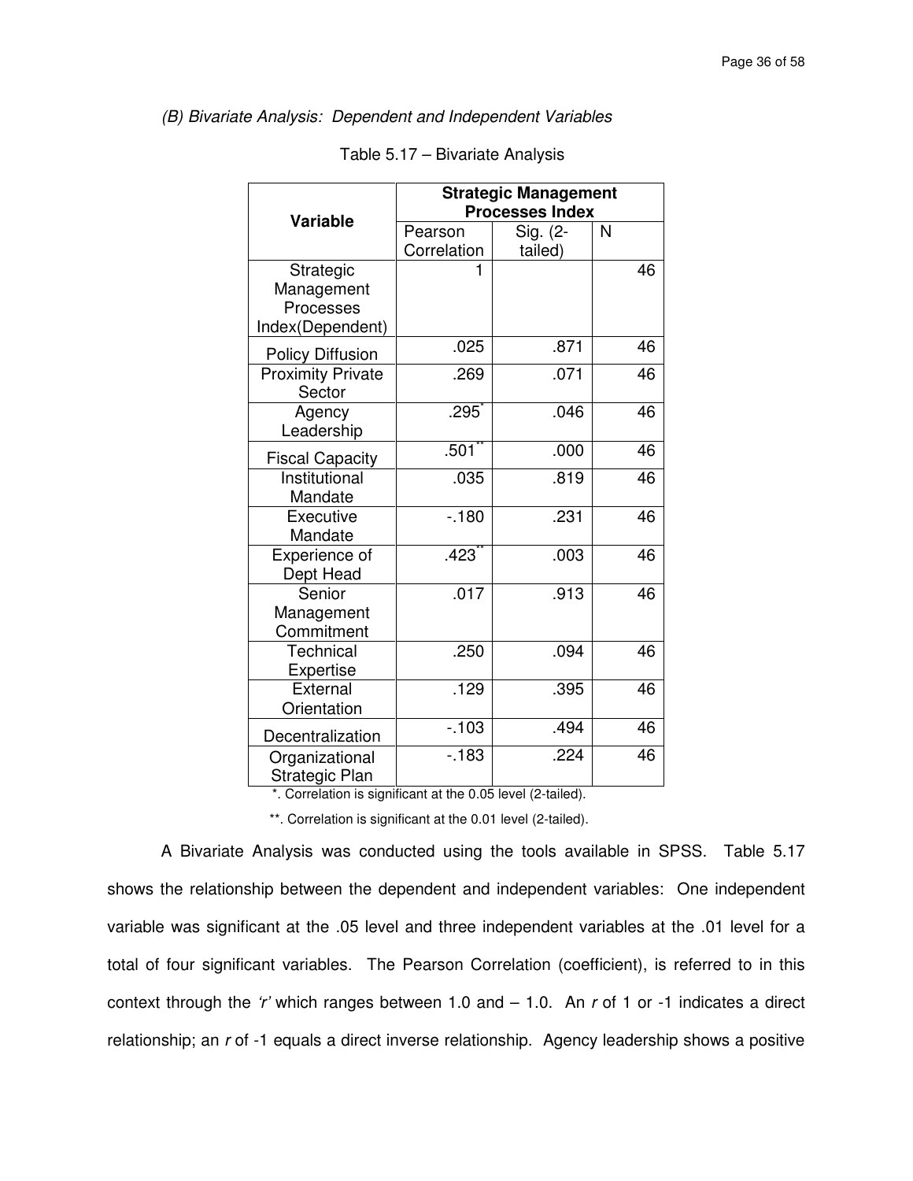*(B) Bivariate Analysis: Dependent and Independent Variables*

Table 5.17 – Bivariate Analysis

| Variable | **Strategic Management Processes Index** | | |
|---|---|---|---|
| | Pearson Correlation | Sig. (2-tailed) | N |
| Strategic Management Processes Index(Dependent) | 1 | | 46 |
| Policy Diffusion | .025 | .871 | 46 |
| Proximity Private Sector | .269 | .071 | 46 |
| Agency Leadership | .295* | .046 | 46 |
| Fiscal Capacity | .501** | .000 | 46 |
| Institutional Mandate | .035 | .819 | 46 |
| Executive Mandate | -.180 | .231 | 46 |
| Experience of Dept Head | .423** | .003 | 46 |
| Senior Management Commitment | .017 | .913 | 46 |
| Technical Expertise | .250 | .094 | 46 |
| External Orientation | .129 | .395 | 46 |
| Decentralization | -.103 | .494 | 46 |
| Organizational Strategic Plan | -.183 | .224 | 46 |

*. Correlation is significant at the 0.05 level (2-tailed).

**. Correlation is significant at the 0.01 level (2-tailed).

A Bivariate Analysis was conducted using the tools available in SPSS. Table 5.17 shows the relationship between the dependent and independent variables: One independent variable was significant at the .05 level and three independent variables at the .01 level for a total of four significant variables. The Pearson Correlation (coefficient), is referred to in this context through the *'r'* which ranges between 1.0 and – 1.0. An *r* of 1 or -1 indicates a direct relationship; an *r* of -1 equals a direct inverse relationship. Agency leadership shows a positive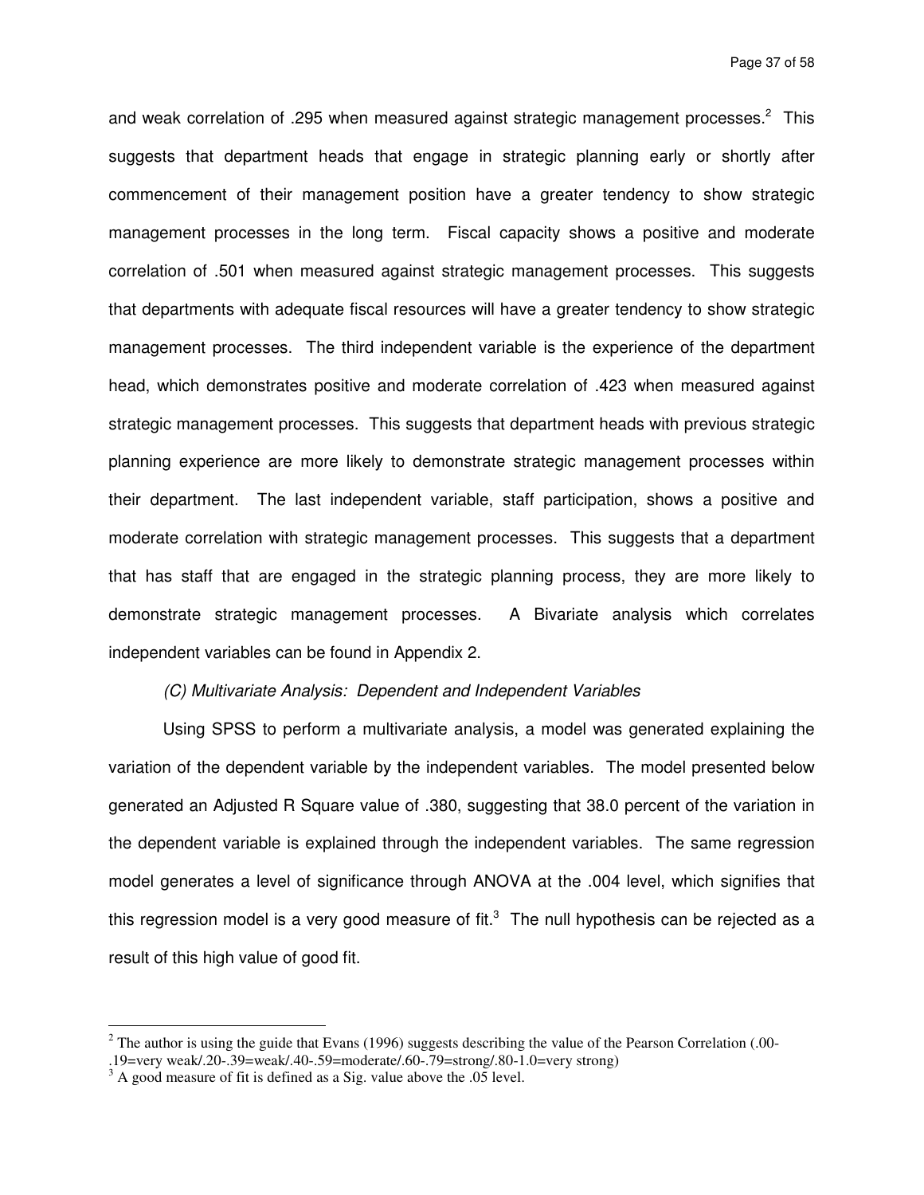and weak correlation of .295 when measured against strategic management processes.[2] This suggests that department heads that engage in strategic planning early or shortly after commencement of their management position have a greater tendency to show strategic management processes in the long term. Fiscal capacity shows a positive and moderate correlation of .501 when measured against strategic management processes. This suggests that departments with adequate fiscal resources will have a greater tendency to show strategic management processes. The third independent variable is the experience of the department head, which demonstrates positive and moderate correlation of .423 when measured against strategic management processes. This suggests that department heads with previous strategic planning experience are more likely to demonstrate strategic management processes within their department. The last independent variable, staff participation, shows a positive and moderate correlation with strategic management processes. This suggests that a department that has staff that are engaged in the strategic planning process, they are more likely to demonstrate strategic management processes. A Bivariate analysis which correlates independent variables can be found in Appendix 2.

*(C) Multivariate Analysis: Dependent and Independent Variables*

Using SPSS to perform a multivariate analysis, a model was generated explaining the variation of the dependent variable by the independent variables. The model presented below generated an Adjusted R Square value of .380, suggesting that 38.0 percent of the variation in the dependent variable is explained through the independent variables. The same regression model generates a level of significance through ANOVA at the .004 level, which signifies that this regression model is a very good measure of fit.[3] The null hypothesis can be rejected as a result of this high value of good fit.

---

[2] The author is using the guide that Evans (1996) suggests describing the value of the Pearson Correlation (.00-.19=very weak/.20-.39=weak/.40-.59=moderate/.60-.79=strong/.80-1.0=very strong)

[3] A good measure of fit is defined as a Sig. value above the .05 level.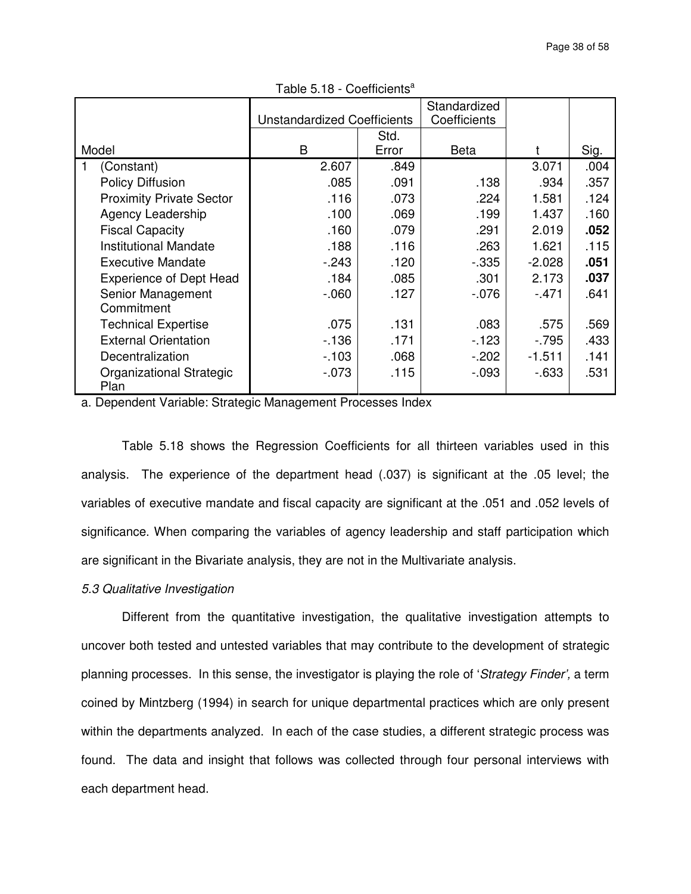Table 5.18 - Coefficients[a]

| Model | Unstandardized Coefficients | | Standardized Coefficients | | |
|---|---|---|---|---|---|
| | B | Std. Error | Beta | t | Sig. |
| 1 (Constant) | 2.607 | .849 | | 3.071 | .004 |
| Policy Diffusion | .085 | .091 | .138 | .934 | .357 |
| Proximity Private Sector | .116 | .073 | .224 | 1.581 | .124 |
| Agency Leadership | .100 | .069 | .199 | 1.437 | .160 |
| Fiscal Capacity | .160 | .079 | .291 | 2.019 | **.052** |
| Institutional Mandate | .188 | .116 | .263 | 1.621 | .115 |
| Executive Mandate | -.243 | .120 | -.335 | -2.028 | **.051** |
| Experience of Dept Head | .184 | .085 | .301 | 2.173 | **.037** |
| Senior Management Commitment | -.060 | .127 | -.076 | -.471 | .641 |
| Technical Expertise | .075 | .131 | .083 | .575 | .569 |
| External Orientation | -.136 | .171 | -.123 | -.795 | .433 |
| Decentralization | -.103 | .068 | -.202 | -1.511 | .141 |
| Organizational Strategic Plan | -.073 | .115 | -.093 | -.633 | .531 |

a. Dependent Variable: Strategic Management Processes Index

Table 5.18 shows the Regression Coefficients for all thirteen variables used in this analysis. The experience of the department head (.037) is significant at the .05 level; the variables of executive mandate and fiscal capacity are significant at the .051 and .052 levels of significance. When comparing the variables of agency leadership and staff participation which are significant in the Bivariate analysis, they are not in the Multivariate analysis.

### *5.3 Qualitative Investigation*

Different from the quantitative investigation, the qualitative investigation attempts to uncover both tested and untested variables that may contribute to the development of strategic planning processes. In this sense, the investigator is playing the role of '*Strategy Finder',* a term coined by Mintzberg (1994) in search for unique departmental practices which are only present within the departments analyzed. In each of the case studies, a different strategic process was found. The data and insight that follows was collected through four personal interviews with each department head.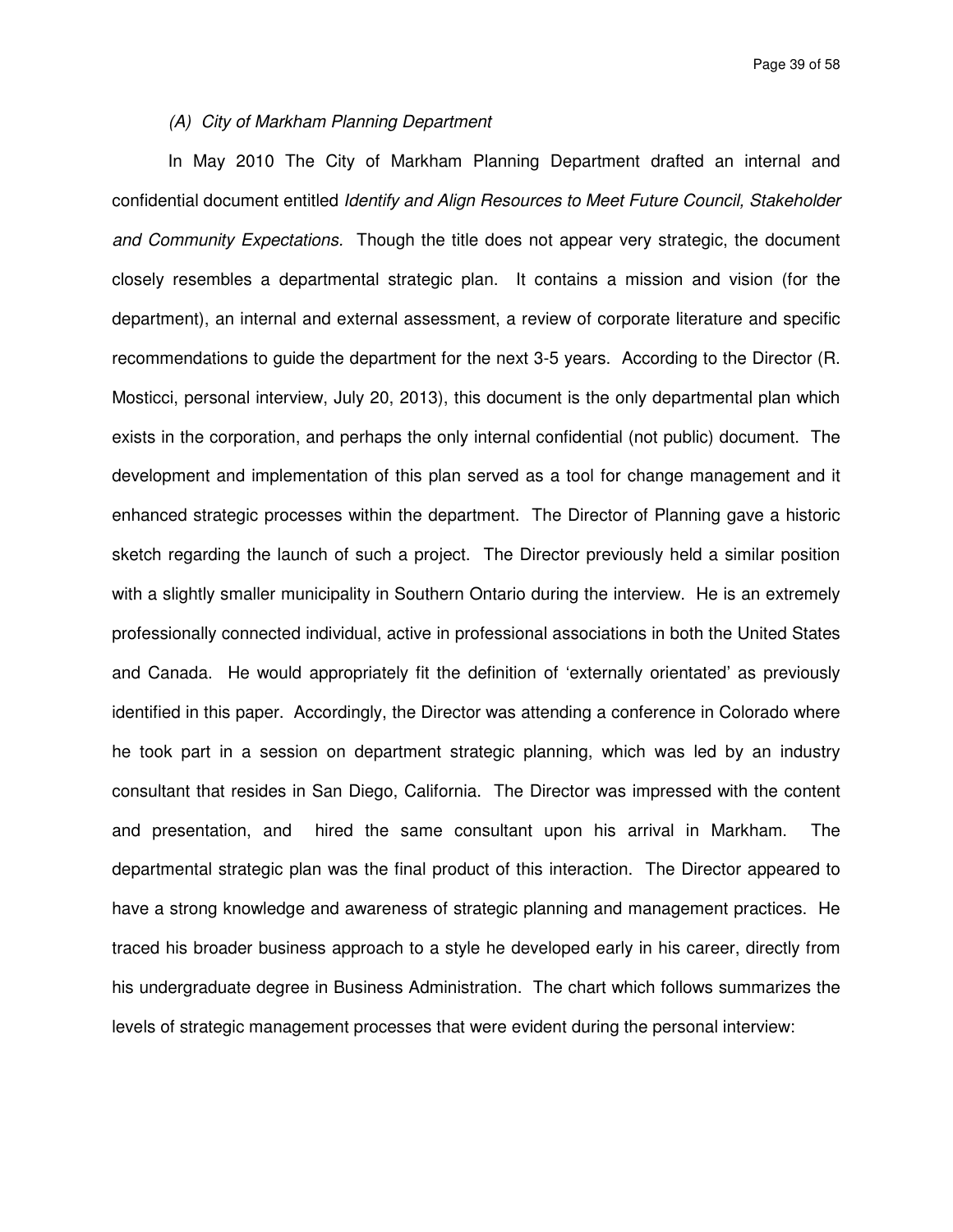*(A) City of Markham Planning Department*

In May 2010 The City of Markham Planning Department drafted an internal and confidential document entitled *Identify and Align Resources to Meet Future Council, Stakeholder and Community Expectations.* Though the title does not appear very strategic, the document closely resembles a departmental strategic plan. It contains a mission and vision (for the department), an internal and external assessment, a review of corporate literature and specific recommendations to guide the department for the next 3-5 years. According to the Director (R. Mosticci, personal interview, July 20, 2013), this document is the only departmental plan which exists in the corporation, and perhaps the only internal confidential (not public) document. The development and implementation of this plan served as a tool for change management and it enhanced strategic processes within the department. The Director of Planning gave a historic sketch regarding the launch of such a project. The Director previously held a similar position with a slightly smaller municipality in Southern Ontario during the interview. He is an extremely professionally connected individual, active in professional associations in both the United States and Canada. He would appropriately fit the definition of 'externally orientated' as previously identified in this paper. Accordingly, the Director was attending a conference in Colorado where he took part in a session on department strategic planning, which was led by an industry consultant that resides in San Diego, California. The Director was impressed with the content and presentation, and hired the same consultant upon his arrival in Markham. The departmental strategic plan was the final product of this interaction. The Director appeared to have a strong knowledge and awareness of strategic planning and management practices. He traced his broader business approach to a style he developed early in his career, directly from his undergraduate degree in Business Administration. The chart which follows summarizes the levels of strategic management processes that were evident during the personal interview: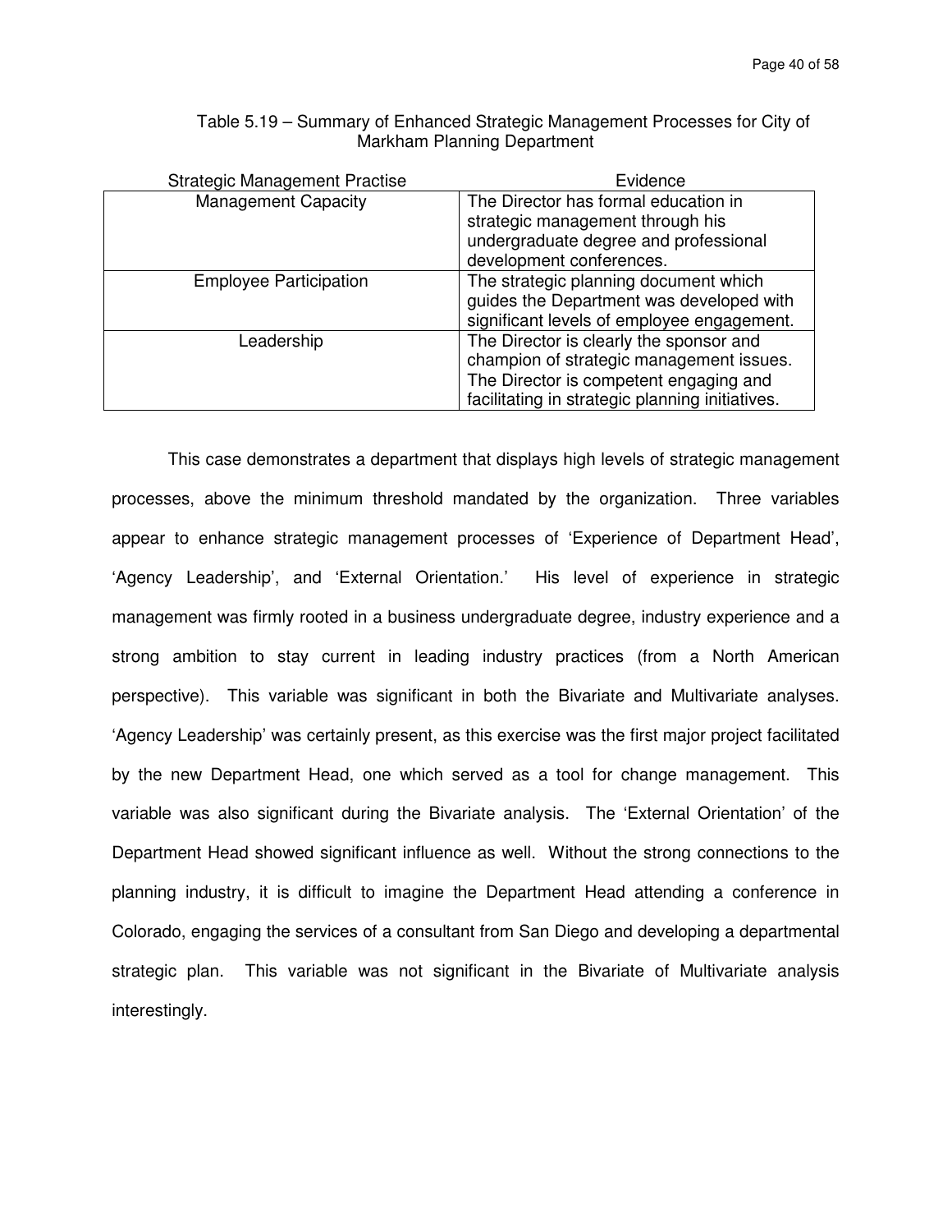Table 5.19 – Summary of Enhanced Strategic Management Processes for City of Markham Planning Department

| Strategic Management Practise | Evidence |
|---|---|
| Management Capacity | The Director has formal education in strategic management through his undergraduate degree and professional development conferences. |
| Employee Participation | The strategic planning document which guides the Department was developed with significant levels of employee engagement. |
| Leadership | The Director is clearly the sponsor and champion of strategic management issues. The Director is competent engaging and facilitating in strategic planning initiatives. |

This case demonstrates a department that displays high levels of strategic management processes, above the minimum threshold mandated by the organization. Three variables appear to enhance strategic management processes of 'Experience of Department Head', 'Agency Leadership', and 'External Orientation.' His level of experience in strategic management was firmly rooted in a business undergraduate degree, industry experience and a strong ambition to stay current in leading industry practices (from a North American perspective). This variable was significant in both the Bivariate and Multivariate analyses. 'Agency Leadership' was certainly present, as this exercise was the first major project facilitated by the new Department Head, one which served as a tool for change management. This variable was also significant during the Bivariate analysis. The 'External Orientation' of the Department Head showed significant influence as well. Without the strong connections to the planning industry, it is difficult to imagine the Department Head attending a conference in Colorado, engaging the services of a consultant from San Diego and developing a departmental strategic plan. This variable was not significant in the Bivariate of Multivariate analysis interestingly.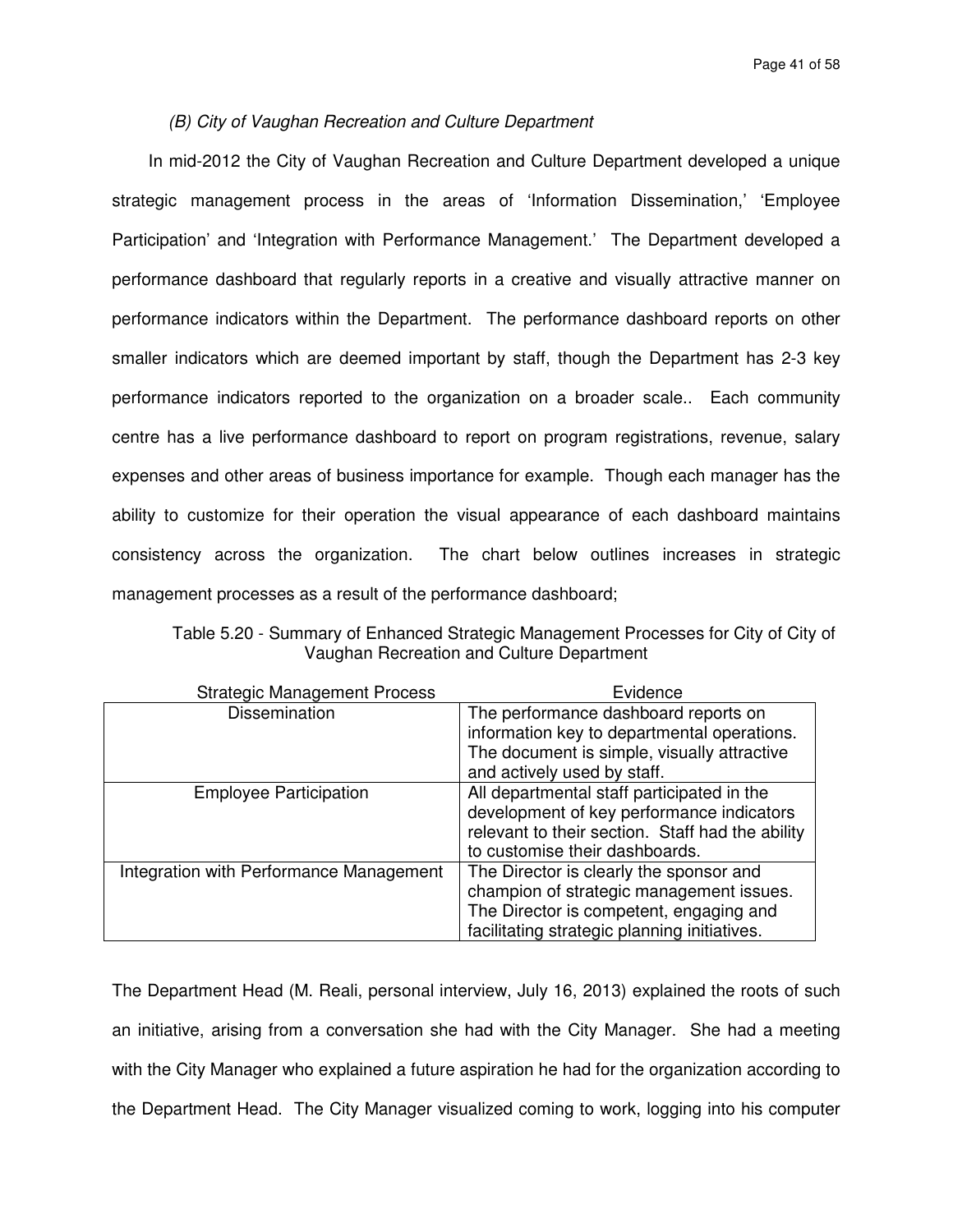*(B) City of Vaughan Recreation and Culture Department*

In mid-2012 the City of Vaughan Recreation and Culture Department developed a unique strategic management process in the areas of 'Information Dissemination,' 'Employee Participation' and 'Integration with Performance Management.' The Department developed a performance dashboard that regularly reports in a creative and visually attractive manner on performance indicators within the Department. The performance dashboard reports on other smaller indicators which are deemed important by staff, though the Department has 2-3 key performance indicators reported to the organization on a broader scale.. Each community centre has a live performance dashboard to report on program registrations, revenue, salary expenses and other areas of business importance for example. Though each manager has the ability to customize for their operation the visual appearance of each dashboard maintains consistency across the organization. The chart below outlines increases in strategic management processes as a result of the performance dashboard;

Table 5.20 - Summary of Enhanced Strategic Management Processes for City of City of Vaughan Recreation and Culture Department

| Strategic Management Process | Evidence |
|---|---|
| Dissemination | The performance dashboard reports on information key to departmental operations. The document is simple, visually attractive and actively used by staff. |
| Employee Participation | All departmental staff participated in the development of key performance indicators relevant to their section. Staff had the ability to customise their dashboards. |
| Integration with Performance Management | The Director is clearly the sponsor and champion of strategic management issues. The Director is competent, engaging and facilitating strategic planning initiatives. |

The Department Head (M. Reali, personal interview, July 16, 2013) explained the roots of such an initiative, arising from a conversation she had with the City Manager. She had a meeting with the City Manager who explained a future aspiration he had for the organization according to the Department Head. The City Manager visualized coming to work, logging into his computer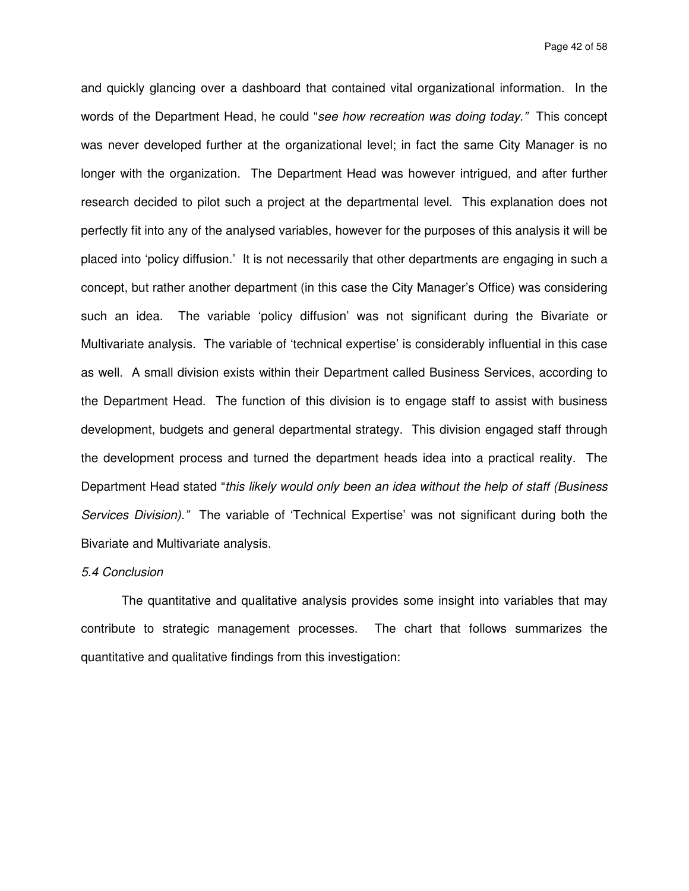and quickly glancing over a dashboard that contained vital organizational information. In the words of the Department Head, he could "*see how recreation was doing today.*" This concept was never developed further at the organizational level; in fact the same City Manager is no longer with the organization. The Department Head was however intrigued, and after further research decided to pilot such a project at the departmental level. This explanation does not perfectly fit into any of the analysed variables, however for the purposes of this analysis it will be placed into 'policy diffusion.' It is not necessarily that other departments are engaging in such a concept, but rather another department (in this case the City Manager's Office) was considering such an idea. The variable 'policy diffusion' was not significant during the Bivariate or Multivariate analysis. The variable of 'technical expertise' is considerably influential in this case as well. A small division exists within their Department called Business Services, according to the Department Head. The function of this division is to engage staff to assist with business development, budgets and general departmental strategy. This division engaged staff through the development process and turned the department heads idea into a practical reality. The Department Head stated "*this likely would only been an idea without the help of staff (Business Services Division).*" The variable of 'Technical Expertise' was not significant during both the Bivariate and Multivariate analysis.

### *5.4 Conclusion*

The quantitative and qualitative analysis provides some insight into variables that may contribute to strategic management processes. The chart that follows summarizes the quantitative and qualitative findings from this investigation: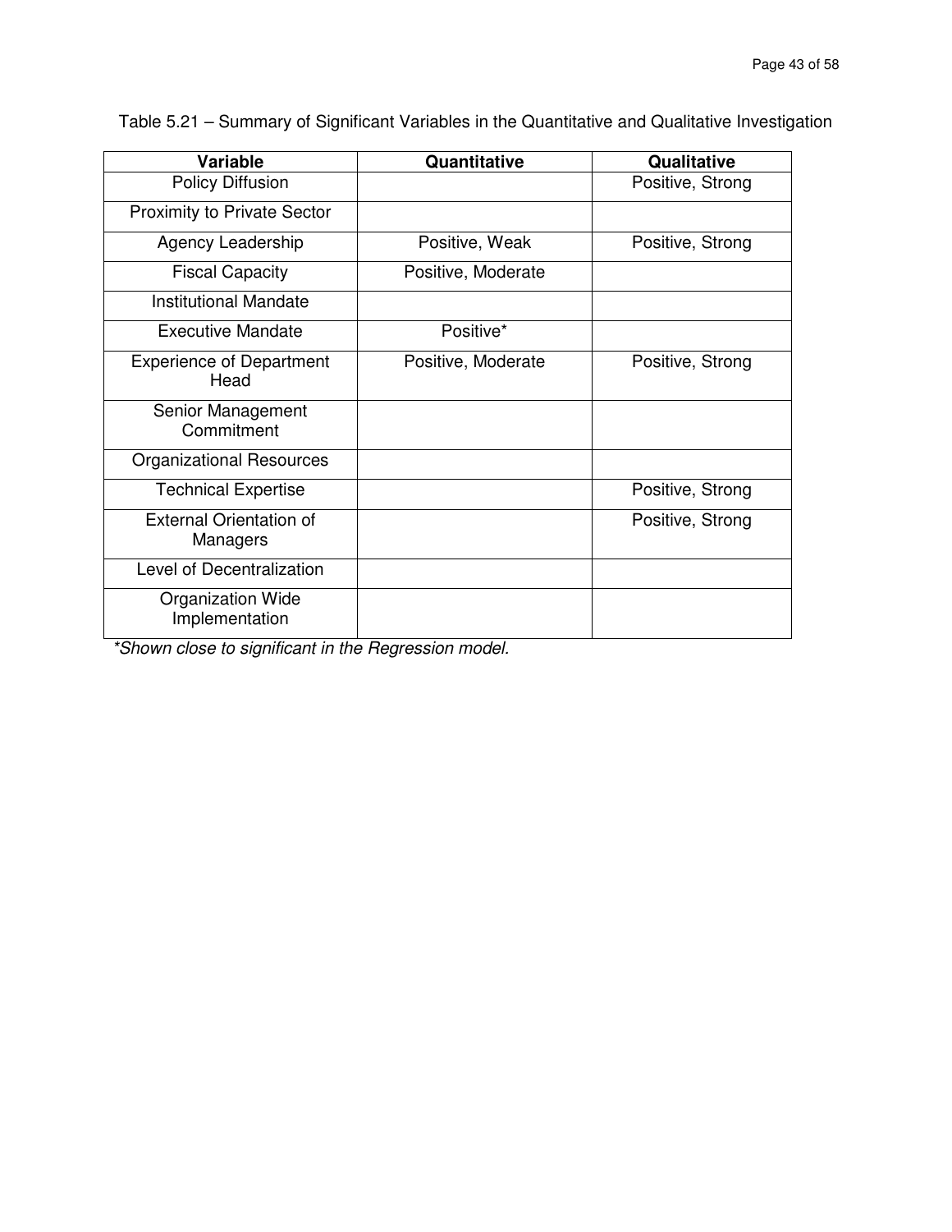Table 5.21 – Summary of Significant Variables in the Quantitative and Qualitative Investigation

| Variable | Quantitative | Qualitative |
|---|---|---|
| Policy Diffusion | | Positive, Strong |
| Proximity to Private Sector | | |
| Agency Leadership | Positive, Weak | Positive, Strong |
| Fiscal Capacity | Positive, Moderate | |
| Institutional Mandate | | |
| Executive Mandate | Positive* | |
| Experience of Department Head | Positive, Moderate | Positive, Strong |
| Senior Management Commitment | | |
| Organizational Resources | | |
| Technical Expertise | | Positive, Strong |
| External Orientation of Managers | | Positive, Strong |
| Level of Decentralization | | |
| Organization Wide Implementation | | |

*\*Shown close to significant in the Regression model.*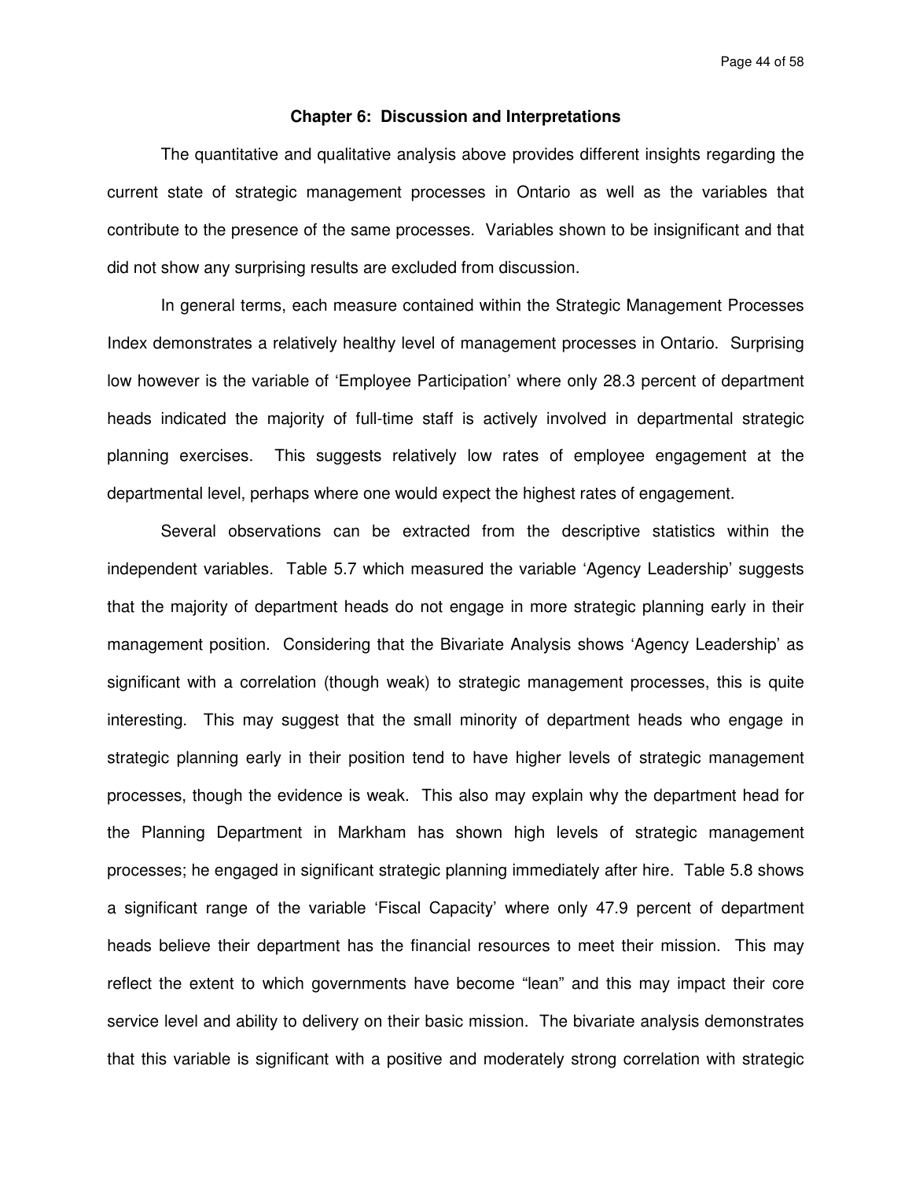## Chapter 6: Discussion and Interpretations

The quantitative and qualitative analysis above provides different insights regarding the current state of strategic management processes in Ontario as well as the variables that contribute to the presence of the same processes. Variables shown to be insignificant and that did not show any surprising results are excluded from discussion.

In general terms, each measure contained within the Strategic Management Processes Index demonstrates a relatively healthy level of management processes in Ontario. Surprising low however is the variable of 'Employee Participation' where only 28.3 percent of department heads indicated the majority of full-time staff is actively involved in departmental strategic planning exercises. This suggests relatively low rates of employee engagement at the departmental level, perhaps where one would expect the highest rates of engagement.

Several observations can be extracted from the descriptive statistics within the independent variables. Table 5.7 which measured the variable 'Agency Leadership' suggests that the majority of department heads do not engage in more strategic planning early in their management position. Considering that the Bivariate Analysis shows 'Agency Leadership' as significant with a correlation (though weak) to strategic management processes, this is quite interesting. This may suggest that the small minority of department heads who engage in strategic planning early in their position tend to have higher levels of strategic management processes, though the evidence is weak. This also may explain why the department head for the Planning Department in Markham has shown high levels of strategic management processes; he engaged in significant strategic planning immediately after hire. Table 5.8 shows a significant range of the variable 'Fiscal Capacity' where only 47.9 percent of department heads believe their department has the financial resources to meet their mission. This may reflect the extent to which governments have become "lean" and this may impact their core service level and ability to delivery on their basic mission. The bivariate analysis demonstrates that this variable is significant with a positive and moderately strong correlation with strategic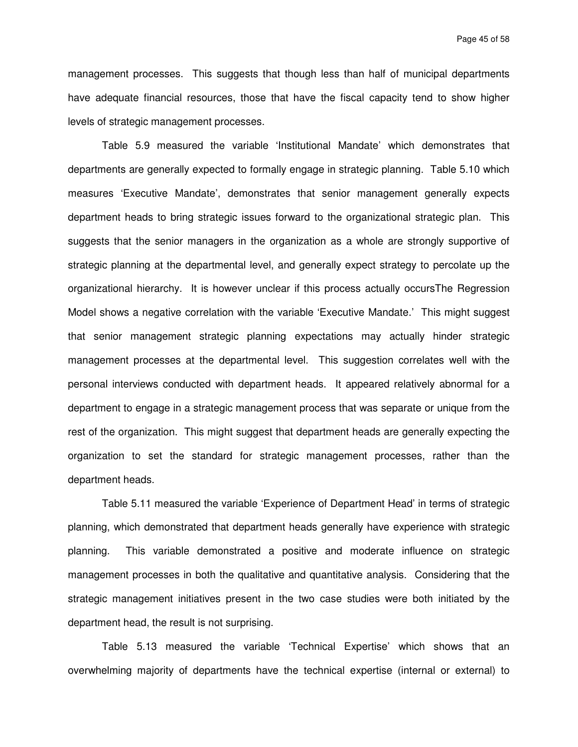management processes. This suggests that though less than half of municipal departments have adequate financial resources, those that have the fiscal capacity tend to show higher levels of strategic management processes.

Table 5.9 measured the variable 'Institutional Mandate' which demonstrates that departments are generally expected to formally engage in strategic planning. Table 5.10 which measures 'Executive Mandate', demonstrates that senior management generally expects department heads to bring strategic issues forward to the organizational strategic plan. This suggests that the senior managers in the organization as a whole are strongly supportive of strategic planning at the departmental level, and generally expect strategy to percolate up the organizational hierarchy. It is however unclear if this process actually occursThe Regression Model shows a negative correlation with the variable 'Executive Mandate.' This might suggest that senior management strategic planning expectations may actually hinder strategic management processes at the departmental level. This suggestion correlates well with the personal interviews conducted with department heads. It appeared relatively abnormal for a department to engage in a strategic management process that was separate or unique from the rest of the organization. This might suggest that department heads are generally expecting the organization to set the standard for strategic management processes, rather than the department heads.

Table 5.11 measured the variable 'Experience of Department Head' in terms of strategic planning, which demonstrated that department heads generally have experience with strategic planning. This variable demonstrated a positive and moderate influence on strategic management processes in both the qualitative and quantitative analysis. Considering that the strategic management initiatives present in the two case studies were both initiated by the department head, the result is not surprising.

Table 5.13 measured the variable 'Technical Expertise' which shows that an overwhelming majority of departments have the technical expertise (internal or external) to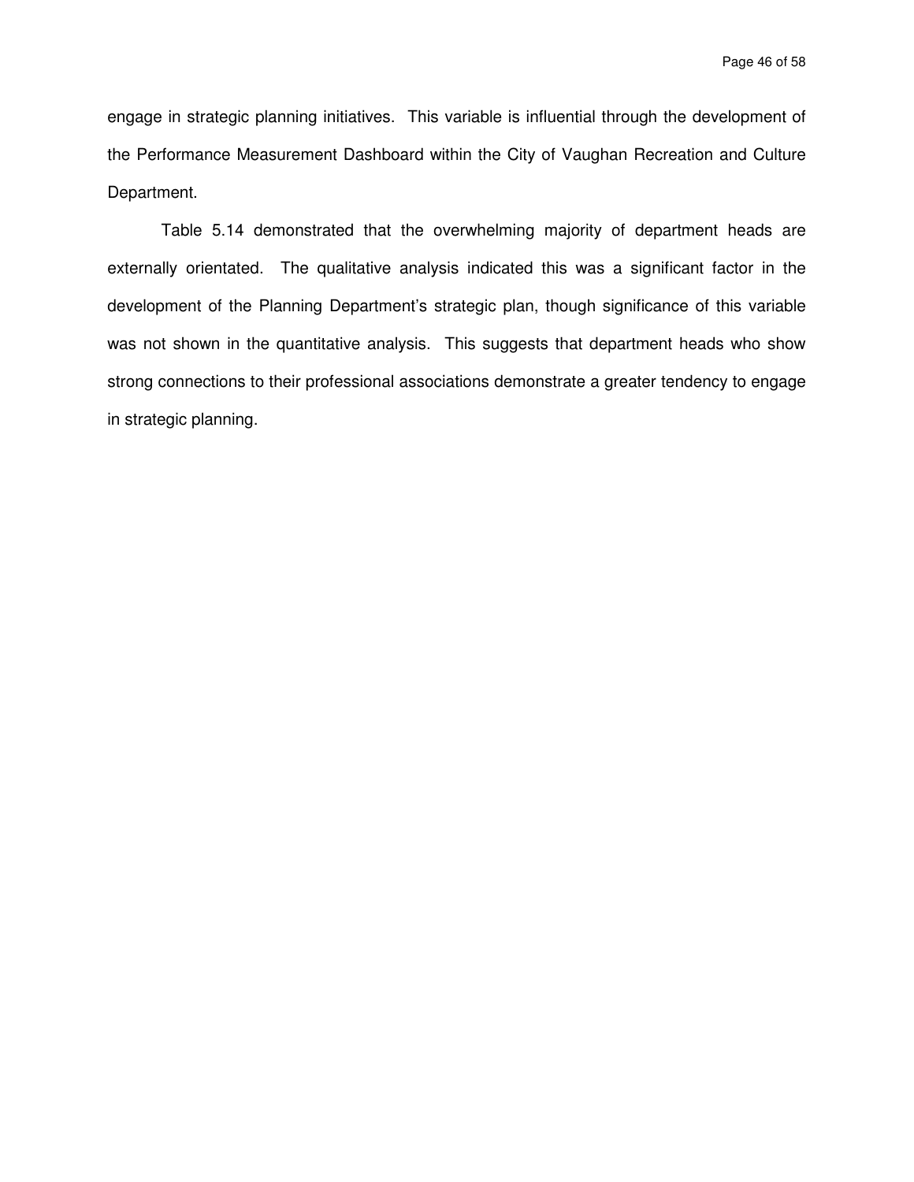engage in strategic planning initiatives.  This variable is influential through the development of the Performance Measurement Dashboard within the City of Vaughan Recreation and Culture Department.

Table 5.14 demonstrated that the overwhelming majority of department heads are externally orientated.  The qualitative analysis indicated this was a significant factor in the development of the Planning Department's strategic plan, though significance of this variable was not shown in the quantitative analysis.  This suggests that department heads who show strong connections to their professional associations demonstrate a greater tendency to engage in strategic planning.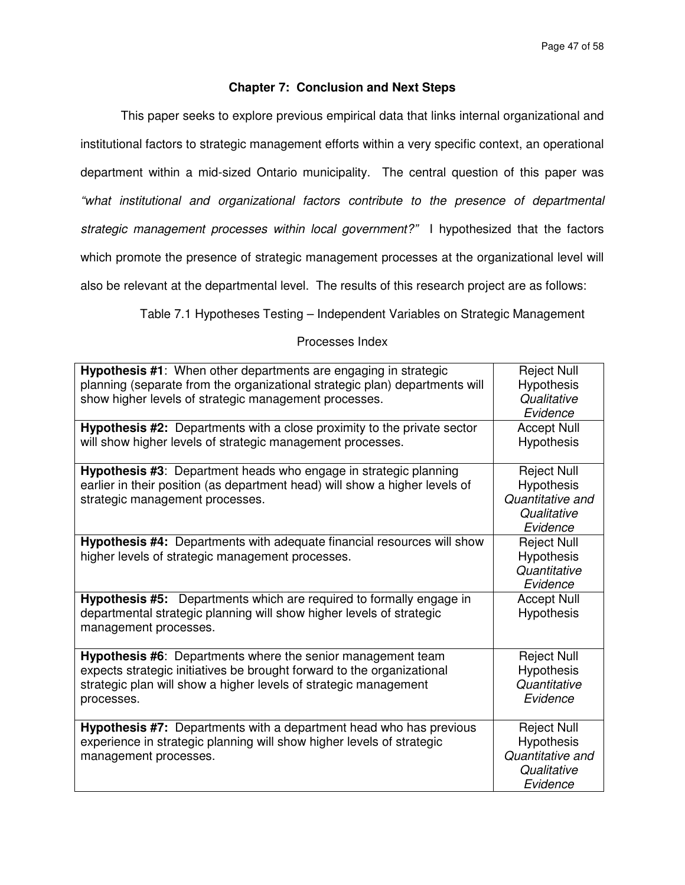## Chapter 7: Conclusion and Next Steps

This paper seeks to explore previous empirical data that links internal organizational and institutional factors to strategic management efforts within a very specific context, an operational department within a mid-sized Ontario municipality. The central question of this paper was *"what institutional and organizational factors contribute to the presence of departmental strategic management processes within local government?"* I hypothesized that the factors which promote the presence of strategic management processes at the organizational level will also be relevant at the departmental level. The results of this research project are as follows:

Table 7.1 Hypotheses Testing – Independent Variables on Strategic Management Processes Index

| Hypothesis | Result |
|---|---|
| **Hypothesis #1**: When other departments are engaging in strategic planning (separate from the organizational strategic plan) departments will show higher levels of strategic management processes. | Reject Null Hypothesis *Qualitative Evidence* |
| **Hypothesis #2:** Departments with a close proximity to the private sector will show higher levels of strategic management processes. | Accept Null Hypothesis |
| **Hypothesis #3**: Department heads who engage in strategic planning earlier in their position (as department head) will show a higher levels of strategic management processes. | Reject Null Hypothesis *Quantitative and Qualitative Evidence* |
| **Hypothesis #4:** Departments with adequate financial resources will show higher levels of strategic management processes. | Reject Null Hypothesis *Quantitative Evidence* |
| **Hypothesis #5:** Departments which are required to formally engage in departmental strategic planning will show higher levels of strategic management processes. | Accept Null Hypothesis |
| **Hypothesis #6**: Departments where the senior management team expects strategic initiatives be brought forward to the organizational strategic plan will show a higher levels of strategic management processes. | Reject Null Hypothesis *Quantitative Evidence* |
| **Hypothesis #7:** Departments with a department head who has previous experience in strategic planning will show higher levels of strategic management processes. | Reject Null Hypothesis *Quantitative and Qualitative Evidence* |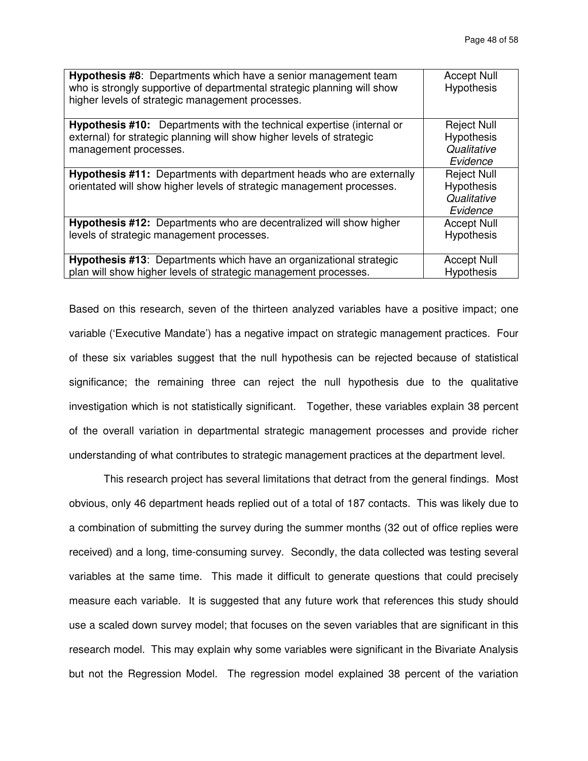| | |
|---|---|
| **Hypothesis #8**: Departments which have a senior management team who is strongly supportive of departmental strategic planning will show higher levels of strategic management processes. | Accept Null Hypothesis |
| **Hypothesis #10:** Departments with the technical expertise (internal or external) for strategic planning will show higher levels of strategic management processes. | Reject Null Hypothesis *Qualitative Evidence* |
| **Hypothesis #11:** Departments with department heads who are externally orientated will show higher levels of strategic management processes. | Reject Null Hypothesis *Qualitative Evidence* |
| **Hypothesis #12:** Departments who are decentralized will show higher levels of strategic management processes. | Accept Null Hypothesis |
| **Hypothesis #13**: Departments which have an organizational strategic plan will show higher levels of strategic management processes. | Accept Null Hypothesis |

Based on this research, seven of the thirteen analyzed variables have a positive impact; one variable ('Executive Mandate') has a negative impact on strategic management practices. Four of these six variables suggest that the null hypothesis can be rejected because of statistical significance; the remaining three can reject the null hypothesis due to the qualitative investigation which is not statistically significant. Together, these variables explain 38 percent of the overall variation in departmental strategic management processes and provide richer understanding of what contributes to strategic management practices at the department level.

This research project has several limitations that detract from the general findings. Most obvious, only 46 department heads replied out of a total of 187 contacts. This was likely due to a combination of submitting the survey during the summer months (32 out of office replies were received) and a long, time-consuming survey. Secondly, the data collected was testing several variables at the same time. This made it difficult to generate questions that could precisely measure each variable. It is suggested that any future work that references this study should use a scaled down survey model; that focuses on the seven variables that are significant in this research model. This may explain why some variables were significant in the Bivariate Analysis but not the Regression Model. The regression model explained 38 percent of the variation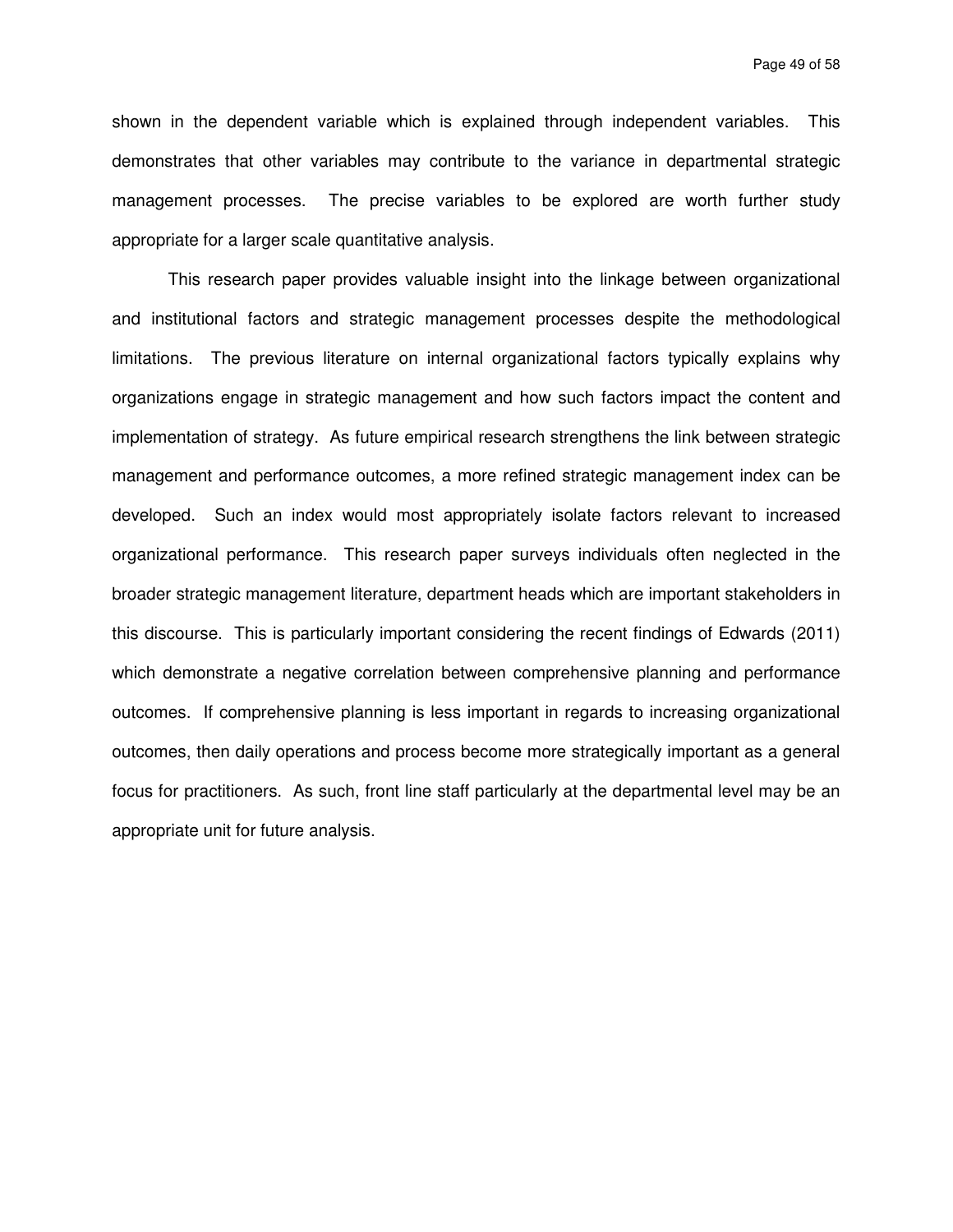shown in the dependent variable which is explained through independent variables. This demonstrates that other variables may contribute to the variance in departmental strategic management processes. The precise variables to be explored are worth further study appropriate for a larger scale quantitative analysis.

This research paper provides valuable insight into the linkage between organizational and institutional factors and strategic management processes despite the methodological limitations. The previous literature on internal organizational factors typically explains why organizations engage in strategic management and how such factors impact the content and implementation of strategy. As future empirical research strengthens the link between strategic management and performance outcomes, a more refined strategic management index can be developed. Such an index would most appropriately isolate factors relevant to increased organizational performance. This research paper surveys individuals often neglected in the broader strategic management literature, department heads which are important stakeholders in this discourse. This is particularly important considering the recent findings of Edwards (2011) which demonstrate a negative correlation between comprehensive planning and performance outcomes. If comprehensive planning is less important in regards to increasing organizational outcomes, then daily operations and process become more strategically important as a general focus for practitioners. As such, front line staff particularly at the departmental level may be an appropriate unit for future analysis.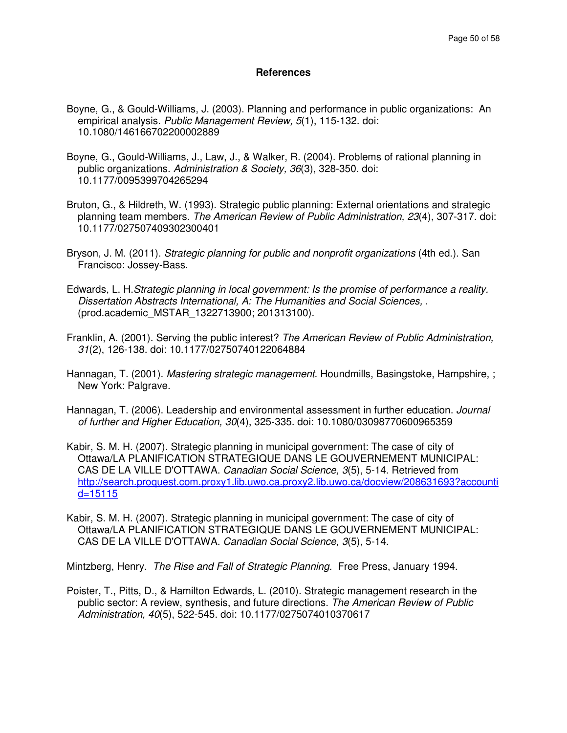## References

Boyne, G., & Gould-Williams, J. (2003). Planning and performance in public organizations: An empirical analysis. *Public Management Review, 5*(1), 115-132. doi: 10.1080/1461667022000028889

Boyne, G., Gould-Williams, J., Law, J., & Walker, R. (2004). Problems of rational planning in public organizations. *Administration & Society, 36*(3), 328-350. doi: 10.1177/0095399704265294

Bruton, G., & Hildreth, W. (1993). Strategic public planning: External orientations and strategic planning team members. *The American Review of Public Administration, 23*(4), 307-317. doi: 10.1177/027507409302300401

Bryson, J. M. (2011). *Strategic planning for public and nonprofit organizations* (4th ed.). San Francisco: Jossey-Bass.

Edwards, L. H.*Strategic planning in local government: Is the promise of performance a reality. Dissertation Abstracts International, A: The Humanities and Social Sciences,* . (prod.academic_MSTAR_1322713900; 201313100).

Franklin, A. (2001). Serving the public interest? *The American Review of Public Administration, 31*(2), 126-138. doi: 10.1177/02750740122064884

Hannagan, T. (2001). *Mastering strategic management*. Houndmills, Basingstoke, Hampshire, ; New York: Palgrave.

Hannagan, T. (2006). Leadership and environmental assessment in further education. *Journal of further and Higher Education, 30*(4), 325-335. doi: 10.1080/03098770600965359

Kabir, S. M. H. (2007). Strategic planning in municipal government: The case of city of Ottawa/LA PLANIFICATION STRATEGIQUE DANS LE GOUVERNEMENT MUNICIPAL: CAS DE LA VILLE D'OTTAWA. *Canadian Social Science, 3*(5), 5-14. Retrieved from http://search.proquest.com.proxy1.lib.uwo.ca.proxy2.lib.uwo.ca/docview/208631693?accountid=15115

Kabir, S. M. H. (2007). Strategic planning in municipal government: The case of city of Ottawa/LA PLANIFICATION STRATEGIQUE DANS LE GOUVERNEMENT MUNICIPAL: CAS DE LA VILLE D'OTTAWA. *Canadian Social Science, 3*(5), 5-14.

Mintzberg, Henry. *The Rise and Fall of Strategic Planning.* Free Press, January 1994.

Poister, T., Pitts, D., & Hamilton Edwards, L. (2010). Strategic management research in the public sector: A review, synthesis, and future directions. *The American Review of Public Administration, 40*(5), 522-545. doi: 10.1177/0275074010370617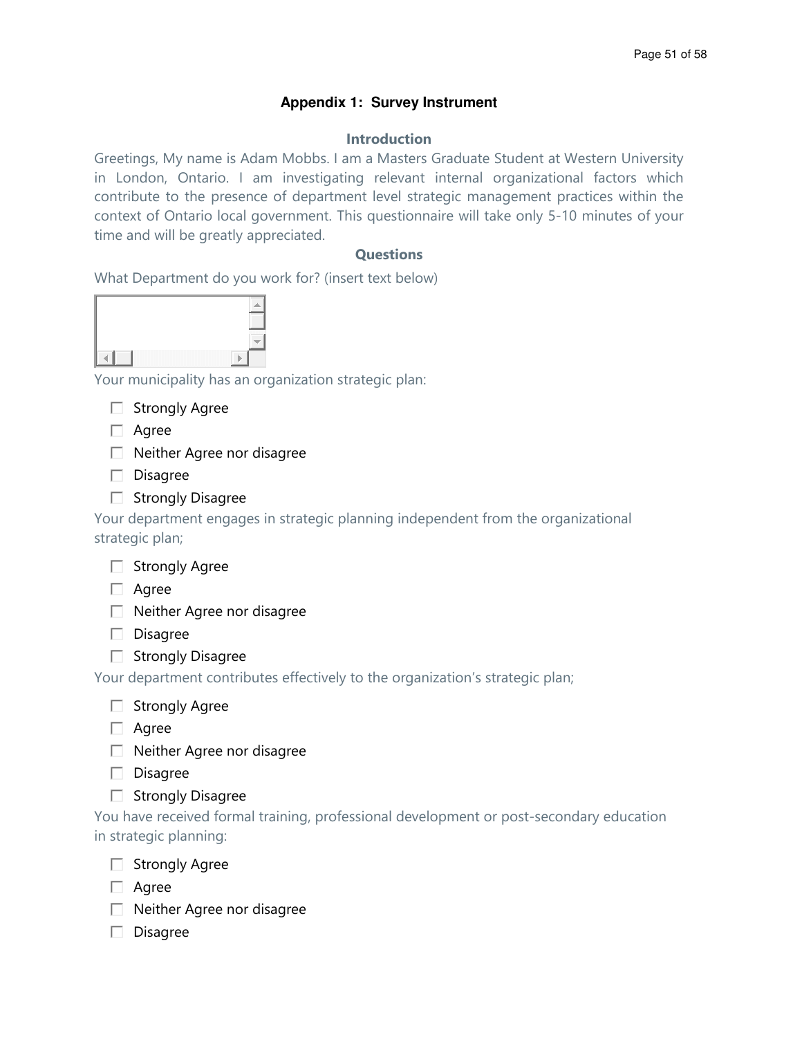## Appendix 1: Survey Instrument

### Introduction

Greetings, My name is Adam Mobbs. I am a Masters Graduate Student at Western University in London, Ontario. I am investigating relevant internal organizational factors which contribute to the presence of department level strategic management practices within the context of Ontario local government. This questionnaire will take only 5-10 minutes of your time and will be greatly appreciated.

### Questions

What Department do you work for? (insert text below)

Your municipality has an organization strategic plan:

- ☐ Strongly Agree
- ☐ Agree
- ☐ Neither Agree nor disagree
- ☐ Disagree
- ☐ Strongly Disagree

Your department engages in strategic planning independent from the organizational strategic plan;

- ☐ Strongly Agree
- ☐ Agree
- ☐ Neither Agree nor disagree
- ☐ Disagree
- ☐ Strongly Disagree

Your department contributes effectively to the organization's strategic plan;

- ☐ Strongly Agree
- ☐ Agree
- ☐ Neither Agree nor disagree
- ☐ Disagree
- ☐ Strongly Disagree

You have received formal training, professional development or post-secondary education in strategic planning:

- ☐ Strongly Agree
- ☐ Agree
- ☐ Neither Agree nor disagree
- ☐ Disagree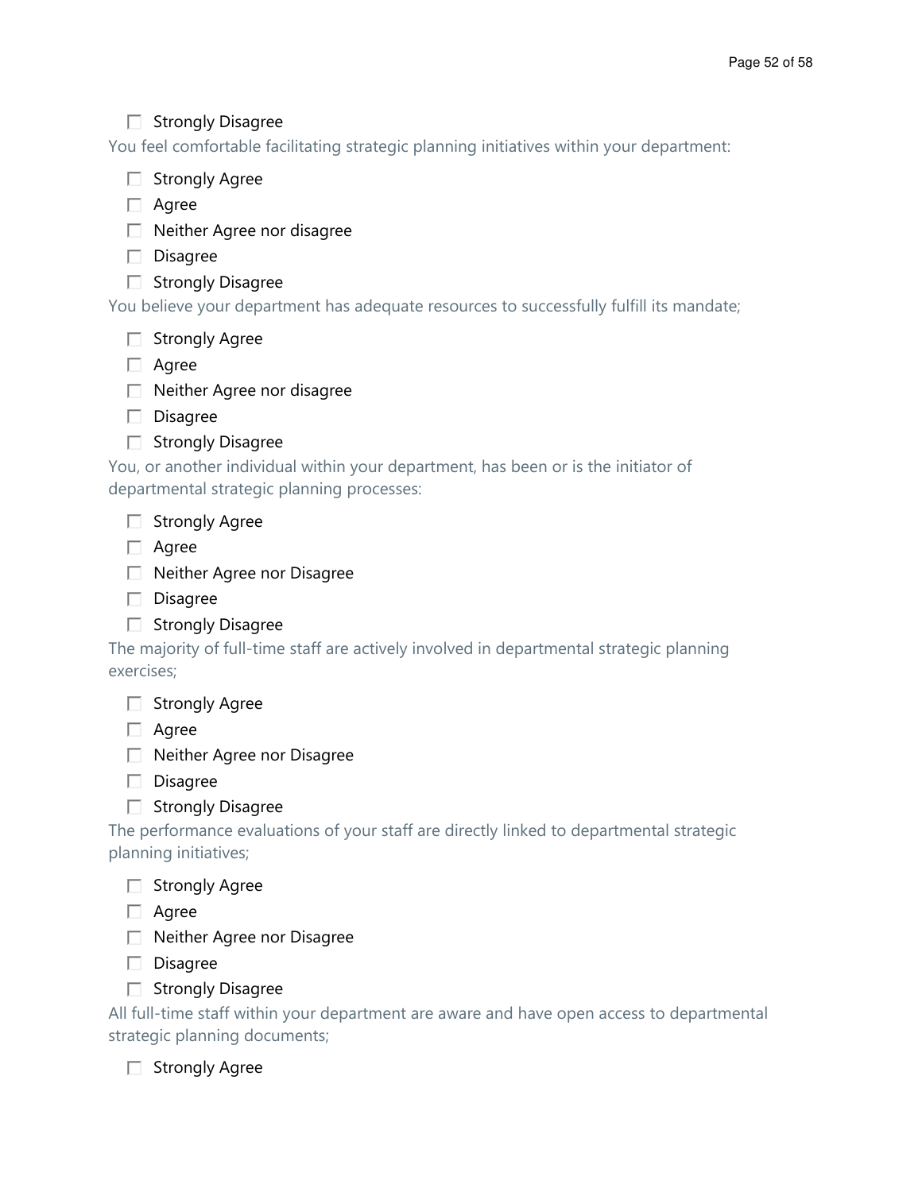- ☐ Strongly Disagree

You feel comfortable facilitating strategic planning initiatives within your department:

- ☐ Strongly Agree
- ☐ Agree
- ☐ Neither Agree nor disagree
- ☐ Disagree
- ☐ Strongly Disagree

You believe your department has adequate resources to successfully fulfill its mandate;

- ☐ Strongly Agree
- ☐ Agree
- ☐ Neither Agree nor disagree
- ☐ Disagree
- ☐ Strongly Disagree

You, or another individual within your department, has been or is the initiator of departmental strategic planning processes:

- ☐ Strongly Agree
- ☐ Agree
- ☐ Neither Agree nor Disagree
- ☐ Disagree
- ☐ Strongly Disagree

The majority of full-time staff are actively involved in departmental strategic planning exercises;

- ☐ Strongly Agree
- ☐ Agree
- ☐ Neither Agree nor Disagree
- ☐ Disagree
- ☐ Strongly Disagree

The performance evaluations of your staff are directly linked to departmental strategic planning initiatives;

- ☐ Strongly Agree
- ☐ Agree
- ☐ Neither Agree nor Disagree
- ☐ Disagree
- ☐ Strongly Disagree

All full-time staff within your department are aware and have open access to departmental strategic planning documents;

- ☐ Strongly Agree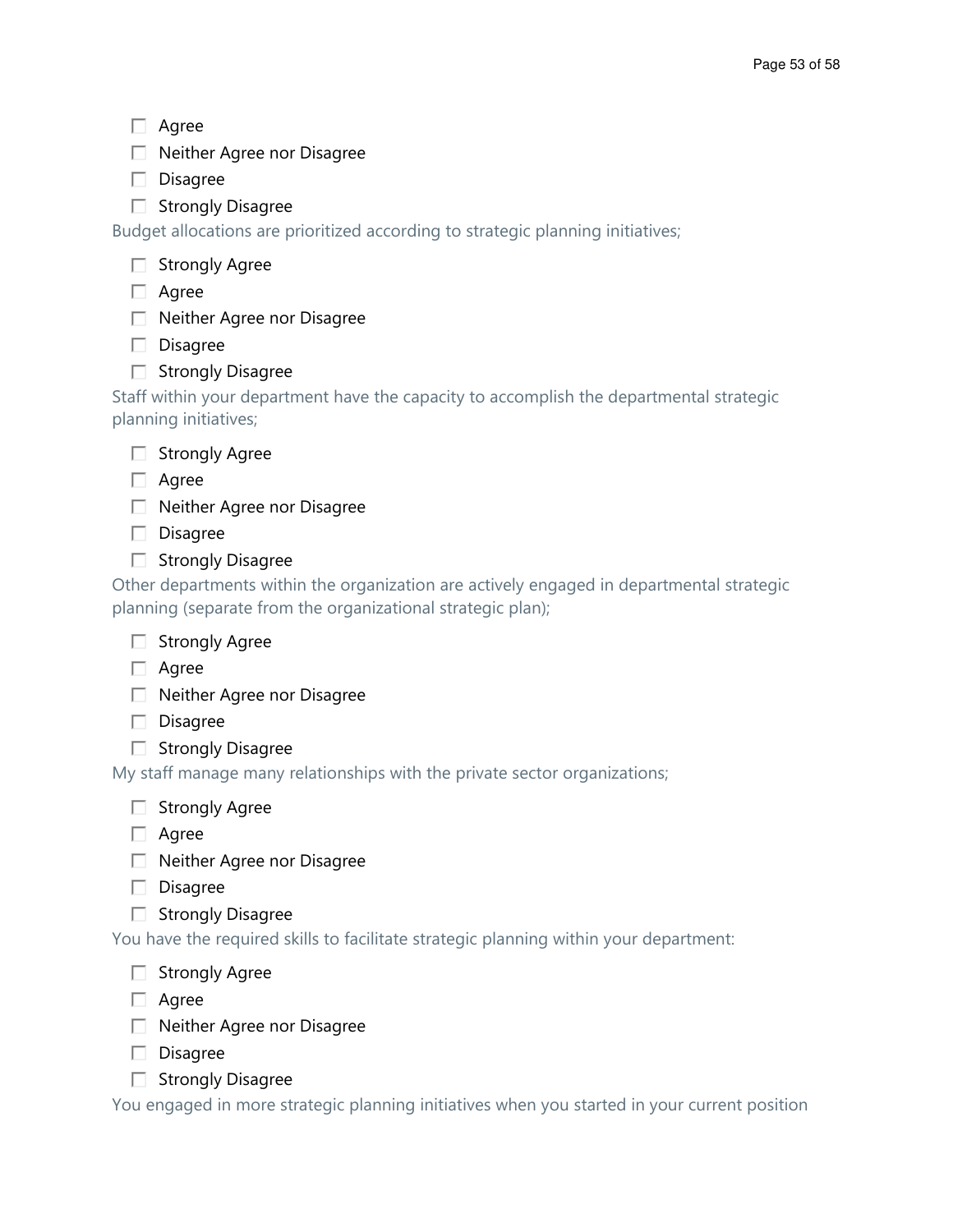- ☐ Agree
- ☐ Neither Agree nor Disagree
- ☐ Disagree
- ☐ Strongly Disagree

Budget allocations are prioritized according to strategic planning initiatives;

- ☐ Strongly Agree
- ☐ Agree
- ☐ Neither Agree nor Disagree
- ☐ Disagree
- ☐ Strongly Disagree

Staff within your department have the capacity to accomplish the departmental strategic planning initiatives;

- ☐ Strongly Agree
- ☐ Agree
- ☐ Neither Agree nor Disagree
- ☐ Disagree
- ☐ Strongly Disagree

Other departments within the organization are actively engaged in departmental strategic planning (separate from the organizational strategic plan);

- ☐ Strongly Agree
- ☐ Agree
- ☐ Neither Agree nor Disagree
- ☐ Disagree
- ☐ Strongly Disagree

My staff manage many relationships with the private sector organizations;

- ☐ Strongly Agree
- ☐ Agree
- ☐ Neither Agree nor Disagree
- ☐ Disagree
- ☐ Strongly Disagree

You have the required skills to facilitate strategic planning within your department:

- ☐ Strongly Agree
- ☐ Agree
- ☐ Neither Agree nor Disagree
- ☐ Disagree
- ☐ Strongly Disagree

You engaged in more strategic planning initiatives when you started in your current position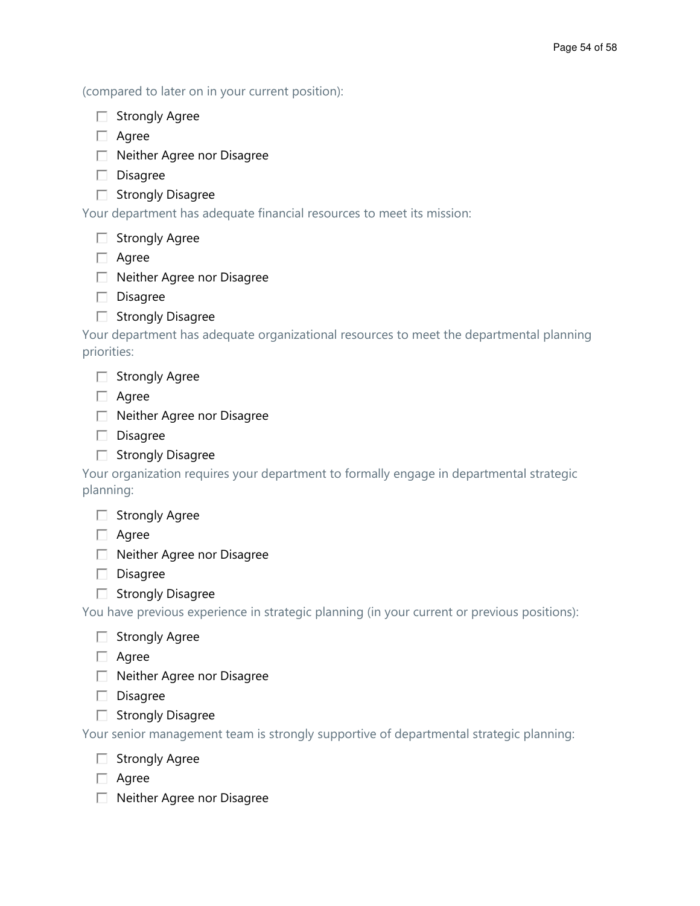(compared to later on in your current position):

- ☐ Strongly Agree
- ☐ Agree
- ☐ Neither Agree nor Disagree
- ☐ Disagree
- ☐ Strongly Disagree

Your department has adequate financial resources to meet its mission:

- ☐ Strongly Agree
- ☐ Agree
- ☐ Neither Agree nor Disagree
- ☐ Disagree
- ☐ Strongly Disagree

Your department has adequate organizational resources to meet the departmental planning priorities:

- ☐ Strongly Agree
- ☐ Agree
- ☐ Neither Agree nor Disagree
- ☐ Disagree
- ☐ Strongly Disagree

Your organization requires your department to formally engage in departmental strategic planning:

- ☐ Strongly Agree
- ☐ Agree
- ☐ Neither Agree nor Disagree
- ☐ Disagree
- ☐ Strongly Disagree

You have previous experience in strategic planning (in your current or previous positions):

- ☐ Strongly Agree
- ☐ Agree
- ☐ Neither Agree nor Disagree
- ☐ Disagree
- ☐ Strongly Disagree

Your senior management team is strongly supportive of departmental strategic planning:

- ☐ Strongly Agree
- ☐ Agree
- ☐ Neither Agree nor Disagree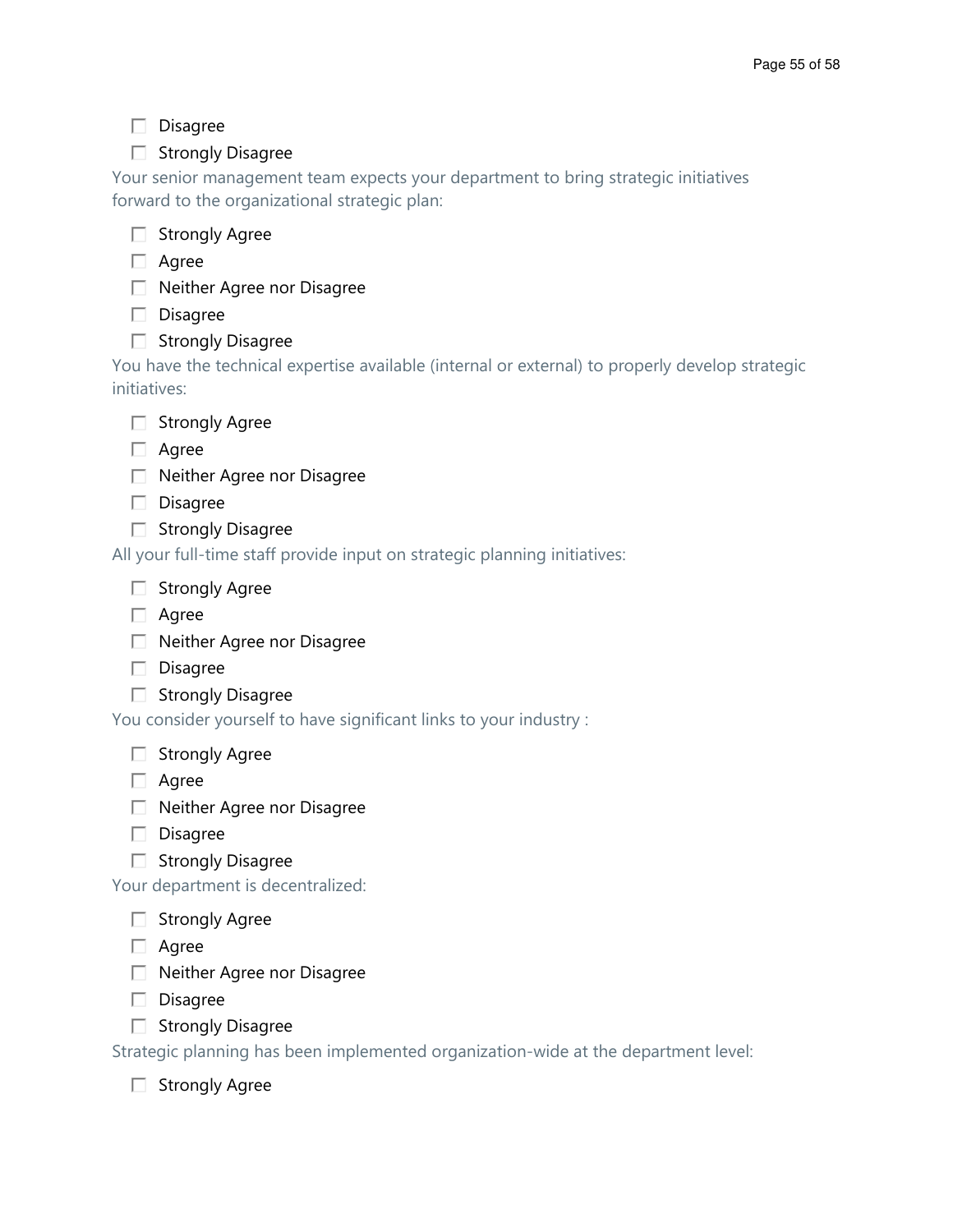- [ ] Disagree
- [ ] Strongly Disagree

Your senior management team expects your department to bring strategic initiatives forward to the organizational strategic plan:

- [ ] Strongly Agree
- [ ] Agree
- [ ] Neither Agree nor Disagree
- [ ] Disagree
- [ ] Strongly Disagree

You have the technical expertise available (internal or external) to properly develop strategic initiatives:

- [ ] Strongly Agree
- [ ] Agree
- [ ] Neither Agree nor Disagree
- [ ] Disagree
- [ ] Strongly Disagree

All your full-time staff provide input on strategic planning initiatives:

- [ ] Strongly Agree
- [ ] Agree
- [ ] Neither Agree nor Disagree
- [ ] Disagree
- [ ] Strongly Disagree

You consider yourself to have significant links to your industry :

- [ ] Strongly Agree
- [ ] Agree
- [ ] Neither Agree nor Disagree
- [ ] Disagree
- [ ] Strongly Disagree

Your department is decentralized:

- [ ] Strongly Agree
- [ ] Agree
- [ ] Neither Agree nor Disagree
- [ ] Disagree
- [ ] Strongly Disagree

Strategic planning has been implemented organization-wide at the department level:

- [ ] Strongly Agree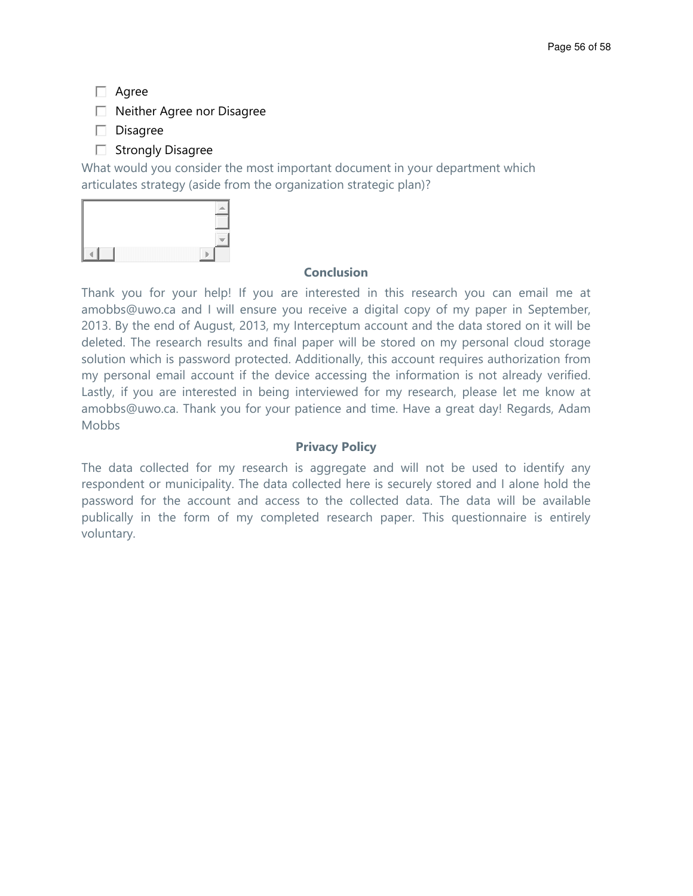- ☐ Agree
- ☐ Neither Agree nor Disagree
- ☐ Disagree
- ☐ Strongly Disagree

What would you consider the most important document in your department which articulates strategy (aside from the organization strategic plan)?

**Conclusion**

Thank you for your help! If you are interested in this research you can email me at amobbs@uwo.ca and I will ensure you receive a digital copy of my paper in September, 2013. By the end of August, 2013, my Interceptum account and the data stored on it will be deleted. The research results and final paper will be stored on my personal cloud storage solution which is password protected. Additionally, this account requires authorization from my personal email account if the device accessing the information is not already verified. Lastly, if you are interested in being interviewed for my research, please let me know at amobbs@uwo.ca. Thank you for your patience and time. Have a great day! Regards, Adam Mobbs

**Privacy Policy**

The data collected for my research is aggregate and will not be used to identify any respondent or municipality. The data collected here is securely stored and I alone hold the password for the account and access to the collected data. The data will be available publically in the form of my completed research paper. This questionnaire is entirely voluntary.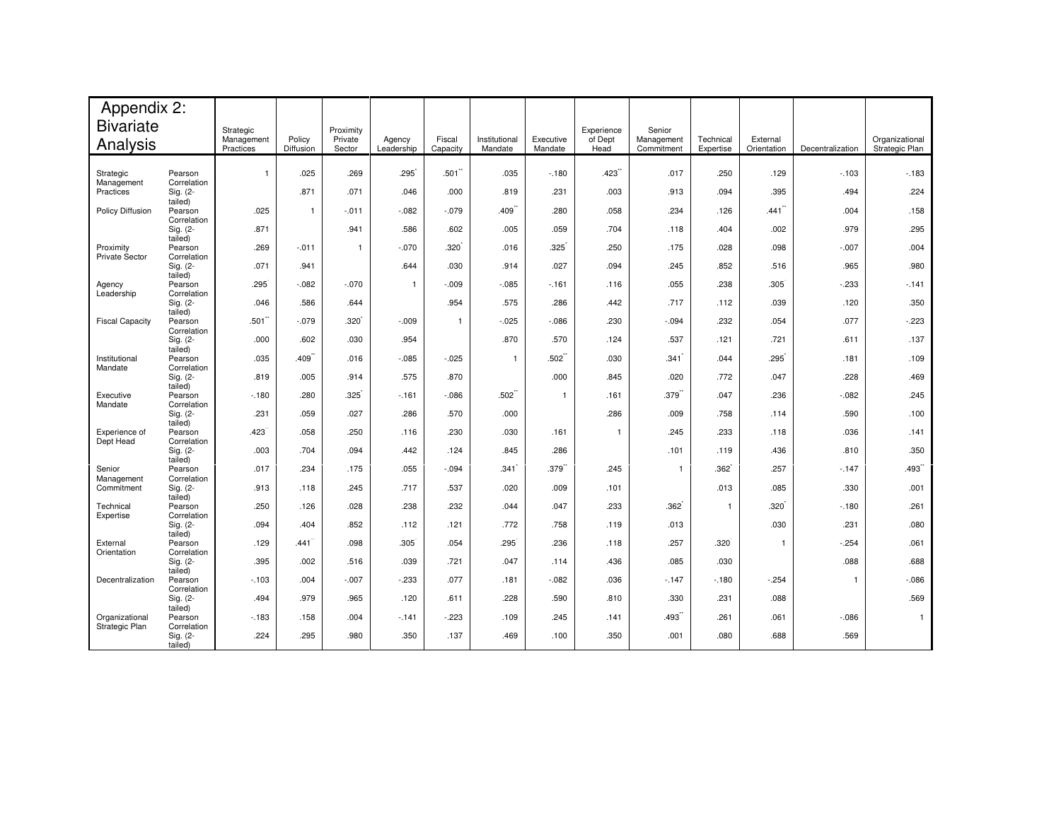| Appendix 2: Bivariate Analysis | | Strategic Management Practices | Policy Diffusion | Proximity Private Sector | Agency Leadership | Fiscal Capacity | Institutional Mandate | Executive Mandate | Experience of Dept Head | Senior Management Commitment | Technical Expertise | External Orientation | Decentralization | Organizational Strategic Plan |
|---|---|---|---|---|---|---|---|---|---|---|---|---|---|---|
| Strategic Management Practices | Pearson Correlation | 1 | .025 | .269 | .295* | .501** | .035 | -.180 | .423** | .017 | .250 | .129 | -.103 | -.183 |
| | Sig. (2-tailed) | | .871 | .071 | .046 | .000 | .819 | .231 | .003 | .913 | .094 | .395 | .494 | .224 |
| Policy Diffusion | Pearson Correlation | .025 | 1 | -.011 | -.082 | -.079 | .409** | .280 | .058 | .234 | .126 | .441** | .004 | .158 |
| | Sig. (2-tailed) | .871 | | .941 | .586 | .602 | .005 | .059 | .704 | .118 | .404 | .002 | .979 | .295 |
| Proximity Private Sector | Pearson Correlation | .269 | -.011 | 1 | -.070 | .320* | .016 | .325* | .250 | .175 | .028 | .098 | -.007 | .004 |
| | Sig. (2-tailed) | .071 | .941 | | .644 | .030 | .914 | .027 | .094 | .245 | .852 | .516 | .965 | .980 |
| Agency Leadership | Pearson Correlation | .295* | -.082 | -.070 | 1 | -.009 | -.085 | -.161 | .116 | .055 | .238 | .305* | -.233 | -.141 |
| | Sig. (2-tailed) | .046 | .586 | .644 | | .954 | .575 | .286 | .442 | .717 | .112 | .039 | .120 | .350 |
| Fiscal Capacity | Pearson Correlation | .501** | -.079 | .320* | -.009 | 1 | -.025 | -.086 | .230 | -.094 | .232 | .054 | .077 | -.223 |
| | Sig. (2-tailed) | .000 | .602 | .030 | .954 | | .870 | .570 | .124 | .537 | .121 | .721 | .611 | .137 |
| Institutional Mandate | Pearson Correlation | .035 | .409** | .016 | -.085 | -.025 | 1 | .502** | .030 | .341* | .044 | .295* | .181 | .109 |
| | Sig. (2-tailed) | .819 | .005 | .914 | .575 | .870 | | .000 | .845 | .020 | .772 | .047 | .228 | .469 |
| Executive Mandate | Pearson Correlation | -.180 | .280 | .325* | -.161 | -.086 | .502** | 1 | .161 | .379** | .047 | .236 | -.082 | .245 |
| | Sig. (2-tailed) | .231 | .059 | .027 | .286 | .570 | .000 | | .286 | .009 | .758 | .114 | .590 | .100 |
| Experience of Dept Head | Pearson Correlation | .423** | .058 | .250 | .116 | .230 | .030 | .161 | 1 | .245 | .233 | .118 | .036 | .141 |
| | Sig. (2-tailed) | .003 | .704 | .094 | .442 | .124 | .845 | .286 | | .101 | .119 | .436 | .810 | .350 |
| Senior Management Commitment | Pearson Correlation | .017 | .234 | .175 | .055 | -.094 | .341* | .379** | .245 | 1 | .362* | .257 | -.147 | .493** |
| | Sig. (2-tailed) | .913 | .118 | .245 | .717 | .537 | .020 | .009 | .101 | | .013 | .085 | .330 | .001 |
| Technical Expertise | Pearson Correlation | .250 | .126 | .028 | .238 | .232 | .044 | .047 | .233 | .362* | 1 | .320* | -.180 | .261 |
| | Sig. (2-tailed) | .094 | .404 | .852 | .112 | .121 | .772 | .758 | .119 | .013 | | .030 | .231 | .080 |
| External Orientation | Pearson Correlation | .129 | .441** | .098 | .305* | .054 | .295* | .236 | .118 | .257 | .320* | 1 | -.254 | .061 |
| | Sig. (2-tailed) | .395 | .002 | .516 | .039 | .721 | .047 | .114 | .436 | .085 | .030 | | .088 | .688 |
| Decentralization | Pearson Correlation | -.103 | .004 | -.007 | -.233 | .077 | .181 | -.082 | .036 | -.147 | -.180 | -.254 | 1 | -.086 |
| | Sig. (2-tailed) | .494 | .979 | .965 | .120 | .611 | .228 | .590 | .810 | .330 | .231 | .088 | | .569 |
| Organizational Strategic Plan | Pearson Correlation | -.183 | .158 | .004 | -.141 | -.223 | .109 | .245 | .141 | .493** | .261 | .061 | -.086 | 1 |
| | Sig. (2-tailed) | .224 | .295 | .980 | .350 | .137 | .469 | .100 | .350 | .001 | .080 | .688 | .569 | |